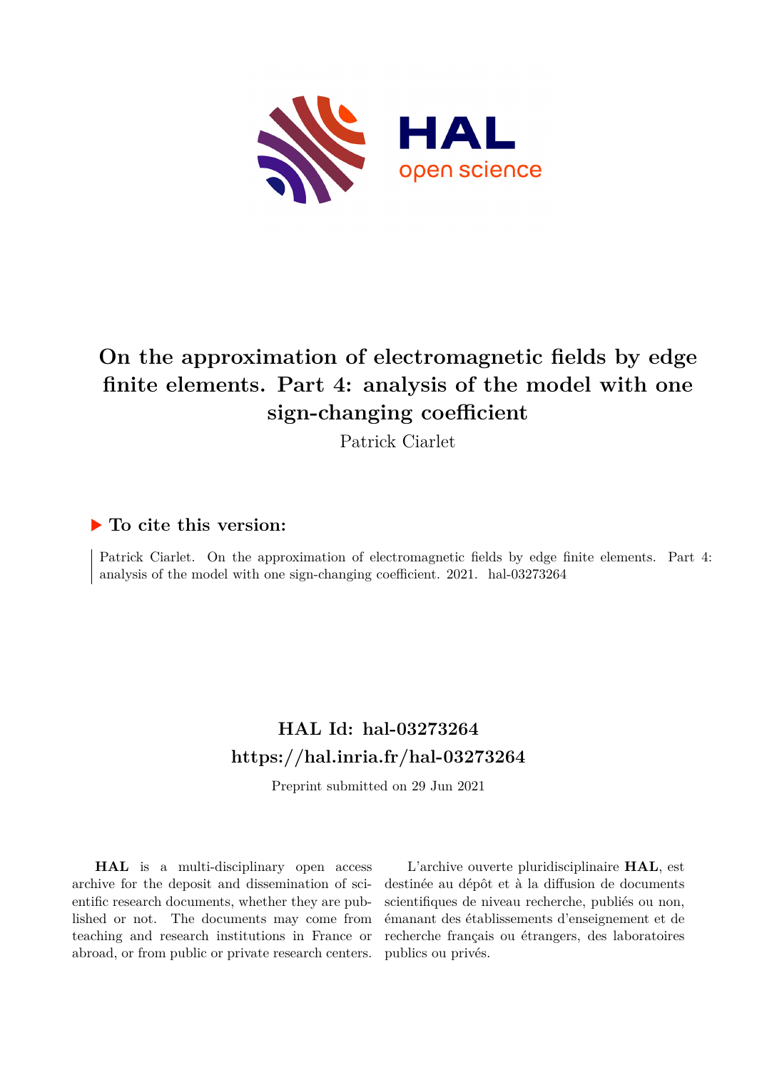# On the approximation of electromagnetic fields by edge finite elements. Part 4: analysis of the model with one sign-changing coefficient

Patrick Ciarlet

## ▶ To cite this version:

Patrick Ciarlet. On the approximation of electromagnetic fields by edge finite elements. Part 4: analysis of the model with one sign-changing coefficient. 2021. hal-03273264

## HAL Id: hal-03273264

## https://hal.inria.fr/hal-03273264

Preprint submitted on 29 Jun 2021

**HAL** is a multi-disciplinary open access archive for the deposit and dissemination of scientific research documents, whether they are published or not. The documents may come from teaching and research institutions in France or abroad, or from public or private research centers.

L'archive ouverte pluridisciplinaire **HAL**, est destinée au dépôt et à la diffusion de documents scientifiques de niveau recherche, publiés ou non, émanant des établissements d'enseignement et de recherche français ou étrangers, des laboratoires publics ou privés.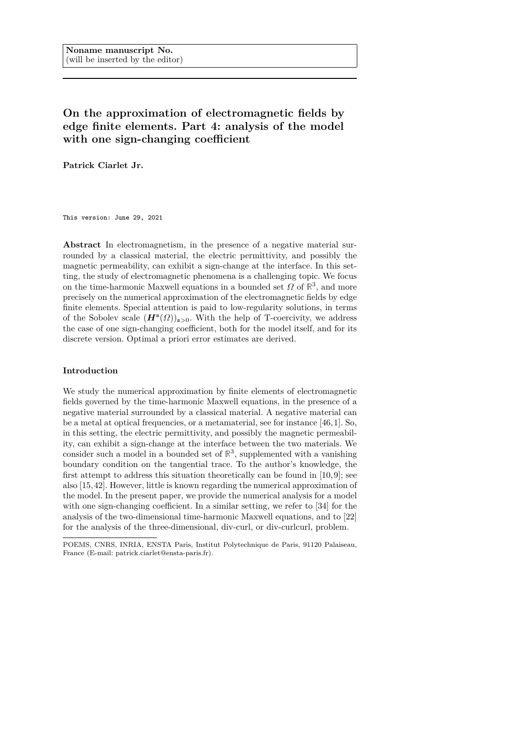Noname manuscript No.
(will be inserted by the editor)

# On the approximation of electromagnetic fields by edge finite elements. Part 4: analysis of the model with one sign-changing coefficient

**Patrick Ciarlet Jr.**

```
This version: June 29, 2021
```

**Abstract** In electromagnetism, in the presence of a negative material surrounded by a classical material, the electric permittivity, and possibly the magnetic permeability, can exhibit a sign-change at the interface. In this setting, the study of electromagnetic phenomena is a challenging topic. We focus on the time-harmonic Maxwell equations in a bounded set $\Omega$ of $\mathbb{R}^3$, and more precisely on the numerical approximation of the electromagnetic fields by edge finite elements. Special attention is paid to low-regularity solutions, in terms of the Sobolev scale $(\boldsymbol{H}^s(\Omega))_{s>0}$. With the help of T-coercivity, we address the case of one sign-changing coefficient, both for the model itself, and for its discrete version. Optimal a priori error estimates are derived.

## Introduction

We study the numerical approximation by finite elements of electromagnetic fields governed by the time-harmonic Maxwell equations, in the presence of a negative material surrounded by a classical material. A negative material can be a metal at optical frequencies, or a metamaterial, see for instance [46,1]. So, in this setting, the electric permittivity, and possibly the magnetic permeability, can exhibit a sign-change at the interface between the two materials. We consider such a model in a bounded set of $\mathbb{R}^3$, supplemented with a vanishing boundary condition on the tangential trace. To the author's knowledge, the first attempt to address this situation theoretically can be found in [10,9]; see also [15,42]. However, little is known regarding the numerical approximation of the model. In the present paper, we provide the numerical analysis for a model with one sign-changing coefficient. In a similar setting, we refer to [34] for the analysis of the two-dimensional time-harmonic Maxwell equations, and to [22] for the analysis of the three-dimensional, div-curl, or div-curlcurl, problem.

POEMS, CNRS, INRIA, ENSTA Paris, Institut Polytechnique de Paris, 91120 Palaiseau, France (E-mail: patrick.ciarlet@ensta-paris.fr).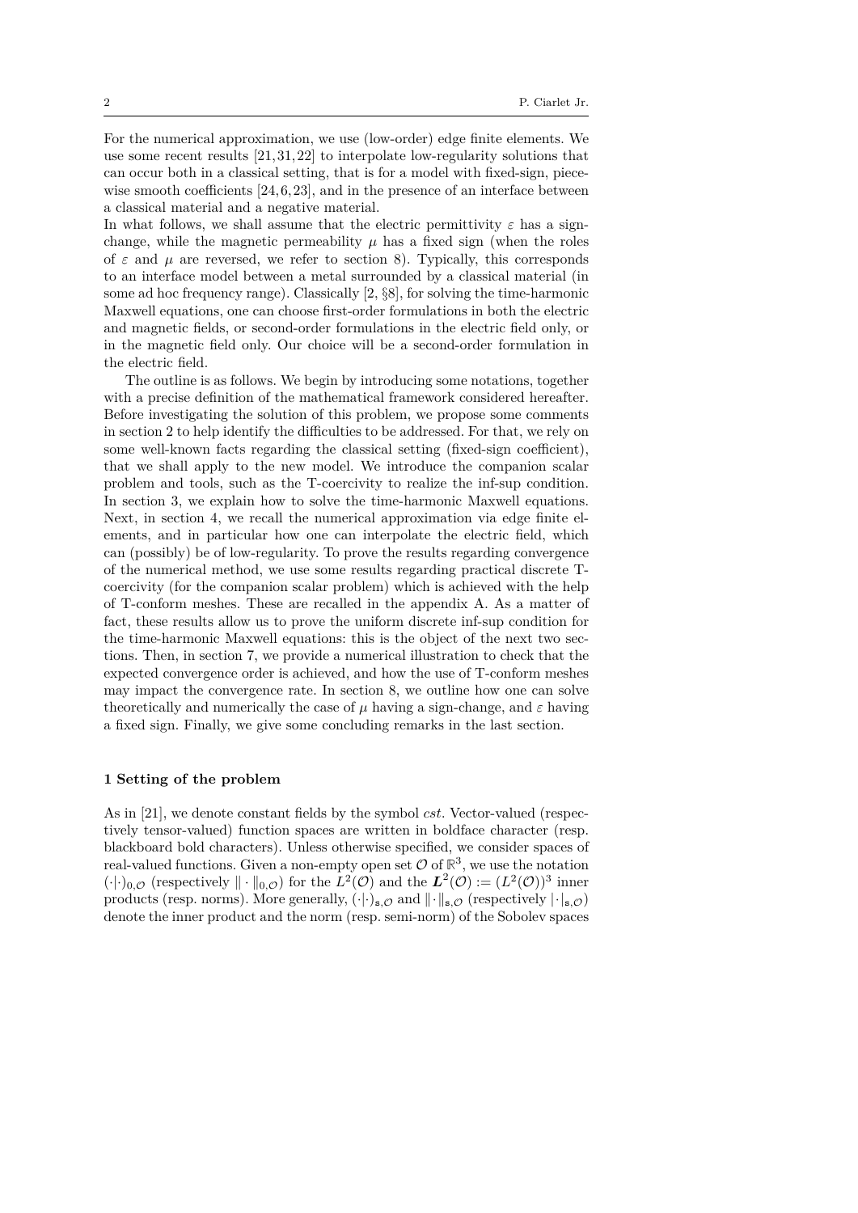For the numerical approximation, we use (low-order) edge finite elements. We use some recent results [21,31,22] to interpolate low-regularity solutions that can occur both in a classical setting, that is for a model with fixed-sign, piecewise smooth coefficients [24,6,23], and in the presence of an interface between a classical material and a negative material.

In what follows, we shall assume that the electric permittivity $\varepsilon$ has a sign-change, while the magnetic permeability $\mu$ has a fixed sign (when the roles of $\varepsilon$ and $\mu$ are reversed, we refer to section 8). Typically, this corresponds to an interface model between a metal surrounded by a classical material (in some ad hoc frequency range). Classically [2, §8], for solving the time-harmonic Maxwell equations, one can choose first-order formulations in both the electric and magnetic fields, or second-order formulations in the electric field only, or in the magnetic field only. Our choice will be a second-order formulation in the electric field.

The outline is as follows. We begin by introducing some notations, together with a precise definition of the mathematical framework considered hereafter. Before investigating the solution of this problem, we propose some comments in section 2 to help identify the difficulties to be addressed. For that, we rely on some well-known facts regarding the classical setting (fixed-sign coefficient), that we shall apply to the new model. We introduce the companion scalar problem and tools, such as the T-coercivity to realize the inf-sup condition. In section 3, we explain how to solve the time-harmonic Maxwell equations. Next, in section 4, we recall the numerical approximation via edge finite elements, and in particular how one can interpolate the electric field, which can (possibly) be of low-regularity. To prove the results regarding convergence of the numerical method, we use some results regarding practical discrete T-coercivity (for the companion scalar problem) which is achieved with the help of T-conform meshes. These are recalled in the appendix A. As a matter of fact, these results allow us to prove the uniform discrete inf-sup condition for the time-harmonic Maxwell equations: this is the object of the next two sections. Then, in section 7, we provide a numerical illustration to check that the expected convergence order is achieved, and how the use of T-conform meshes may impact the convergence rate. In section 8, we outline how one can solve theoretically and numerically the case of $\mu$ having a sign-change, and $\varepsilon$ having a fixed sign. Finally, we give some concluding remarks in the last section.

## 1 Setting of the problem

As in [21], we denote constant fields by the symbol *cst*. Vector-valued (respectively tensor-valued) function spaces are written in boldface character (resp. blackboard bold characters). Unless otherwise specified, we consider spaces of real-valued functions. Given a non-empty open set $\mathcal{O}$ of $\mathbb{R}^3$, we use the notation $(\cdot|\cdot)_{0,\mathcal{O}}$ (respectively $\|\cdot\|_{0,\mathcal{O}}$) for the $L^2(\mathcal{O})$ and the $\boldsymbol{L}^2(\mathcal{O}) := (L^2(\mathcal{O}))^3$ inner products (resp. norms). More generally, $(\cdot|\cdot)_{\mathtt{s},\mathcal{O}}$ and $\|\cdot\|_{\mathtt{s},\mathcal{O}}$ (respectively $|\cdot|_{\mathtt{s},\mathcal{O}}$) denote the inner product and the norm (resp. semi-norm) of the Sobolev spaces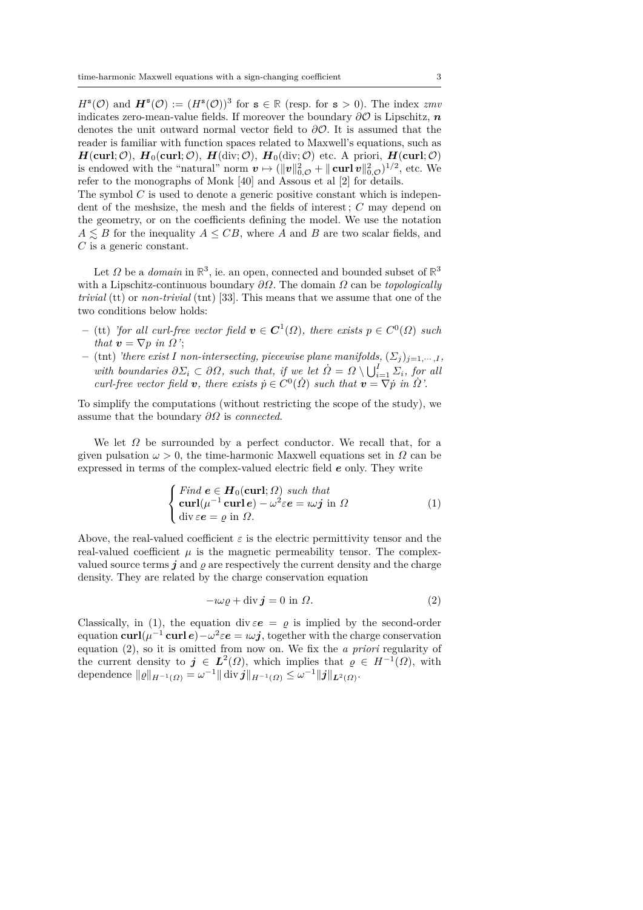$H^{\mathtt{s}}(\mathcal{O})$ and $\boldsymbol{H}^{\mathtt{s}}(\mathcal{O}) := (H^{\mathtt{s}}(\mathcal{O}))^3$ for $\mathtt{s} \in \mathbb{R}$ (resp. for $\mathtt{s} > 0$). The index *zmv* indicates zero-mean-value fields. If moreover the boundary $\partial\mathcal{O}$ is Lipschitz, $\boldsymbol{n}$ denotes the unit outward normal vector field to $\partial\mathcal{O}$. It is assumed that the reader is familiar with function spaces related to Maxwell's equations, such as $\boldsymbol{H}(\mathbf{curl};\mathcal{O})$, $\boldsymbol{H}_0(\mathbf{curl};\mathcal{O})$, $\boldsymbol{H}(\mathrm{div};\mathcal{O})$, $\boldsymbol{H}_0(\mathrm{div};\mathcal{O})$ etc. A priori, $\boldsymbol{H}(\mathbf{curl};\mathcal{O})$ is endowed with the "natural" norm $\boldsymbol{v} \mapsto (\|\boldsymbol{v}\|_{0,\mathcal{O}}^2 + \|\mathbf{curl}\,\boldsymbol{v}\|_{0,\mathcal{O}}^2)^{1/2}$, etc. We refer to the monographs of Monk [40] and Assous et al [2] for details.

The symbol $C$ is used to denote a generic positive constant which is independent of the meshsize, the mesh and the fields of interest; $C$ may depend on the geometry, or on the coefficients defining the model. We use the notation $A \lesssim B$ for the inequality $A \leq CB$, where $A$ and $B$ are two scalar fields, and $C$ is a generic constant.

Let $\Omega$ be a *domain* in $\mathbb{R}^3$, ie. an open, connected and bounded subset of $\mathbb{R}^3$ with a Lipschitz-continuous boundary $\partial\Omega$. The domain $\Omega$ can be *topologically trivial* (tt) or *non-trivial* (tnt) [33]. This means that we assume that one of the two conditions below holds:

- (tt) *'for all curl-free vector field $\boldsymbol{v} \in \boldsymbol{C}^1(\Omega)$, there exists $p \in C^0(\Omega)$ such that $\boldsymbol{v} = \nabla p$ in $\Omega$'*;
- (tnt) *'there exist $I$ non-intersecting, piecewise plane manifolds, $(\Sigma_j)_{j=1,\cdots,I}$, with boundaries $\partial\Sigma_i \subset \partial\Omega$, such that, if we let $\dot{\Omega} = \Omega \setminus \bigcup_{i=1}^{I} \Sigma_i$, for all curl-free vector field $\boldsymbol{v}$, there exists $\dot{p} \in C^0(\dot{\Omega})$ such that $\boldsymbol{v} = \nabla\dot{p}$ in $\dot{\Omega}$'.*

To simplify the computations (without restricting the scope of the study), we assume that the boundary $\partial\Omega$ is *connected*.

We let $\Omega$ be surrounded by a perfect conductor. We recall that, for a given pulsation $\omega > 0$, the time-harmonic Maxwell equations set in $\Omega$ can be expressed in terms of the complex-valued electric field $\boldsymbol{e}$ only. They write

$$\begin{cases} \textit{Find } \boldsymbol{e} \in \boldsymbol{H}_0(\mathbf{curl};\Omega) \textit{ such that} \\ \mathbf{curl}(\mu^{-1}\,\mathbf{curl}\,\boldsymbol{e}) - \omega^2\varepsilon\boldsymbol{e} = \imath\omega\boldsymbol{j} \text{ in } \Omega \\ \mathrm{div}\,\varepsilon\boldsymbol{e} = \varrho \text{ in } \Omega. \end{cases} \tag{1}$$

Above, the real-valued coefficient $\varepsilon$ is the electric permittivity tensor and the real-valued coefficient $\mu$ is the magnetic permeability tensor. The complex-valued source terms $\boldsymbol{j}$ and $\varrho$ are respectively the current density and the charge density. They are related by the charge conservation equation

$$-\imath\omega\varrho + \mathrm{div}\,\boldsymbol{j} = 0 \text{ in } \Omega. \tag{2}$$

Classically, in (1), the equation $\mathrm{div}\,\varepsilon\boldsymbol{e} = \varrho$ is implied by the second-order equation $\mathbf{curl}(\mu^{-1}\,\mathbf{curl}\,\boldsymbol{e}) - \omega^2\varepsilon\boldsymbol{e} = \imath\omega\boldsymbol{j}$, together with the charge conservation equation (2), so it is omitted from now on. We fix the *a priori* regularity of the current density to $\boldsymbol{j} \in \boldsymbol{L}^2(\Omega)$, which implies that $\varrho \in H^{-1}(\Omega)$, with dependence $\|\varrho\|_{H^{-1}(\Omega)} = \omega^{-1}\|\mathrm{div}\,\boldsymbol{j}\|_{H^{-1}(\Omega)} \leq \omega^{-1}\|\boldsymbol{j}\|_{\boldsymbol{L}^2(\Omega)}$.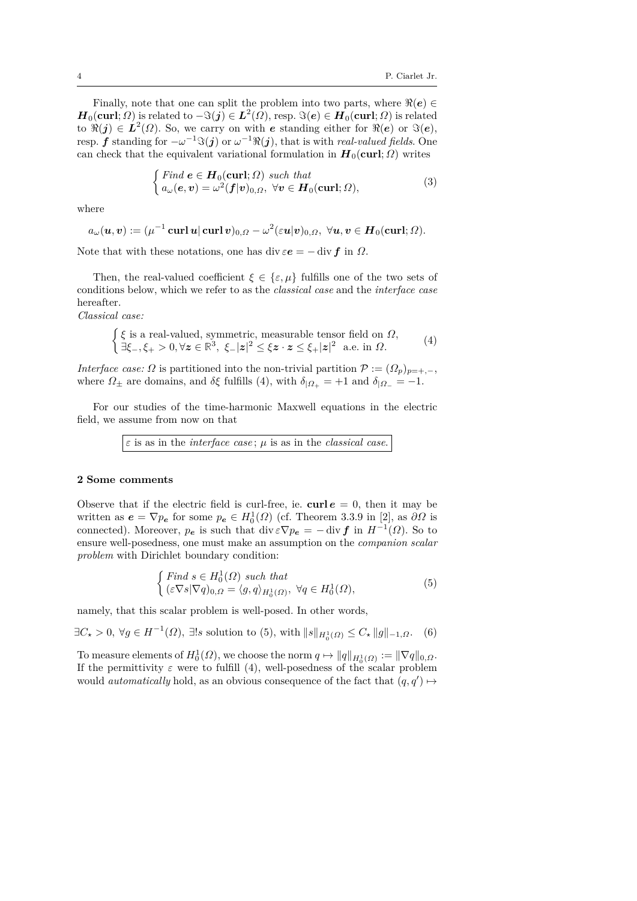Finally, note that one can split the problem into two parts, where $\Re(\boldsymbol{e}) \in \boldsymbol{H}_0(\mathbf{curl};\Omega)$ is related to $-\Im(\boldsymbol{j}) \in \boldsymbol{L}^2(\Omega)$, resp. $\Im(\boldsymbol{e}) \in \boldsymbol{H}_0(\mathbf{curl};\Omega)$ is related to $\Re(\boldsymbol{j}) \in \boldsymbol{L}^2(\Omega)$. So, we carry on with $\boldsymbol{e}$ standing either for $\Re(\boldsymbol{e})$ or $\Im(\boldsymbol{e})$, resp. $\boldsymbol{f}$ standing for $-\omega^{-1}\Im(\boldsymbol{j})$ or $\omega^{-1}\Re(\boldsymbol{j})$, that is with *real-valued fields*. One can check that the equivalent variational formulation in $\boldsymbol{H}_0(\mathbf{curl};\Omega)$ writes

$$
\left\{
\begin{array}{l}
\textit{Find } \boldsymbol{e} \in \boldsymbol{H}_0(\mathbf{curl};\Omega) \textit{ such that} \\
a_\omega(\boldsymbol{e},\boldsymbol{v}) = \omega^2(\boldsymbol{f}|\boldsymbol{v})_{0,\Omega},\ \forall \boldsymbol{v} \in \boldsymbol{H}_0(\mathbf{curl};\Omega),
\end{array}
\right.
\tag{3}
$$

where

$$
a_\omega(\boldsymbol{u},\boldsymbol{v}) := (\mu^{-1}\,\mathbf{curl}\,\boldsymbol{u}|\,\mathbf{curl}\,\boldsymbol{v})_{0,\Omega} - \omega^2(\varepsilon\boldsymbol{u}|\boldsymbol{v})_{0,\Omega},\ \forall \boldsymbol{u},\boldsymbol{v} \in \boldsymbol{H}_0(\mathbf{curl};\Omega).
$$

Note that with these notations, one has $\operatorname{div}\varepsilon\boldsymbol{e} = -\operatorname{div}\boldsymbol{f}$ in $\Omega$.

Then, the real-valued coefficient $\xi \in \{\varepsilon,\mu\}$ fulfills one of the two sets of conditions below, which we refer to as the *classical case* and the *interface case* hereafter.

*Classical case:*

$$
\left\{
\begin{array}{l}
\xi \text{ is a real-valued, symmetric, measurable tensor field on } \Omega, \\
\exists \xi_-,\xi_+ > 0, \forall \boldsymbol{z} \in \mathbb{R}^3,\ \xi_-|\boldsymbol{z}|^2 \le \xi\boldsymbol{z}\cdot\boldsymbol{z} \le \xi_+|\boldsymbol{z}|^2 \ \text{ a.e. in } \Omega.
\end{array}
\right.
\tag{4}
$$

*Interface case:* $\Omega$ is partitioned into the non-trivial partition $\mathcal{P} := (\Omega_p)_{p=+,-}$, where $\Omega_\pm$ are domains, and $\delta\xi$ fulfills (4), with $\delta_{|\Omega_+} = +1$ and $\delta_{|\Omega_-} = -1$.

For our studies of the time-harmonic Maxwell equations in the electric field, we assume from now on that

$\varepsilon$ is as in the *interface case*; $\mu$ is as in the *classical case*.

## 2 Some comments

Observe that if the electric field is curl-free, ie. $\mathbf{curl}\,\boldsymbol{e} = 0$, then it may be written as $\boldsymbol{e} = \nabla p_{\boldsymbol{e}}$ for some $p_{\boldsymbol{e}} \in H^1_0(\Omega)$ (cf. Theorem 3.3.9 in [2], as $\partial\Omega$ is connected). Moreover, $p_{\boldsymbol{e}}$ is such that $\operatorname{div}\varepsilon\nabla p_{\boldsymbol{e}} = -\operatorname{div}\boldsymbol{f}$ in $H^{-1}(\Omega)$. So to ensure well-posedness, one must make an assumption on the *companion scalar problem* with Dirichlet boundary condition:

$$
\left\{
\begin{array}{l}
\textit{Find } s \in H^1_0(\Omega) \textit{ such that} \\
(\varepsilon\nabla s|\nabla q)_{0,\Omega} = \langle g,q\rangle_{H^1_0(\Omega)},\ \forall q \in H^1_0(\Omega),
\end{array}
\right.
\tag{5}
$$

namely, that this scalar problem is well-posed. In other words,

$$
\exists C_\star > 0,\ \forall g \in H^{-1}(\Omega),\ \exists! s \text{ solution to (5), with } \|s\|_{H^1_0(\Omega)} \le C_\star\,\|g\|_{-1,\Omega}. \tag{6}
$$

To measure elements of $H^1_0(\Omega)$, we choose the norm $q \mapsto \|q\|_{H^1_0(\Omega)} := \|\nabla q\|_{0,\Omega}$. If the permittivity $\varepsilon$ were to fulfill (4), well-posedness of the scalar problem would *automatically* hold, as an obvious consequence of the fact that $(q,q') \mapsto$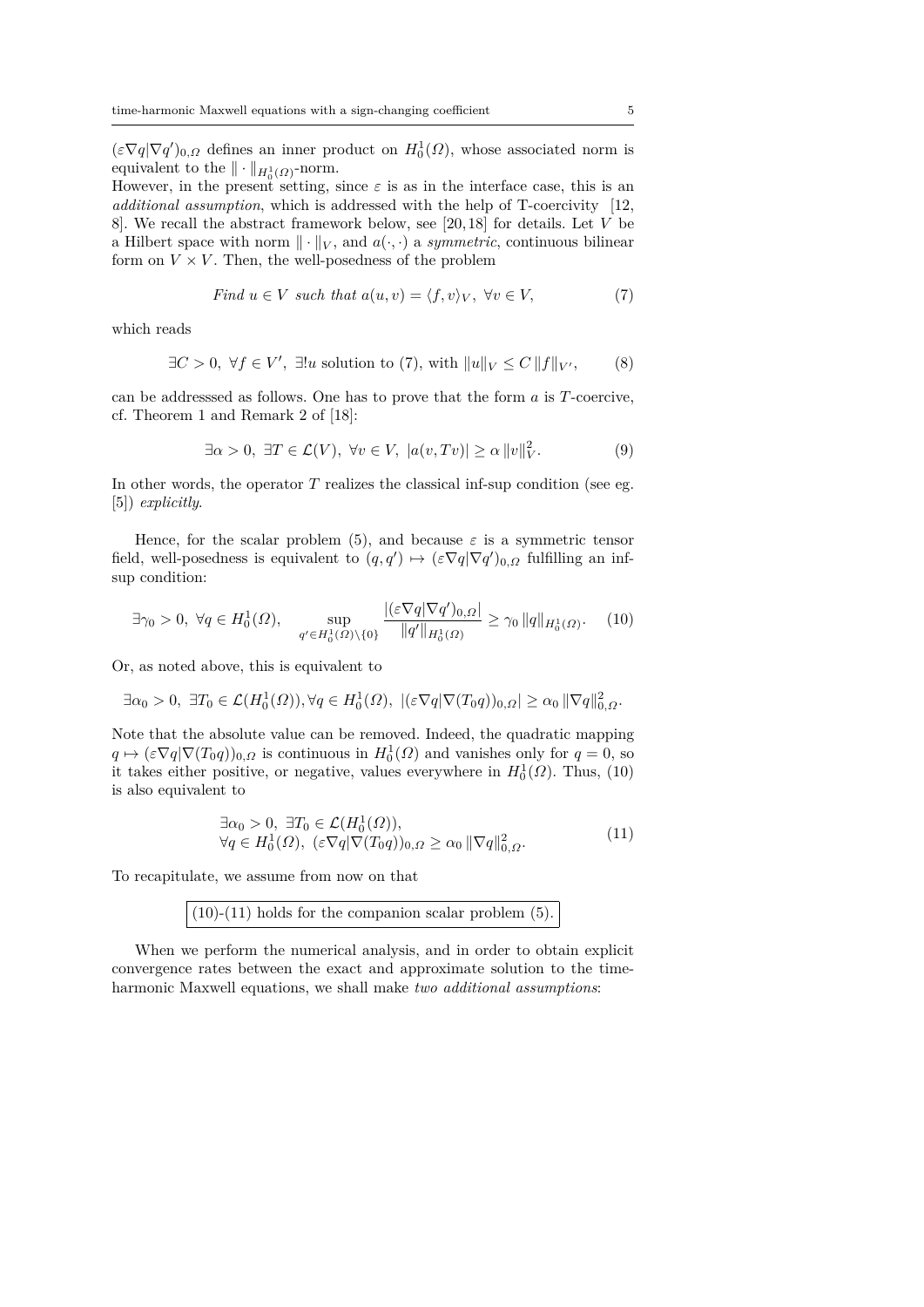$(\varepsilon\nabla q|\nabla q')_{0,\Omega}$ defines an inner product on $H^1_0(\Omega)$, whose associated norm is equivalent to the $\|\cdot\|_{H^1_0(\Omega)}$-norm.
However, in the present setting, since $\varepsilon$ is as in the interface case, this is an *additional assumption*, which is addressed with the help of T-coercivity [12, 8]. We recall the abstract framework below, see [20,18] for details. Let $V$ be a Hilbert space with norm $\|\cdot\|_V$, and $a(\cdot,\cdot)$ a *symmetric*, continuous bilinear form on $V\times V$. Then, the well-posedness of the problem

$$\textit{Find } u\in V \textit{ such that } a(u,v)=\langle f,v\rangle_V,\ \forall v\in V, \tag{7}$$

which reads

$$\exists C>0,\ \forall f\in V',\ \exists! u \text{ solution to (7), with } \|u\|_V\leq C\,\|f\|_{V'}, \tag{8}$$

can be addresssed as follows. One has to prove that the form $a$ is $T$-coercive, cf. Theorem 1 and Remark 2 of [18]:

$$\exists\alpha>0,\ \exists T\in\mathcal{L}(V),\ \forall v\in V,\ |a(v,Tv)|\geq\alpha\,\|v\|_V^2. \tag{9}$$

In other words, the operator $T$ realizes the classical inf-sup condition (see eg. [5]) *explicitly*.

Hence, for the scalar problem (5), and because $\varepsilon$ is a symmetric tensor field, well-posedness is equivalent to $(q,q')\mapsto(\varepsilon\nabla q|\nabla q')_{0,\Omega}$ fulfilling an inf-sup condition:

$$\exists\gamma_0>0,\ \forall q\in H^1_0(\Omega),\qquad \sup_{q'\in H^1_0(\Omega)\setminus\{0\}}\frac{|(\varepsilon\nabla q|\nabla q')_{0,\Omega}|}{\|q'\|_{H^1_0(\Omega)}}\geq\gamma_0\,\|q\|_{H^1_0(\Omega)}. \tag{10}$$

Or, as noted above, this is equivalent to

$$\exists\alpha_0>0,\ \exists T_0\in\mathcal{L}(H^1_0(\Omega)),\forall q\in H^1_0(\Omega),\ |(\varepsilon\nabla q|\nabla(T_0q))_{0,\Omega}|\geq\alpha_0\,\|\nabla q\|_{0,\Omega}^2.$$

Note that the absolute value can be removed. Indeed, the quadratic mapping $q\mapsto(\varepsilon\nabla q|\nabla(T_0q))_{0,\Omega}$ is continuous in $H^1_0(\Omega)$ and vanishes only for $q=0$, so it takes either positive, or negative, values everywhere in $H^1_0(\Omega)$. Thus, (10) is also equivalent to

$$\begin{aligned}&\exists\alpha_0>0,\ \exists T_0\in\mathcal{L}(H^1_0(\Omega)),\\ &\forall q\in H^1_0(\Omega),\ (\varepsilon\nabla q|\nabla(T_0q))_{0,\Omega}\geq\alpha_0\,\|\nabla q\|_{0,\Omega}^2.\end{aligned} \tag{11}$$

To recapitulate, we assume from now on that

$$\boxed{\text{(10)-(11) holds for the companion scalar problem (5).}}$$

When we perform the numerical analysis, and in order to obtain explicit convergence rates between the exact and approximate solution to the time-harmonic Maxwell equations, we shall make *two additional assumptions*: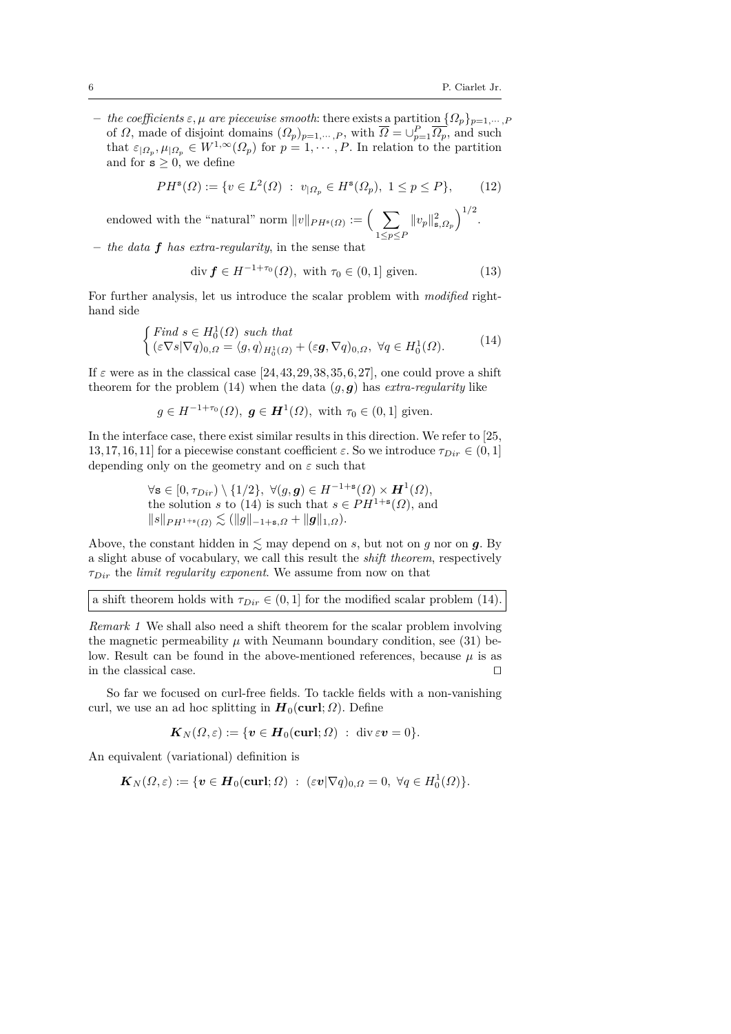– *the coefficients $\varepsilon, \mu$ are piecewise smooth*: there exists a partition $\{\Omega_p\}_{p=1,\cdots,P}$ of $\Omega$, made of disjoint domains $(\Omega_p)_{p=1,\cdots,P}$, with $\overline{\Omega} = \cup_{p=1}^P \overline{\Omega_p}$, and such that $\varepsilon_{|\Omega_p}, \mu_{|\Omega_p} \in W^{1,\infty}(\Omega_p)$ for $p = 1, \cdots, P$. In relation to the partition and for $\mathtt{s} \geq 0$, we define

$$PH^{\mathtt{s}}(\Omega) := \{v \in L^2(\Omega) \ : \ v_{|\Omega_p} \in H^{\mathtt{s}}(\Omega_p),\ 1 \leq p \leq P\}, \tag{12}$$

endowed with the "natural" norm $\|v\|_{PH^{\mathtt{s}}(\Omega)} := \Big( \sum_{1\leq p\leq P} \|v_p\|^2_{\mathtt{s},\Omega_p} \Big)^{1/2}$.

– *the data $\boldsymbol{f}$ has extra-regularity*, in the sense that

$$\operatorname{div} \boldsymbol{f} \in H^{-1+\tau_0}(\Omega), \text{ with } \tau_0 \in (0,1] \text{ given.} \tag{13}$$

For further analysis, let us introduce the scalar problem with *modified* right-hand side

$$\begin{cases} \textit{Find } s \in H^1_0(\Omega) \textit{ such that} \\ (\varepsilon \nabla s | \nabla q)_{0,\Omega} = \langle g, q \rangle_{H^1_0(\Omega)} + (\varepsilon \boldsymbol{g}, \nabla q)_{0,\Omega},\ \forall q \in H^1_0(\Omega). \end{cases} \tag{14}$$

If $\varepsilon$ were as in the classical case [24,43,29,38,35,6,27], one could prove a shift theorem for the problem (14) when the data $(g, \boldsymbol{g})$ has *extra-regularity* like

$$g \in H^{-1+\tau_0}(\Omega),\ \boldsymbol{g} \in \boldsymbol{H}^1(\Omega), \text{ with } \tau_0 \in (0,1] \text{ given.}$$

In the interface case, there exist similar results in this direction. We refer to [25,13,17,16,11] for a piecewise constant coefficient $\varepsilon$. So we introduce $\tau_{Dir} \in (0,1]$ depending only on the geometry and on $\varepsilon$ such that

$$\begin{aligned} &\forall \mathtt{s} \in [0, \tau_{Dir}) \setminus \{1/2\},\ \forall (g, \boldsymbol{g}) \in H^{-1+\mathtt{s}}(\Omega) \times \boldsymbol{H}^1(\Omega), \\ &\text{the solution } s \text{ to (14) is such that } s \in PH^{1+\mathtt{s}}(\Omega), \text{ and} \\ &\|s\|_{PH^{1+\mathtt{s}}(\Omega)} \lesssim (\|g\|_{-1+\mathtt{s},\Omega} + \|\boldsymbol{g}\|_{1,\Omega}). \end{aligned}$$

Above, the constant hidden in $\lesssim$ may depend on $s$, but not on $g$ nor on $\boldsymbol{g}$. By a slight abuse of vocabulary, we call this result the *shift theorem*, respectively $\tau_{Dir}$ the *limit regularity exponent*. We assume from now on that

a shift theorem holds with $\tau_{Dir} \in (0,1]$ for the modified scalar problem (14).

*Remark 1* We shall also need a shift theorem for the scalar problem involving the magnetic permeability $\mu$ with Neumann boundary condition, see (31) below. Result can be found in the above-mentioned references, because $\mu$ is as in the classical case. □

So far we focused on curl-free fields. To tackle fields with a non-vanishing curl, we use an ad hoc splitting in $\boldsymbol{H}_0(\mathbf{curl};\Omega)$. Define

$$\boldsymbol{K}_N(\Omega, \varepsilon) := \{\boldsymbol{v} \in \boldsymbol{H}_0(\mathbf{curl};\Omega) \ : \ \operatorname{div} \varepsilon \boldsymbol{v} = 0\}.$$

An equivalent (variational) definition is

$$\boldsymbol{K}_N(\Omega, \varepsilon) := \{\boldsymbol{v} \in \boldsymbol{H}_0(\mathbf{curl};\Omega) \ : \ (\varepsilon \boldsymbol{v} | \nabla q)_{0,\Omega} = 0,\ \forall q \in H^1_0(\Omega)\}.$$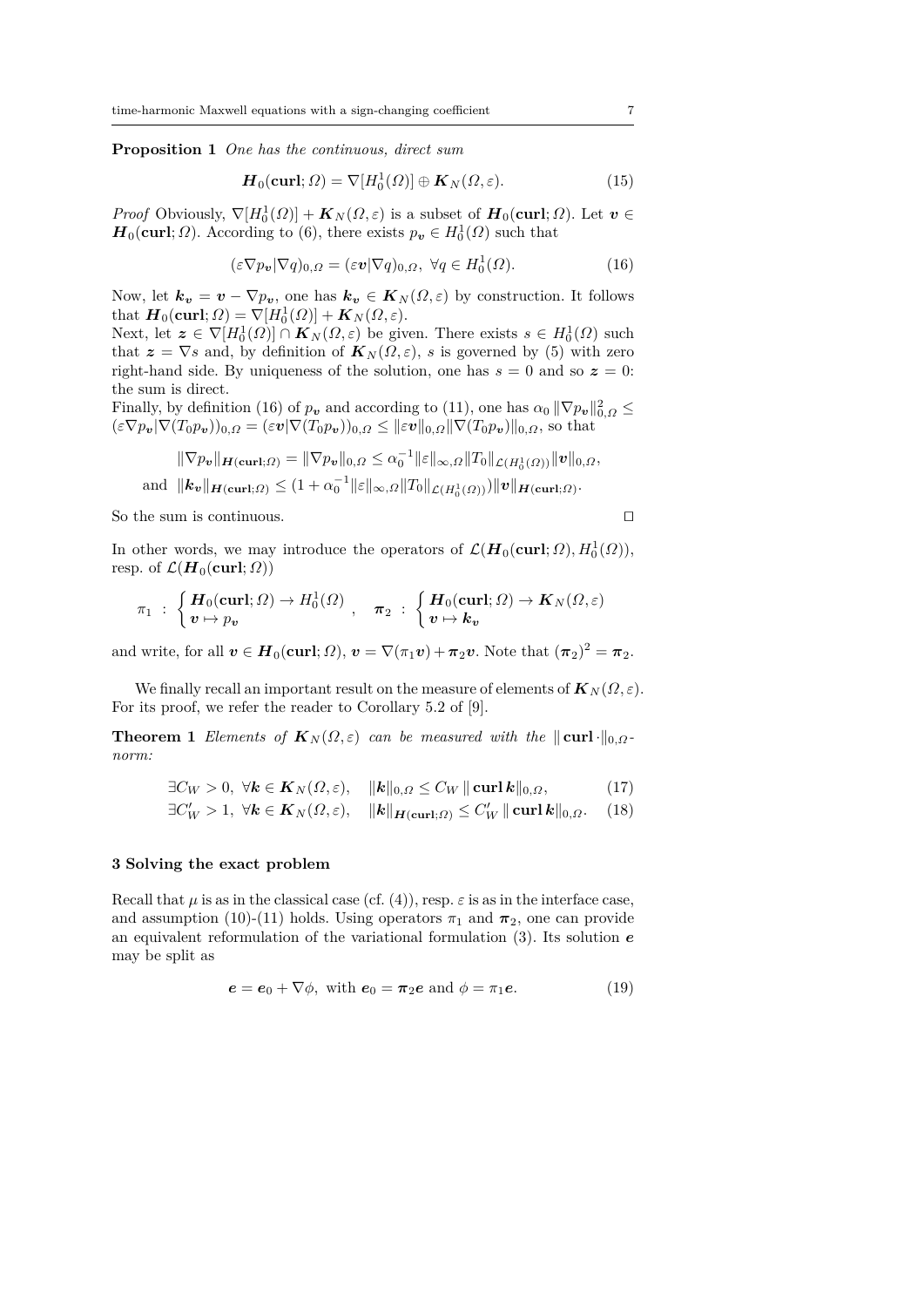**Proposition 1** *One has the continuous, direct sum*

$$\boldsymbol{H}_0(\mathbf{curl};\Omega) = \nabla[H^1_0(\Omega)] \oplus \boldsymbol{K}_N(\Omega,\varepsilon). \tag{15}$$

*Proof* Obviously, $\nabla[H^1_0(\Omega)] + \boldsymbol{K}_N(\Omega,\varepsilon)$ is a subset of $\boldsymbol{H}_0(\mathbf{curl};\Omega)$. Let $\boldsymbol{v} \in \boldsymbol{H}_0(\mathbf{curl};\Omega)$. According to (6), there exists $p_{\boldsymbol{v}} \in H^1_0(\Omega)$ such that

$$(\varepsilon\nabla p_{\boldsymbol{v}}|\nabla q)_{0,\Omega} = (\varepsilon\boldsymbol{v}|\nabla q)_{0,\Omega},\ \forall q \in H^1_0(\Omega). \tag{16}$$

Now, let $\boldsymbol{k}_{\boldsymbol{v}} = \boldsymbol{v} - \nabla p_{\boldsymbol{v}}$, one has $\boldsymbol{k}_{\boldsymbol{v}} \in \boldsymbol{K}_N(\Omega,\varepsilon)$ by construction. It follows that $\boldsymbol{H}_0(\mathbf{curl};\Omega) = \nabla[H^1_0(\Omega)] + \boldsymbol{K}_N(\Omega,\varepsilon)$.
Next, let $\boldsymbol{z} \in \nabla[H^1_0(\Omega)] \cap \boldsymbol{K}_N(\Omega,\varepsilon)$ be given. There exists $s \in H^1_0(\Omega)$ such that $\boldsymbol{z} = \nabla s$ and, by definition of $\boldsymbol{K}_N(\Omega,\varepsilon)$, $s$ is governed by (5) with zero right-hand side. By uniqueness of the solution, one has $s = 0$ and so $\boldsymbol{z} = 0$: the sum is direct.
Finally, by definition (16) of $p_{\boldsymbol{v}}$ and according to (11), one has $\alpha_0\,\|\nabla p_{\boldsymbol{v}}\|^2_{0,\Omega} \leq (\varepsilon\nabla p_{\boldsymbol{v}}|\nabla(T_0 p_{\boldsymbol{v}}))_{0,\Omega} = (\varepsilon\boldsymbol{v}|\nabla(T_0 p_{\boldsymbol{v}}))_{0,\Omega} \leq \|\varepsilon\boldsymbol{v}\|_{0,\Omega}\|\nabla(T_0 p_{\boldsymbol{v}})\|_{0,\Omega}$, so that

$$\|\nabla p_{\boldsymbol{v}}\|_{\boldsymbol{H}(\mathbf{curl};\Omega)} = \|\nabla p_{\boldsymbol{v}}\|_{0,\Omega} \leq \alpha_0^{-1}\|\varepsilon\|_{\infty,\Omega}\|T_0\|_{\mathcal{L}(H^1_0(\Omega))}\|\boldsymbol{v}\|_{0,\Omega},$$
$$\text{and } \|\boldsymbol{k}_{\boldsymbol{v}}\|_{\boldsymbol{H}(\mathbf{curl};\Omega)} \leq (1+\alpha_0^{-1}\|\varepsilon\|_{\infty,\Omega}\|T_0\|_{\mathcal{L}(H^1_0(\Omega))})\|\boldsymbol{v}\|_{\boldsymbol{H}(\mathbf{curl};\Omega)}.$$

So the sum is continuous. □

In other words, we may introduce the operators of $\mathcal{L}(\boldsymbol{H}_0(\mathbf{curl};\Omega), H^1_0(\Omega))$, resp. of $\mathcal{L}(\boldsymbol{H}_0(\mathbf{curl};\Omega))$

$$\pi_1 \ :\ \begin{cases} \boldsymbol{H}_0(\mathbf{curl};\Omega) \rightarrow H^1_0(\Omega) \\ \boldsymbol{v} \mapsto p_{\boldsymbol{v}} \end{cases},\quad \boldsymbol{\pi}_2 \ :\ \begin{cases} \boldsymbol{H}_0(\mathbf{curl};\Omega) \rightarrow \boldsymbol{K}_N(\Omega,\varepsilon) \\ \boldsymbol{v} \mapsto \boldsymbol{k}_{\boldsymbol{v}} \end{cases}$$

and write, for all $\boldsymbol{v} \in \boldsymbol{H}_0(\mathbf{curl};\Omega)$, $\boldsymbol{v} = \nabla(\pi_1\boldsymbol{v}) + \boldsymbol{\pi}_2\boldsymbol{v}$. Note that $(\boldsymbol{\pi}_2)^2 = \boldsymbol{\pi}_2$.

We finally recall an important result on the measure of elements of $\boldsymbol{K}_N(\Omega,\varepsilon)$. For its proof, we refer the reader to Corollary 5.2 of [9].

**Theorem 1** *Elements of $\boldsymbol{K}_N(\Omega,\varepsilon)$ can be measured with the $\|\,\mathbf{curl}\cdot\|_{0,\Omega}$-norm:*

$$\exists C_W > 0,\ \forall \boldsymbol{k} \in \boldsymbol{K}_N(\Omega,\varepsilon),\quad \|\boldsymbol{k}\|_{0,\Omega} \leq C_W\,\|\,\mathbf{curl}\,\boldsymbol{k}\|_{0,\Omega}, \tag{17}$$
$$\exists C'_W > 1,\ \forall \boldsymbol{k} \in \boldsymbol{K}_N(\Omega,\varepsilon),\quad \|\boldsymbol{k}\|_{\boldsymbol{H}(\mathbf{curl};\Omega)} \leq C'_W\,\|\,\mathbf{curl}\,\boldsymbol{k}\|_{0,\Omega}. \tag{18}$$

## 3 Solving the exact problem

Recall that $\mu$ is as in the classical case (cf. (4)), resp. $\varepsilon$ is as in the interface case, and assumption (10)-(11) holds. Using operators $\pi_1$ and $\boldsymbol{\pi}_2$, one can provide an equivalent reformulation of the variational formulation (3). Its solution $\boldsymbol{e}$ may be split as

$$\boldsymbol{e} = \boldsymbol{e}_0 + \nabla\phi,\ \text{with } \boldsymbol{e}_0 = \boldsymbol{\pi}_2\boldsymbol{e} \text{ and } \phi = \pi_1\boldsymbol{e}. \tag{19}$$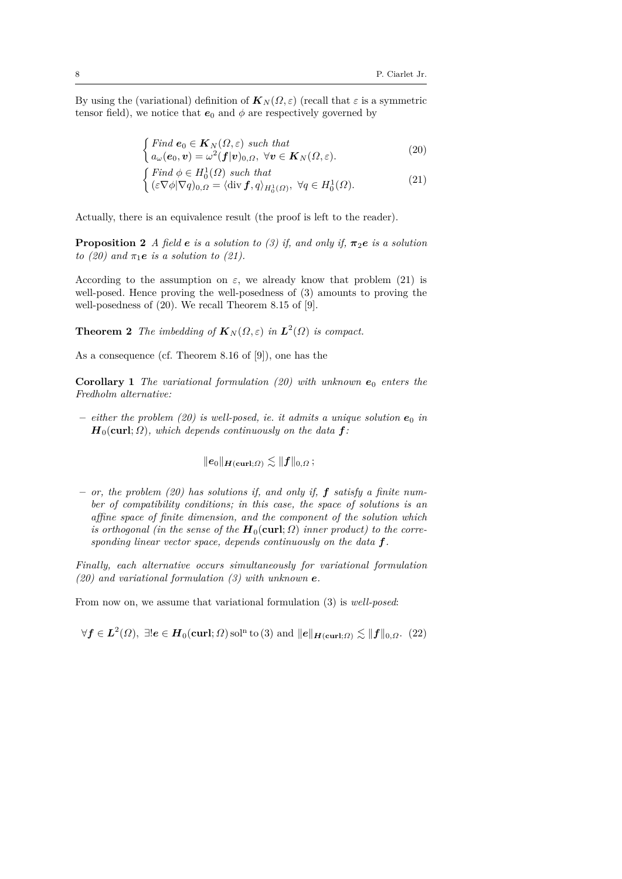By using the (variational) definition of $\boldsymbol{K}_N(\Omega,\varepsilon)$ (recall that $\varepsilon$ is a symmetric tensor field), we notice that $\boldsymbol{e}_0$ and $\phi$ are respectively governed by

$$
\begin{cases} \textit{Find } \boldsymbol{e}_0 \in \boldsymbol{K}_N(\Omega,\varepsilon) \textit{ such that} \\ a_\omega(\boldsymbol{e}_0,\boldsymbol{v}) = \omega^2(\boldsymbol{f}|\boldsymbol{v})_{0,\Omega},\ \forall \boldsymbol{v} \in \boldsymbol{K}_N(\Omega,\varepsilon). \end{cases} \tag{20}
$$

$$
\begin{cases} \textit{Find } \phi \in H_0^1(\Omega) \textit{ such that} \\ (\varepsilon\nabla\phi|\nabla q)_{0,\Omega} = \langle \operatorname{div} \boldsymbol{f}, q\rangle_{H_0^1(\Omega)},\ \forall q \in H_0^1(\Omega). \end{cases} \tag{21}
$$

Actually, there is an equivalence result (the proof is left to the reader).

**Proposition 2** *A field $\boldsymbol{e}$ is a solution to (3) if, and only if, $\boldsymbol{\pi}_2\boldsymbol{e}$ is a solution to (20) and $\pi_1\boldsymbol{e}$ is a solution to (21).*

According to the assumption on $\varepsilon$, we already know that problem (21) is well-posed. Hence proving the well-posedness of (3) amounts to proving the well-posedness of (20). We recall Theorem 8.15 of [9].

**Theorem 2** *The imbedding of $\boldsymbol{K}_N(\Omega,\varepsilon)$ in $\boldsymbol{L}^2(\Omega)$ is compact.*

As a consequence (cf. Theorem 8.16 of [9]), one has the

**Corollary 1** *The variational formulation (20) with unknown $\boldsymbol{e}_0$ enters the Fredholm alternative:*

- *either the problem (20) is well-posed, ie. it admits a unique solution $\boldsymbol{e}_0$ in $\boldsymbol{H}_0(\mathbf{curl};\Omega)$, which depends continuously on the data $\boldsymbol{f}$:*

$$
\|\boldsymbol{e}_0\|_{\boldsymbol{H}(\mathbf{curl};\Omega)} \lesssim \|\boldsymbol{f}\|_{0,\Omega}\,;
$$

- *or, the problem (20) has solutions if, and only if, $\boldsymbol{f}$ satisfy a finite number of compatibility conditions; in this case, the space of solutions is an affine space of finite dimension, and the component of the solution which is orthogonal (in the sense of the $\boldsymbol{H}_0(\mathbf{curl};\Omega)$ inner product) to the corresponding linear vector space, depends continuously on the data $\boldsymbol{f}$.*

*Finally, each alternative occurs simultaneously for variational formulation (20) and variational formulation (3) with unknown $\boldsymbol{e}$.*

From now on, we assume that variational formulation (3) is *well-posed*:

$$
\forall \boldsymbol{f} \in \boldsymbol{L}^2(\Omega),\ \exists! \boldsymbol{e} \in \boldsymbol{H}_0(\mathbf{curl};\Omega)\,\mathrm{sol^n\ to\ (3)\ and}\ \|\boldsymbol{e}\|_{\boldsymbol{H}(\mathbf{curl};\Omega)} \lesssim \|\boldsymbol{f}\|_{0,\Omega}. \tag{22}
$$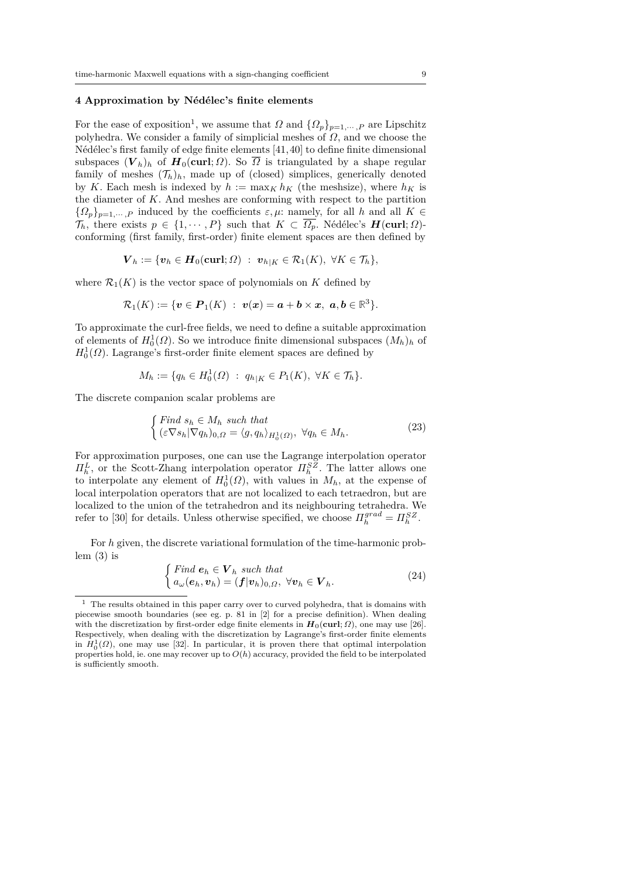## 4 Approximation by Nédélec's finite elements

For the ease of exposition[1], we assume that $\Omega$ and $\{\Omega_p\}_{p=1,\cdots,P}$ are Lipschitz polyhedra. We consider a family of simplicial meshes of $\Omega$, and we choose the Nédélec's first family of edge finite elements [41,40] to define finite dimensional subspaces $(\boldsymbol{V}_h)_h$ of $\boldsymbol{H}_0(\mathbf{curl};\Omega)$. So $\overline{\Omega}$ is triangulated by a shape regular family of meshes $(\mathcal{T}_h)_h$, made up of (closed) simplices, generically denoted by $K$. Each mesh is indexed by $h := \max_K h_K$ (the meshsize), where $h_K$ is the diameter of $K$. And meshes are conforming with respect to the partition $\{\Omega_p\}_{p=1,\cdots,P}$ induced by the coefficients $\varepsilon, \mu$: namely, for all $h$ and all $K \in \mathcal{T}_h$, there exists $p \in \{1,\cdots,P\}$ such that $K \subset \overline{\Omega_p}$. Nédélec's $\boldsymbol{H}(\mathbf{curl};\Omega)$-conforming (first family, first-order) finite element spaces are then defined by

$$\boldsymbol{V}_h := \{\boldsymbol{v}_h \in \boldsymbol{H}_0(\mathbf{curl};\Omega) \ : \ \boldsymbol{v}_{h|K} \in \mathcal{R}_1(K), \ \forall K \in \mathcal{T}_h\},$$

where $\mathcal{R}_1(K)$ is the vector space of polynomials on $K$ defined by

$$\mathcal{R}_1(K) := \{\boldsymbol{v} \in \boldsymbol{P}_1(K) \ : \ \boldsymbol{v}(\boldsymbol{x}) = \boldsymbol{a} + \boldsymbol{b} \times \boldsymbol{x}, \ \boldsymbol{a}, \boldsymbol{b} \in \mathbb{R}^3\}.$$

To approximate the curl-free fields, we need to define a suitable approximation of elements of $H_0^1(\Omega)$. So we introduce finite dimensional subspaces $(M_h)_h$ of $H_0^1(\Omega)$. Lagrange's first-order finite element spaces are defined by

$$M_h := \{q_h \in H_0^1(\Omega) \ : \ q_{h|K} \in P_1(K), \ \forall K \in \mathcal{T}_h\}.$$

The discrete companion scalar problems are

$$\begin{cases} \textit{Find } s_h \in M_h \textit{ such that} \\ (\varepsilon \nabla s_h | \nabla q_h)_{0,\Omega} = \langle g, q_h \rangle_{H_0^1(\Omega)}, \ \forall q_h \in M_h. \end{cases} \tag{23}$$

For approximation purposes, one can use the Lagrange interpolation operator $\Pi_h^L$, or the Scott-Zhang interpolation operator $\Pi_h^{SZ}$. The latter allows one to interpolate any element of $H_0^1(\Omega)$, with values in $M_h$, at the expense of local interpolation operators that are not localized to each tetraedron, but are localized to the union of the tetrahedron and its neighbouring tetrahedra. We refer to [30] for details. Unless otherwise specified, we choose $\Pi_h^{grad} = \Pi_h^{SZ}$.

For $h$ given, the discrete variational formulation of the time-harmonic problem (3) is

$$\begin{cases} \textit{Find } \boldsymbol{e}_h \in \boldsymbol{V}_h \textit{ such that} \\ a_\omega(\boldsymbol{e}_h, \boldsymbol{v}_h) = (\boldsymbol{f}|\boldsymbol{v}_h)_{0,\Omega}, \ \forall \boldsymbol{v}_h \in \boldsymbol{V}_h. \end{cases} \tag{24}$$

[1] The results obtained in this paper carry over to curved polyhedra, that is domains with piecewise smooth boundaries (see eg. p. 81 in [2] for a precise definition). When dealing with the discretization by first-order edge finite elements in $\boldsymbol{H}_0(\mathbf{curl};\Omega)$, one may use [26]. Respectively, when dealing with the discretization by Lagrange's first-order finite elements in $H_0^1(\Omega)$, one may use [32]. In particular, it is proven there that optimal interpolation properties hold, ie. one may recover up to $O(h)$ accuracy, provided the field to be interpolated is sufficiently smooth.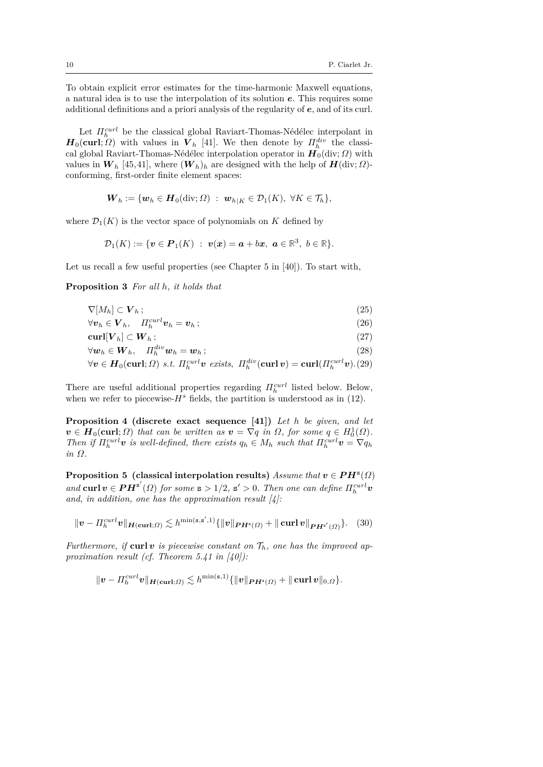To obtain explicit error estimates for the time-harmonic Maxwell equations, a natural idea is to use the interpolation of its solution $\boldsymbol{e}$. This requires some additional definitions and a priori analysis of the regularity of $\boldsymbol{e}$, and of its curl.

Let $\Pi_h^{curl}$ be the classical global Raviart-Thomas-Nédélec interpolant in $\boldsymbol{H}_0(\mathbf{curl};\Omega)$ with values in $\boldsymbol{V}_h$ [41]. We then denote by $\Pi_h^{div}$ the classical global Raviart-Thomas-Nédélec interpolation operator in $\boldsymbol{H}_0(\mathrm{div};\Omega)$ with values in $\boldsymbol{W}_h$ [45,41], where $(\boldsymbol{W}_h)_h$ are designed with the help of $\boldsymbol{H}(\mathrm{div};\Omega)$-conforming, first-order finite element spaces:

$$\boldsymbol{W}_h := \{\boldsymbol{w}_h \in \boldsymbol{H}_0(\mathrm{div};\Omega) \ : \ \boldsymbol{w}_{h|K} \in \mathcal{D}_1(K),\ \forall K \in \mathcal{T}_h\},$$

where $\mathcal{D}_1(K)$ is the vector space of polynomials on $K$ defined by

$$\mathcal{D}_1(K) := \{\boldsymbol{v} \in \boldsymbol{P}_1(K) \ : \ \boldsymbol{v}(\boldsymbol{x}) = \boldsymbol{a} + b\boldsymbol{x},\ \boldsymbol{a} \in \mathbb{R}^3,\ b \in \mathbb{R}\}.$$

Let us recall a few useful properties (see Chapter 5 in [40]). To start with,

**Proposition 3** *For all $h$, it holds that*

$$\nabla[M_h] \subset \boldsymbol{V}_h\,; \tag{25}$$

$$\forall \boldsymbol{v}_h \in \boldsymbol{V}_h, \quad \Pi_h^{curl}\boldsymbol{v}_h = \boldsymbol{v}_h\,; \tag{26}$$

$$\mathbf{curl}[\boldsymbol{V}_h] \subset \boldsymbol{W}_h\,; \tag{27}$$

$$\forall \boldsymbol{w}_h \in \boldsymbol{W}_h, \quad \Pi_h^{div}\boldsymbol{w}_h = \boldsymbol{w}_h\,; \tag{28}$$

$$\forall \boldsymbol{v} \in \boldsymbol{H}_0(\mathbf{curl};\Omega) \text{ s.t. } \Pi_h^{curl}\boldsymbol{v} \text{ exists},\ \Pi_h^{div}(\mathbf{curl}\,\boldsymbol{v}) = \mathbf{curl}(\Pi_h^{curl}\boldsymbol{v}). \tag{29}$$

There are useful additional properties regarding $\Pi_h^{curl}$ listed below. Below, when we refer to piecewise-$H^s$ fields, the partition is understood as in (12).

**Proposition 4 (discrete exact sequence [41])** *Let $h$ be given, and let $\boldsymbol{v} \in \boldsymbol{H}_0(\mathbf{curl};\Omega)$ that can be written as $\boldsymbol{v} = \nabla q$ in $\Omega$, for some $q \in H_0^1(\Omega)$. Then if $\Pi_h^{curl}\boldsymbol{v}$ is well-defined, there exists $q_h \in M_h$ such that $\Pi_h^{curl}\boldsymbol{v} = \nabla q_h$ in $\Omega$.*

**Proposition 5 (classical interpolation results)** *Assume that $\boldsymbol{v} \in \boldsymbol{PH}^{\mathtt{s}}(\Omega)$ and $\mathbf{curl}\,\boldsymbol{v} \in \boldsymbol{PH}^{\mathtt{s}'}(\Omega)$ for some $\mathtt{s} > 1/2$, $\mathtt{s}' > 0$. Then one can define $\Pi_h^{curl}\boldsymbol{v}$ and, in addition, one has the approximation result [4]:*

$$\|\boldsymbol{v} - \Pi_h^{curl}\boldsymbol{v}\|_{\boldsymbol{H}(\mathbf{curl};\Omega)} \lesssim h^{\min(\mathtt{s},\mathtt{s}',1)}\{\|\boldsymbol{v}\|_{\boldsymbol{PH}^{\mathtt{s}}(\Omega)} + \|\mathbf{curl}\,\boldsymbol{v}\|_{\boldsymbol{PH}^{\mathtt{s}'}(\Omega)}\}. \tag{30}$$

*Furthermore, if $\mathbf{curl}\,\boldsymbol{v}$ is piecewise constant on $\mathcal{T}_h$, one has the improved approximation result (cf. Theorem 5.41 in [40]):*

$$\|\boldsymbol{v} - \Pi_h^{curl}\boldsymbol{v}\|_{\boldsymbol{H}(\mathbf{curl};\Omega)} \lesssim h^{\min(\mathtt{s},1)}\{\|\boldsymbol{v}\|_{\boldsymbol{PH}^{\mathtt{s}}(\Omega)} + \|\mathbf{curl}\,\boldsymbol{v}\|_{0,\Omega}\}.$$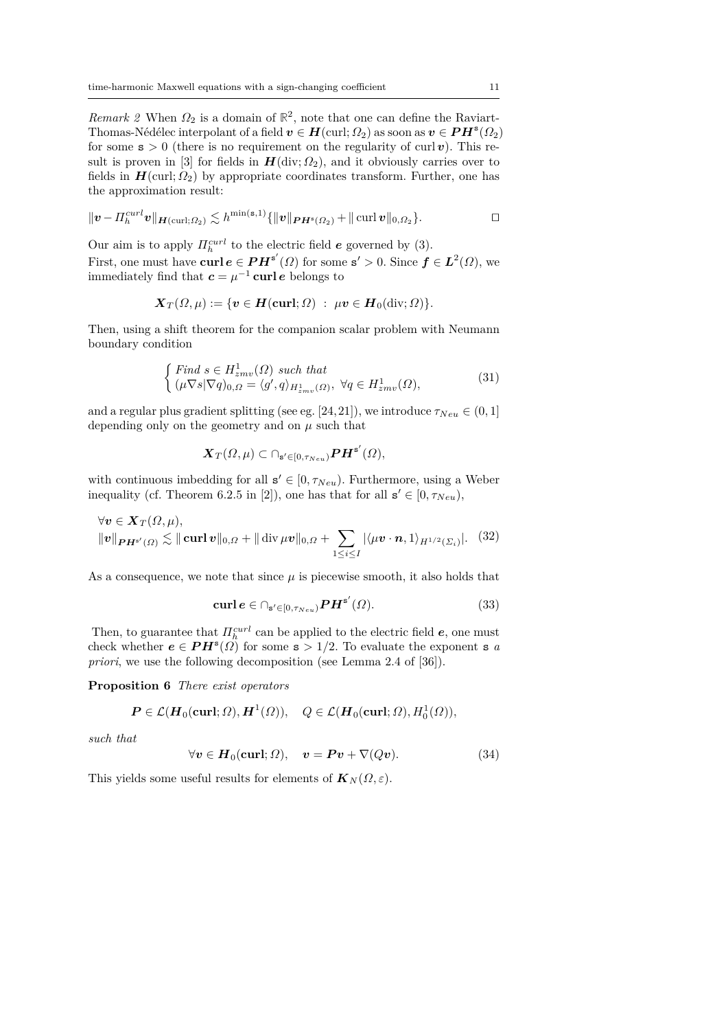*Remark 2* When $\Omega_2$ is a domain of $\mathbb{R}^2$, note that one can define the Raviart-Thomas-Nédélec interpolant of a field $\boldsymbol{v} \in \boldsymbol{H}(\mathrm{curl}; \Omega_2)$ as soon as $\boldsymbol{v} \in \boldsymbol{PH}^{\mathtt{s}}(\Omega_2)$ for some $\mathtt{s} > 0$ (there is no requirement on the regularity of $\mathrm{curl}\, \boldsymbol{v}$). This result is proven in [3] for fields in $\boldsymbol{H}(\mathrm{div}; \Omega_2)$, and it obviously carries over to fields in $\boldsymbol{H}(\mathrm{curl}; \Omega_2)$ by appropriate coordinates transform. Further, one has the approximation result:

$$\|\boldsymbol{v} - \Pi_h^{curl} \boldsymbol{v}\|_{\boldsymbol{H}(\mathrm{curl};\Omega_2)} \lesssim h^{\min(\mathtt{s},1)} \{ \|\boldsymbol{v}\|_{\boldsymbol{PH}^{\mathtt{s}}(\Omega_2)} + \|\mathrm{curl}\, \boldsymbol{v}\|_{0,\Omega_2} \}. \qquad \square$$

Our aim is to apply $\Pi_h^{curl}$ to the electric field $\boldsymbol{e}$ governed by (3).
First, one must have $\mathbf{curl}\, \boldsymbol{e} \in \boldsymbol{PH}^{\mathtt{s}'}(\Omega)$ for some $\mathtt{s}' > 0$. Since $\boldsymbol{f} \in \boldsymbol{L}^2(\Omega)$, we immediately find that $\boldsymbol{c} = \mu^{-1} \mathbf{curl}\, \boldsymbol{e}$ belongs to

$$\boldsymbol{X}_T(\Omega, \mu) := \{ \boldsymbol{v} \in \boldsymbol{H}(\mathbf{curl}; \Omega) \ : \ \mu \boldsymbol{v} \in \boldsymbol{H}_0(\mathrm{div}; \Omega) \}.$$

Then, using a shift theorem for the companion scalar problem with Neumann boundary condition

$$\begin{cases} \textit{Find } s \in H^1_{zmv}(\Omega) \textit{ such that} \\ (\mu \nabla s | \nabla q)_{0,\Omega} = \langle g', q \rangle_{H^1_{zmv}(\Omega)}, \ \forall q \in H^1_{zmv}(\Omega), \end{cases} \tag{31}$$

and a regular plus gradient splitting (see eg. [24, 21]), we introduce $\tau_{Neu} \in (0, 1]$ depending only on the geometry and on $\mu$ such that

$$\boldsymbol{X}_T(\Omega, \mu) \subset \cap_{\mathtt{s}' \in [0, \tau_{Neu})} \boldsymbol{PH}^{\mathtt{s}'}(\Omega),$$

with continuous imbedding for all $\mathtt{s}' \in [0, \tau_{Neu})$. Furthermore, using a Weber inequality (cf. Theorem 6.2.5 in [2]), one has that for all $\mathtt{s}' \in [0, \tau_{Neu})$,

$$\begin{aligned} &\forall \boldsymbol{v} \in \boldsymbol{X}_T(\Omega, \mu), \\ &\|\boldsymbol{v}\|_{\boldsymbol{PH}^{\mathtt{s}'}(\Omega)} \lesssim \|\mathbf{curl}\, \boldsymbol{v}\|_{0,\Omega} + \|\mathrm{div}\, \mu \boldsymbol{v}\|_{0,\Omega} + \sum_{1 \le i \le I} |\langle \mu \boldsymbol{v} \cdot \boldsymbol{n}, 1 \rangle_{H^{1/2}(\Sigma_i)}|. \end{aligned} \tag{32}$$

As a consequence, we note that since $\mu$ is piecewise smooth, it also holds that

$$\mathbf{curl}\, \boldsymbol{e} \in \cap_{\mathtt{s}' \in [0, \tau_{Neu})} \boldsymbol{PH}^{\mathtt{s}'}(\Omega). \tag{33}$$

Then, to guarantee that $\Pi_h^{curl}$ can be applied to the electric field $\boldsymbol{e}$, one must check whether $\boldsymbol{e} \in \boldsymbol{PH}^{\mathtt{s}}(\Omega)$ for some $\mathtt{s} > 1/2$. To evaluate the exponent $\mathtt{s}$ *a priori*, we use the following decomposition (see Lemma 2.4 of [36]).

**Proposition 6** *There exist operators*

$$\boldsymbol{P} \in \mathcal{L}(\boldsymbol{H}_0(\mathbf{curl}; \Omega), \boldsymbol{H}^1(\Omega)), \quad Q \in \mathcal{L}(\boldsymbol{H}_0(\mathbf{curl}; \Omega), H^1_0(\Omega)),$$

*such that*

$$\forall \boldsymbol{v} \in \boldsymbol{H}_0(\mathbf{curl}; \Omega), \quad \boldsymbol{v} = \boldsymbol{P}\boldsymbol{v} + \nabla(Q\boldsymbol{v}). \tag{34}$$

This yields some useful results for elements of $\boldsymbol{K}_N(\Omega, \varepsilon)$.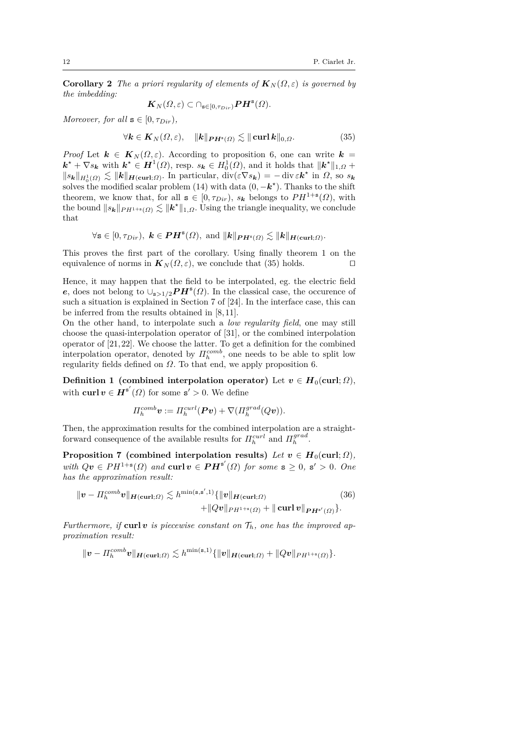**Corollary 2** *The a priori regularity of elements of $\boldsymbol{K}_N(\Omega,\varepsilon)$ is governed by the imbedding:*

$$\boldsymbol{K}_N(\Omega,\varepsilon) \subset \cap_{\mathtt{s}\in[0,\tau_{Dir})} \boldsymbol{PH}^{\mathtt{s}}(\Omega).$$

*Moreover, for all $\mathtt{s} \in [0,\tau_{Dir})$,*

$$\forall \boldsymbol{k} \in \boldsymbol{K}_N(\Omega,\varepsilon), \quad \|\boldsymbol{k}\|_{\boldsymbol{PH}^{\mathtt{s}}(\Omega)} \lesssim \|\operatorname{\mathbf{curl}} \boldsymbol{k}\|_{0,\Omega}. \tag{35}$$

*Proof* Let $\boldsymbol{k} \in \boldsymbol{K}_N(\Omega,\varepsilon)$. According to proposition 6, one can write $\boldsymbol{k} = \boldsymbol{k}^\star + \nabla s_{\boldsymbol{k}}$ with $\boldsymbol{k}^\star \in \boldsymbol{H}^1(\Omega)$, resp. $s_{\boldsymbol{k}} \in H^1_0(\Omega)$, and it holds that $\|\boldsymbol{k}^\star\|_{1,\Omega} + \|s_{\boldsymbol{k}}\|_{H^1_0(\Omega)} \lesssim \|\boldsymbol{k}\|_{\boldsymbol{H}(\mathbf{curl};\Omega)}$. In particular, $\operatorname{div}(\varepsilon\nabla s_{\boldsymbol{k}}) = -\operatorname{div}\varepsilon\boldsymbol{k}^\star$ in $\Omega$, so $s_{\boldsymbol{k}}$ solves the modified scalar problem (14) with data $(0,-\boldsymbol{k}^\star)$. Thanks to the shift theorem, we know that, for all $\mathtt{s} \in [0,\tau_{Dir})$, $s_{\boldsymbol{k}}$ belongs to $PH^{1+\mathtt{s}}(\Omega)$, with the bound $\|s_{\boldsymbol{k}}\|_{PH^{1+\mathtt{s}}(\Omega)} \lesssim \|\boldsymbol{k}^\star\|_{1,\Omega}$. Using the triangle inequality, we conclude that

$$\forall \mathtt{s} \in [0,\tau_{Dir}),\ \boldsymbol{k} \in \boldsymbol{PH}^{\mathtt{s}}(\Omega), \text{ and } \|\boldsymbol{k}\|_{\boldsymbol{PH}^{\mathtt{s}}(\Omega)} \lesssim \|\boldsymbol{k}\|_{\boldsymbol{H}(\mathbf{curl};\Omega)}.$$

This proves the first part of the corollary. Using finally theorem 1 on the equivalence of norms in $\boldsymbol{K}_N(\Omega,\varepsilon)$, we conclude that (35) holds. $\square$

Hence, it may happen that the field to be interpolated, eg. the electric field $\boldsymbol{e}$, does not belong to $\cup_{\mathtt{s}>1/2}\boldsymbol{PH}^{\mathtt{s}}(\Omega)$. In the classical case, the occurence of such a situation is explained in Section 7 of [24]. In the interface case, this can be inferred from the results obtained in [8,11].

On the other hand, to interpolate such a *low regularity field*, one may still choose the quasi-interpolation operator of [31], or the combined interpolation operator of [21,22]. We choose the latter. To get a definition for the combined interpolation operator, denoted by $\Pi_h^{comb}$, one needs to be able to split low regularity fields defined on $\Omega$. To that end, we apply proposition 6.

**Definition 1 (combined interpolation operator)** Let $\boldsymbol{v} \in \boldsymbol{H}_0(\mathbf{curl};\Omega)$, with $\operatorname{\mathbf{curl}}\boldsymbol{v} \in \boldsymbol{H}^{\mathtt{s}'}(\Omega)$ for some $\mathtt{s}' > 0$. We define

$$\Pi_h^{comb}\boldsymbol{v} := \Pi_h^{curl}(\boldsymbol{P}\boldsymbol{v}) + \nabla(\Pi_h^{grad}(Q\boldsymbol{v})).$$

Then, the approximation results for the combined interpolation are a straightforward consequence of the available results for $\Pi_h^{curl}$ and $\Pi_h^{grad}$.

**Proposition 7 (combined interpolation results)** *Let $\boldsymbol{v} \in \boldsymbol{H}_0(\mathbf{curl};\Omega)$, with $Q\boldsymbol{v} \in PH^{1+\mathtt{s}}(\Omega)$ and $\operatorname{\mathbf{curl}}\boldsymbol{v} \in \boldsymbol{PH}^{\mathtt{s}'}(\Omega)$ for some $\mathtt{s} \geq 0$, $\mathtt{s}' > 0$. One has the approximation result:*

$$\|\boldsymbol{v} - \Pi_h^{comb}\boldsymbol{v}\|_{\boldsymbol{H}(\mathbf{curl};\Omega)} \lesssim h^{\min(\mathtt{s},\mathtt{s}',1)}\{\|\boldsymbol{v}\|_{\boldsymbol{H}(\mathbf{curl};\Omega)} + \|Q\boldsymbol{v}\|_{PH^{1+\mathtt{s}}(\Omega)} + \|\operatorname{\mathbf{curl}}\boldsymbol{v}\|_{\boldsymbol{PH}^{\mathtt{s}'}(\Omega)}\}. \tag{36}$$

*Furthermore, if $\operatorname{\mathbf{curl}}\boldsymbol{v}$ is piecewise constant on $\mathcal{T}_h$, one has the improved approximation result:*

$$\|\boldsymbol{v} - \Pi_h^{comb}\boldsymbol{v}\|_{\boldsymbol{H}(\mathbf{curl};\Omega)} \lesssim h^{\min(\mathtt{s},1)}\{\|\boldsymbol{v}\|_{\boldsymbol{H}(\mathbf{curl};\Omega)} + \|Q\boldsymbol{v}\|_{PH^{1+\mathtt{s}}(\Omega)}\}.$$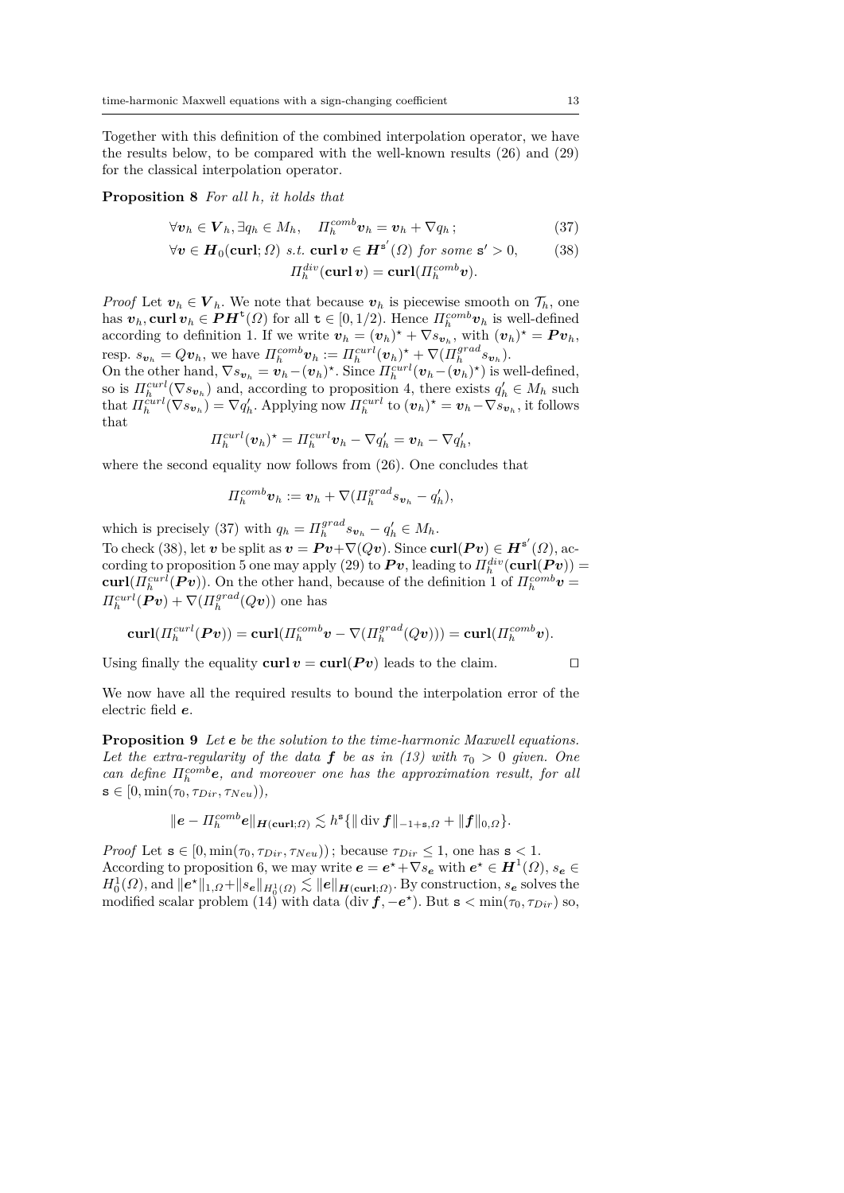Together with this definition of the combined interpolation operator, we have the results below, to be compared with the well-known results (26) and (29) for the classical interpolation operator.

**Proposition 8** *For all $h$, it holds that*

$$\forall \boldsymbol{v}_h \in \boldsymbol{V}_h, \exists q_h \in M_h, \quad \Pi_h^{comb} \boldsymbol{v}_h = \boldsymbol{v}_h + \nabla q_h\,; \tag{37}$$

$$\forall \boldsymbol{v} \in \boldsymbol{H}_0(\mathbf{curl}; \Omega) \text{ s.t. } \mathbf{curl}\, \boldsymbol{v} \in \boldsymbol{H}^{\mathtt{s}'}(\Omega) \text{ for some } \mathtt{s}' > 0, \tag{38}$$
$$\Pi_h^{div}(\mathbf{curl}\, \boldsymbol{v}) = \mathbf{curl}(\Pi_h^{comb} \boldsymbol{v}).$$

*Proof* Let $\boldsymbol{v}_h \in \boldsymbol{V}_h$. We note that because $\boldsymbol{v}_h$ is piecewise smooth on $\mathcal{T}_h$, one has $\boldsymbol{v}_h, \mathbf{curl}\, \boldsymbol{v}_h \in \boldsymbol{PH}^{\mathtt{t}}(\Omega)$ for all $\mathtt{t} \in [0, 1/2)$. Hence $\Pi_h^{comb} \boldsymbol{v}_h$ is well-defined according to definition 1. If we write $\boldsymbol{v}_h = (\boldsymbol{v}_h)^\star + \nabla s_{\boldsymbol{v}_h}$, with $(\boldsymbol{v}_h)^\star = \boldsymbol{P} \boldsymbol{v}_h$, resp. $s_{\boldsymbol{v}_h} = Q \boldsymbol{v}_h$, we have $\Pi_h^{comb} \boldsymbol{v}_h := \Pi_h^{curl} (\boldsymbol{v}_h)^\star + \nabla(\Pi_h^{grad} s_{\boldsymbol{v}_h})$.
On the other hand, $\nabla s_{\boldsymbol{v}_h} = \boldsymbol{v}_h - (\boldsymbol{v}_h)^\star$. Since $\Pi_h^{curl}(\boldsymbol{v}_h - (\boldsymbol{v}_h)^\star)$ is well-defined, so is $\Pi_h^{curl}(\nabla s_{\boldsymbol{v}_h})$ and, according to proposition 4, there exists $q_h' \in M_h$ such that $\Pi_h^{curl}(\nabla s_{\boldsymbol{v}_h}) = \nabla q_h'$. Applying now $\Pi_h^{curl}$ to $(\boldsymbol{v}_h)^\star = \boldsymbol{v}_h - \nabla s_{\boldsymbol{v}_h}$, it follows that

$$\Pi_h^{curl} (\boldsymbol{v}_h)^\star = \Pi_h^{curl} \boldsymbol{v}_h - \nabla q_h' = \boldsymbol{v}_h - \nabla q_h',$$

where the second equality now follows from (26). One concludes that

$$\Pi_h^{comb} \boldsymbol{v}_h := \boldsymbol{v}_h + \nabla(\Pi_h^{grad} s_{\boldsymbol{v}_h} - q_h'),$$

which is precisely (37) with $q_h = \Pi_h^{grad} s_{\boldsymbol{v}_h} - q_h' \in M_h$.
To check (38), let $\boldsymbol{v}$ be split as $\boldsymbol{v} = \boldsymbol{P}\boldsymbol{v} + \nabla(Q\boldsymbol{v})$. Since $\mathbf{curl}(\boldsymbol{P}\boldsymbol{v}) \in \boldsymbol{H}^{\mathtt{s}'}(\Omega)$, according to proposition 5 one may apply (29) to $\boldsymbol{P}\boldsymbol{v}$, leading to $\Pi_h^{div}(\mathbf{curl}(\boldsymbol{P}\boldsymbol{v})) = \mathbf{curl}(\Pi_h^{curl}(\boldsymbol{P}\boldsymbol{v}))$. On the other hand, because of the definition 1 of $\Pi_h^{comb} \boldsymbol{v} = \Pi_h^{curl}(\boldsymbol{P}\boldsymbol{v}) + \nabla(\Pi_h^{grad}(Q\boldsymbol{v}))$ one has

$$\mathbf{curl}(\Pi_h^{curl}(\boldsymbol{P}\boldsymbol{v})) = \mathbf{curl}(\Pi_h^{comb} \boldsymbol{v} - \nabla(\Pi_h^{grad}(Q\boldsymbol{v}))) = \mathbf{curl}(\Pi_h^{comb} \boldsymbol{v}).$$

Using finally the equality $\mathbf{curl}\, \boldsymbol{v} = \mathbf{curl}(\boldsymbol{P}\boldsymbol{v})$ leads to the claim. $\square$

We now have all the required results to bound the interpolation error of the electric field $\boldsymbol{e}$.

**Proposition 9** *Let $\boldsymbol{e}$ be the solution to the time-harmonic Maxwell equations. Let the extra-regularity of the data $\boldsymbol{f}$ be as in (13) with $\tau_0 > 0$ given. One can define $\Pi_h^{comb} \boldsymbol{e}$, and moreover one has the approximation result, for all $\mathtt{s} \in [0, \min(\tau_0, \tau_{Dir}, \tau_{Neu}))$,*

$$\|\boldsymbol{e} - \Pi_h^{comb} \boldsymbol{e}\|_{\boldsymbol{H}(\mathbf{curl};\Omega)} \lesssim h^{\mathtt{s}} \{\|\operatorname{div} \boldsymbol{f}\|_{-1+\mathtt{s},\Omega} + \|\boldsymbol{f}\|_{0,\Omega}\}.$$

*Proof* Let $\mathtt{s} \in [0, \min(\tau_0, \tau_{Dir}, \tau_{Neu}))$ ; because $\tau_{Dir} \leq 1$, one has $\mathtt{s} < 1$.
According to proposition 6, we may write $\boldsymbol{e} = \boldsymbol{e}^\star + \nabla s_{\boldsymbol{e}}$ with $\boldsymbol{e}^\star \in \boldsymbol{H}^1(\Omega)$, $s_{\boldsymbol{e}} \in H_0^1(\Omega)$, and $\|\boldsymbol{e}^\star\|_{1,\Omega} + \|s_{\boldsymbol{e}}\|_{H_0^1(\Omega)} \lesssim \|\boldsymbol{e}\|_{\boldsymbol{H}(\mathbf{curl};\Omega)}$. By construction, $s_{\boldsymbol{e}}$ solves the modified scalar problem (14) with data $(\operatorname{div} \boldsymbol{f}, -\boldsymbol{e}^\star)$. But $\mathtt{s} < \min(\tau_0, \tau_{Dir})$ so,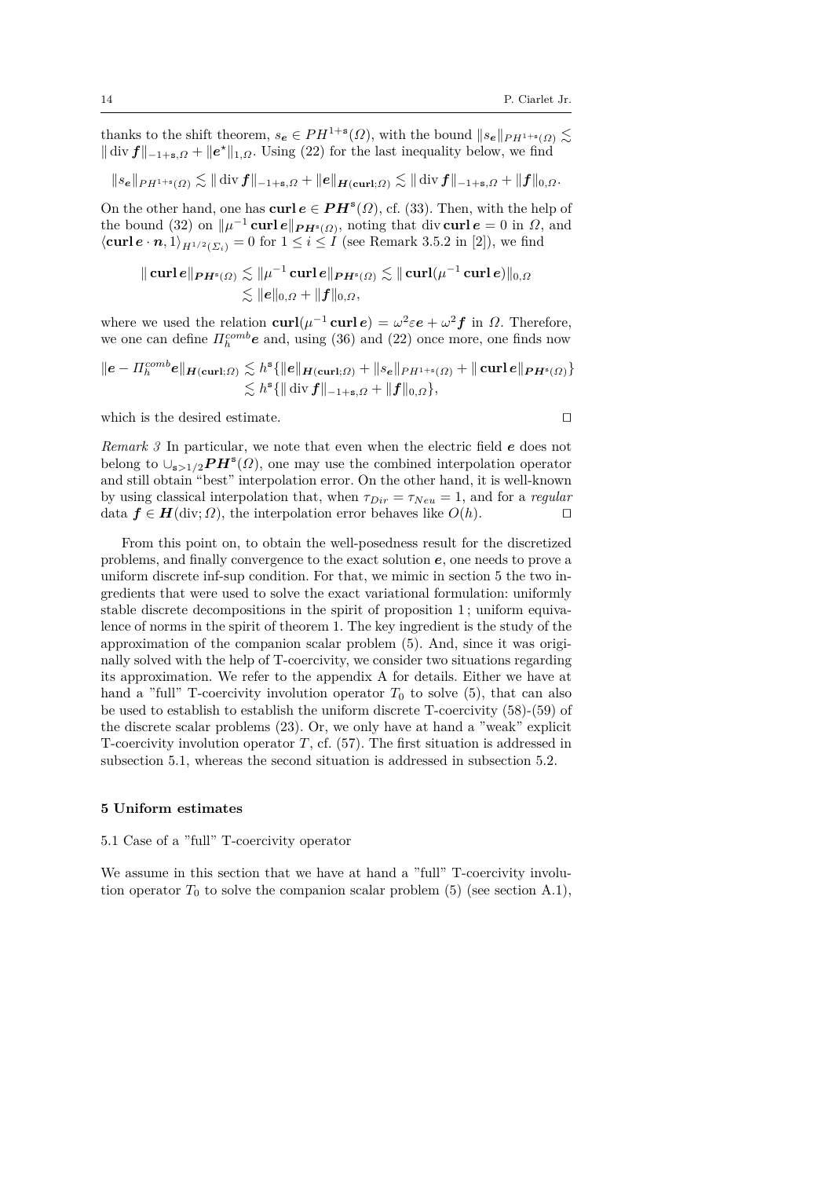thanks to the shift theorem, $s_{\boldsymbol{e}} \in PH^{1+\mathtt{s}}(\Omega)$, with the bound $\|s_{\boldsymbol{e}}\|_{PH^{1+\mathtt{s}}(\Omega)} \lesssim \|\operatorname{div} \boldsymbol{f}\|_{-1+\mathtt{s},\Omega} + \|\boldsymbol{e}^\star\|_{1,\Omega}$. Using (22) for the last inequality below, we find

$$\|s_{\boldsymbol{e}}\|_{PH^{1+\mathtt{s}}(\Omega)} \lesssim \|\operatorname{div} \boldsymbol{f}\|_{-1+\mathtt{s},\Omega} + \|\boldsymbol{e}\|_{\boldsymbol{H}(\mathbf{curl};\Omega)} \lesssim \|\operatorname{div} \boldsymbol{f}\|_{-1+\mathtt{s},\Omega} + \|\boldsymbol{f}\|_{0,\Omega}.$$

On the other hand, one has $\mathbf{curl}\, \boldsymbol{e} \in \boldsymbol{PH}^{\mathtt{s}}(\Omega)$, cf. (33). Then, with the help of the bound (32) on $\|\mu^{-1}\, \mathbf{curl}\, \boldsymbol{e}\|_{\boldsymbol{PH}^{\mathtt{s}}(\Omega)}$, noting that $\operatorname{div} \mathbf{curl}\, \boldsymbol{e} = 0$ in $\Omega$, and $\langle \mathbf{curl}\, \boldsymbol{e} \cdot \boldsymbol{n}, 1\rangle_{H^{1/2}(\Sigma_i)} = 0$ for $1 \le i \le I$ (see Remark 3.5.2 in [2]), we find

$$\begin{aligned}\|\mathbf{curl}\, \boldsymbol{e}\|_{\boldsymbol{PH}^{\mathtt{s}}(\Omega)} &\lesssim \|\mu^{-1}\, \mathbf{curl}\, \boldsymbol{e}\|_{\boldsymbol{PH}^{\mathtt{s}}(\Omega)} \lesssim \|\mathbf{curl}(\mu^{-1}\, \mathbf{curl}\, \boldsymbol{e})\|_{0,\Omega} \\ &\lesssim \|\boldsymbol{e}\|_{0,\Omega} + \|\boldsymbol{f}\|_{0,\Omega},\end{aligned}$$

where we used the relation $\mathbf{curl}(\mu^{-1}\, \mathbf{curl}\, \boldsymbol{e}) = \omega^2 \varepsilon \boldsymbol{e} + \omega^2 \boldsymbol{f}$ in $\Omega$. Therefore, we one can define $\Pi_h^{comb} \boldsymbol{e}$ and, using (36) and (22) once more, one finds now

$$\begin{aligned}\|\boldsymbol{e} - \Pi_h^{comb} \boldsymbol{e}\|_{\boldsymbol{H}(\mathbf{curl};\Omega)} &\lesssim h^{\mathtt{s}} \{\|\boldsymbol{e}\|_{\boldsymbol{H}(\mathbf{curl};\Omega)} + \|s_{\boldsymbol{e}}\|_{PH^{1+\mathtt{s}}(\Omega)} + \|\mathbf{curl}\, \boldsymbol{e}\|_{\boldsymbol{PH}^{\mathtt{s}}(\Omega)}\} \\ &\lesssim h^{\mathtt{s}} \{\|\operatorname{div} \boldsymbol{f}\|_{-1+\mathtt{s},\Omega} + \|\boldsymbol{f}\|_{0,\Omega}\},\end{aligned}$$

which is the desired estimate. □

*Remark 3* In particular, we note that even when the electric field $\boldsymbol{e}$ does not belong to $\cup_{\mathtt{s}>1/2} \boldsymbol{PH}^{\mathtt{s}}(\Omega)$, one may use the combined interpolation operator and still obtain "best" interpolation error. On the other hand, it is well-known by using classical interpolation that, when $\tau_{Dir} = \tau_{Neu} = 1$, and for a *regular* data $\boldsymbol{f} \in \boldsymbol{H}(\operatorname{div};\Omega)$, the interpolation error behaves like $O(h)$. □

From this point on, to obtain the well-posedness result for the discretized problems, and finally convergence to the exact solution $\boldsymbol{e}$, one needs to prove a uniform discrete inf-sup condition. For that, we mimic in section 5 the two ingredients that were used to solve the exact variational formulation: uniformly stable discrete decompositions in the spirit of proposition 1 ; uniform equivalence of norms in the spirit of theorem 1. The key ingredient is the study of the approximation of the companion scalar problem (5). And, since it was originally solved with the help of T-coercivity, we consider two situations regarding its approximation. We refer to the appendix A for details. Either we have at hand a "full" T-coercivity involution operator $T_0$ to solve (5), that can also be used to establish to establish the uniform discrete T-coercivity (58)-(59) of the discrete scalar problems (23). Or, we only have at hand a "weak" explicit T-coercivity involution operator $T$, cf. (57). The first situation is addressed in subsection 5.1, whereas the second situation is addressed in subsection 5.2.

## 5 Uniform estimates

### 5.1 Case of a "full" T-coercivity operator

We assume in this section that we have at hand a "full" T-coercivity involution operator $T_0$ to solve the companion scalar problem (5) (see section A.1),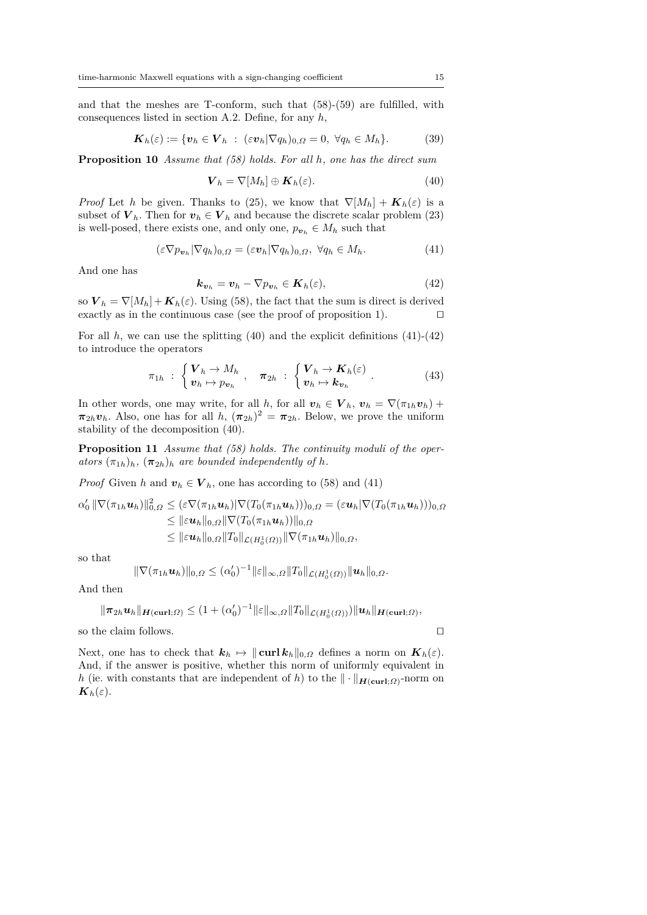and that the meshes are T-conform, such that (58)-(59) are fulfilled, with consequences listed in section A.2. Define, for any $h$,

$$\boldsymbol{K}_h(\varepsilon) := \{\boldsymbol{v}_h \in \boldsymbol{V}_h \ : \ (\varepsilon \boldsymbol{v}_h|\nabla q_h)_{0,\Omega} = 0, \ \forall q_h \in M_h\}. \tag{39}$$

**Proposition 10** *Assume that (58) holds. For all $h$, one has the direct sum*

$$\boldsymbol{V}_h = \nabla[M_h] \oplus \boldsymbol{K}_h(\varepsilon). \tag{40}$$

*Proof* Let $h$ be given. Thanks to (25), we know that $\nabla[M_h] + \boldsymbol{K}_h(\varepsilon)$ is a subset of $\boldsymbol{V}_h$. Then for $\boldsymbol{v}_h \in \boldsymbol{V}_h$ and because the discrete scalar problem (23) is well-posed, there exists one, and only one, $p_{\boldsymbol{v}_h} \in M_h$ such that

$$(\varepsilon \nabla p_{\boldsymbol{v}_h}|\nabla q_h)_{0,\Omega} = (\varepsilon \boldsymbol{v}_h|\nabla q_h)_{0,\Omega}, \ \forall q_h \in M_h. \tag{41}$$

And one has

$$\boldsymbol{k}_{\boldsymbol{v}_h} = \boldsymbol{v}_h - \nabla p_{\boldsymbol{v}_h} \in \boldsymbol{K}_h(\varepsilon), \tag{42}$$

so $\boldsymbol{V}_h = \nabla[M_h] + \boldsymbol{K}_h(\varepsilon)$. Using (58), the fact that the sum is direct is derived exactly as in the continuous case (see the proof of proposition 1). $\square$

For all $h$, we can use the splitting (40) and the explicit definitions (41)-(42) to introduce the operators

$$\pi_{1h} \ : \ \begin{cases} \boldsymbol{V}_h \to M_h \\ \boldsymbol{v}_h \mapsto p_{\boldsymbol{v}_h} \end{cases}, \quad \boldsymbol{\pi}_{2h} \ : \ \begin{cases} \boldsymbol{V}_h \to \boldsymbol{K}_h(\varepsilon) \\ \boldsymbol{v}_h \mapsto \boldsymbol{k}_{\boldsymbol{v}_h} \end{cases}. \tag{43}$$

In other words, one may write, for all $h$, for all $\boldsymbol{v}_h \in \boldsymbol{V}_h$, $\boldsymbol{v}_h = \nabla(\pi_{1h}\boldsymbol{v}_h) + \boldsymbol{\pi}_{2h}\boldsymbol{v}_h$. Also, one has for all $h$, $(\boldsymbol{\pi}_{2h})^2 = \boldsymbol{\pi}_{2h}$. Below, we prove the uniform stability of the decomposition (40).

**Proposition 11** *Assume that (58) holds. The continuity moduli of the operators $(\pi_{1h})_h$, $(\boldsymbol{\pi}_{2h})_h$ are bounded independently of $h$.*

*Proof* Given $h$ and $\boldsymbol{v}_h \in \boldsymbol{V}_h$, one has according to (58) and (41)

$$\begin{aligned}
\alpha_0' \, \|\nabla(\pi_{1h}\boldsymbol{u}_h)\|_{0,\Omega}^2 &\leq (\varepsilon \nabla(\pi_{1h}\boldsymbol{u}_h)|\nabla(T_0(\pi_{1h}\boldsymbol{u}_h)))_{0,\Omega} = (\varepsilon \boldsymbol{u}_h|\nabla(T_0(\pi_{1h}\boldsymbol{u}_h)))_{0,\Omega} \\
&\leq \|\varepsilon \boldsymbol{u}_h\|_{0,\Omega} \|\nabla(T_0(\pi_{1h}\boldsymbol{u}_h))\|_{0,\Omega} \\
&\leq \|\varepsilon \boldsymbol{u}_h\|_{0,\Omega} \|T_0\|_{\mathcal{L}(H_0^1(\Omega))} \|\nabla(\pi_{1h}\boldsymbol{u}_h)\|_{0,\Omega},
\end{aligned}$$

so that

$$\|\nabla(\pi_{1h}\boldsymbol{u}_h)\|_{0,\Omega} \leq (\alpha_0')^{-1} \|\varepsilon\|_{\infty,\Omega} \|T_0\|_{\mathcal{L}(H_0^1(\Omega))} \|\boldsymbol{u}_h\|_{0,\Omega}.$$

And then

$$\|\boldsymbol{\pi}_{2h}\boldsymbol{u}_h\|_{\boldsymbol{H}(\mathbf{curl};\Omega)} \leq (1 + (\alpha_0')^{-1} \|\varepsilon\|_{\infty,\Omega} \|T_0\|_{\mathcal{L}(H_0^1(\Omega))}) \|\boldsymbol{u}_h\|_{\boldsymbol{H}(\mathbf{curl};\Omega)},$$

so the claim follows. $\square$

Next, one has to check that $\boldsymbol{k}_h \mapsto \|\,\mathbf{curl}\,\boldsymbol{k}_h\|_{0,\Omega}$ defines a norm on $\boldsymbol{K}_h(\varepsilon)$. And, if the answer is positive, whether this norm of uniformly equivalent in $h$ (ie. with constants that are independent of $h$) to the $\|\cdot\|_{\boldsymbol{H}(\mathbf{curl};\Omega)}$-norm on $\boldsymbol{K}_h(\varepsilon)$.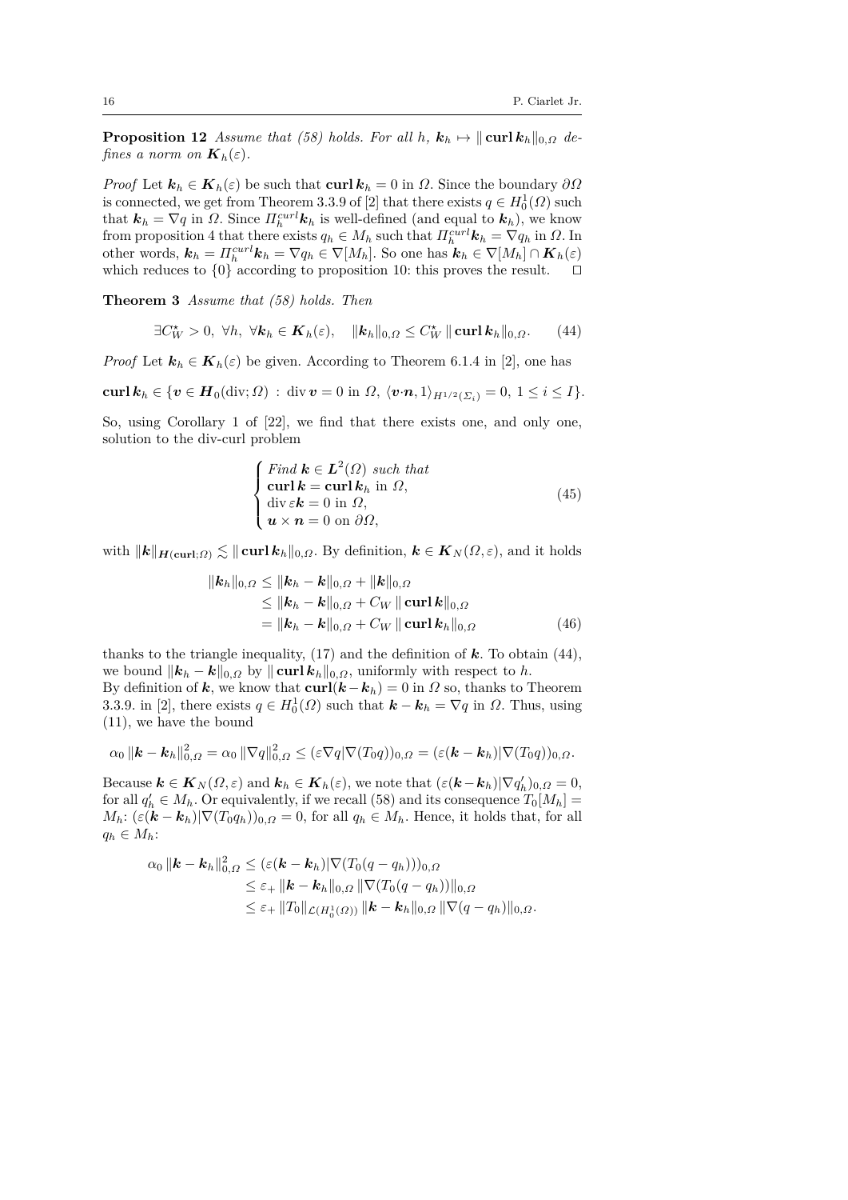**Proposition 12** *Assume that (58) holds. For all h,* $\boldsymbol{k}_h \mapsto \|\,\mathbf{curl}\,\boldsymbol{k}_h\|_{0,\Omega}$ *defines a norm on* $\boldsymbol{K}_h(\varepsilon)$*.*

*Proof* Let $\boldsymbol{k}_h \in \boldsymbol{K}_h(\varepsilon)$ be such that $\mathbf{curl}\,\boldsymbol{k}_h = 0$ in $\Omega$. Since the boundary $\partial\Omega$ is connected, we get from Theorem 3.3.9 of [2] that there exists $q \in H^1_0(\Omega)$ such that $\boldsymbol{k}_h = \nabla q$ in $\Omega$. Since $\Pi_h^{curl}\boldsymbol{k}_h$ is well-defined (and equal to $\boldsymbol{k}_h$), we know from proposition 4 that there exists $q_h \in M_h$ such that $\Pi_h^{curl}\boldsymbol{k}_h = \nabla q_h$ in $\Omega$. In other words, $\boldsymbol{k}_h = \Pi_h^{curl}\boldsymbol{k}_h = \nabla q_h \in \nabla[M_h]$. So one has $\boldsymbol{k}_h \in \nabla[M_h] \cap \boldsymbol{K}_h(\varepsilon)$ which reduces to $\{0\}$ according to proposition 10: this proves the result. $\square$

**Theorem 3** *Assume that (58) holds. Then*

$$\exists C_W^\star > 0,\ \forall h,\ \forall \boldsymbol{k}_h \in \boldsymbol{K}_h(\varepsilon), \quad \|\boldsymbol{k}_h\|_{0,\Omega} \le C_W^\star\, \|\,\mathbf{curl}\,\boldsymbol{k}_h\|_{0,\Omega}. \tag{44}$$

*Proof* Let $\boldsymbol{k}_h \in \boldsymbol{K}_h(\varepsilon)$ be given. According to Theorem 6.1.4 in [2], one has

$$\mathbf{curl}\,\boldsymbol{k}_h \in \{\boldsymbol{v} \in \boldsymbol{H}_0(\mathrm{div};\Omega)\ :\ \mathrm{div}\,\boldsymbol{v} = 0 \text{ in } \Omega,\ \langle \boldsymbol{v}\cdot\boldsymbol{n}, 1\rangle_{H^{1/2}(\Sigma_i)} = 0,\ 1 \le i \le I\}.$$

So, using Corollary 1 of [22], we find that there exists one, and only one, solution to the div-curl problem

$$\begin{cases} \textit{Find } \boldsymbol{k} \in \boldsymbol{L}^2(\Omega) \textit{ such that} \\ \mathbf{curl}\,\boldsymbol{k} = \mathbf{curl}\,\boldsymbol{k}_h \text{ in } \Omega, \\ \mathrm{div}\,\varepsilon\boldsymbol{k} = 0 \text{ in } \Omega, \\ \boldsymbol{u} \times \boldsymbol{n} = 0 \text{ on } \partial\Omega, \end{cases} \tag{45}$$

with $\|\boldsymbol{k}\|_{\boldsymbol{H}(\mathbf{curl};\Omega)} \lesssim \|\,\mathbf{curl}\,\boldsymbol{k}_h\|_{0,\Omega}$. By definition, $\boldsymbol{k} \in \boldsymbol{K}_N(\Omega,\varepsilon)$, and it holds

$$\begin{aligned} \|\boldsymbol{k}_h\|_{0,\Omega} &\le \|\boldsymbol{k}_h - \boldsymbol{k}\|_{0,\Omega} + \|\boldsymbol{k}\|_{0,\Omega} \\ &\le \|\boldsymbol{k}_h - \boldsymbol{k}\|_{0,\Omega} + C_W\, \|\,\mathbf{curl}\,\boldsymbol{k}\|_{0,\Omega} \\ &= \|\boldsymbol{k}_h - \boldsymbol{k}\|_{0,\Omega} + C_W\, \|\,\mathbf{curl}\,\boldsymbol{k}_h\|_{0,\Omega} \end{aligned} \tag{46}$$

thanks to the triangle inequality, (17) and the definition of $\boldsymbol{k}$. To obtain (44), we bound $\|\boldsymbol{k}_h - \boldsymbol{k}\|_{0,\Omega}$ by $\|\,\mathbf{curl}\,\boldsymbol{k}_h\|_{0,\Omega}$, uniformly with respect to $h$.
By definition of $\boldsymbol{k}$, we know that $\mathbf{curl}(\boldsymbol{k} - \boldsymbol{k}_h) = 0$ in $\Omega$ so, thanks to Theorem 3.3.9. in [2], there exists $q \in H^1_0(\Omega)$ such that $\boldsymbol{k} - \boldsymbol{k}_h = \nabla q$ in $\Omega$. Thus, using (11), we have the bound

$$\alpha_0\, \|\boldsymbol{k} - \boldsymbol{k}_h\|^2_{0,\Omega} = \alpha_0\, \|\nabla q\|^2_{0,\Omega} \le (\varepsilon\nabla q|\nabla(T_0 q))_{0,\Omega} = (\varepsilon(\boldsymbol{k} - \boldsymbol{k}_h)|\nabla(T_0 q))_{0,\Omega}.$$

Because $\boldsymbol{k} \in \boldsymbol{K}_N(\Omega,\varepsilon)$ and $\boldsymbol{k}_h \in \boldsymbol{K}_h(\varepsilon)$, we note that $(\varepsilon(\boldsymbol{k} - \boldsymbol{k}_h)|\nabla q'_h)_{0,\Omega} = 0$, for all $q'_h \in M_h$. Or equivalently, if we recall (58) and its consequence $T_0[M_h] = M_h$: $(\varepsilon(\boldsymbol{k} - \boldsymbol{k}_h)|\nabla(T_0 q_h))_{0,\Omega} = 0$, for all $q_h \in M_h$. Hence, it holds that, for all $q_h \in M_h$:

$$\begin{aligned} \alpha_0\, \|\boldsymbol{k} - \boldsymbol{k}_h\|^2_{0,\Omega} &\le (\varepsilon(\boldsymbol{k} - \boldsymbol{k}_h)|\nabla(T_0(q - q_h)))_{0,\Omega} \\ &\le \varepsilon_+\, \|\boldsymbol{k} - \boldsymbol{k}_h\|_{0,\Omega}\, \|\nabla(T_0(q - q_h))\|_{0,\Omega} \\ &\le \varepsilon_+\, \|T_0\|_{\mathcal{L}(H^1_0(\Omega))}\, \|\boldsymbol{k} - \boldsymbol{k}_h\|_{0,\Omega}\, \|\nabla(q - q_h)\|_{0,\Omega}. \end{aligned}$$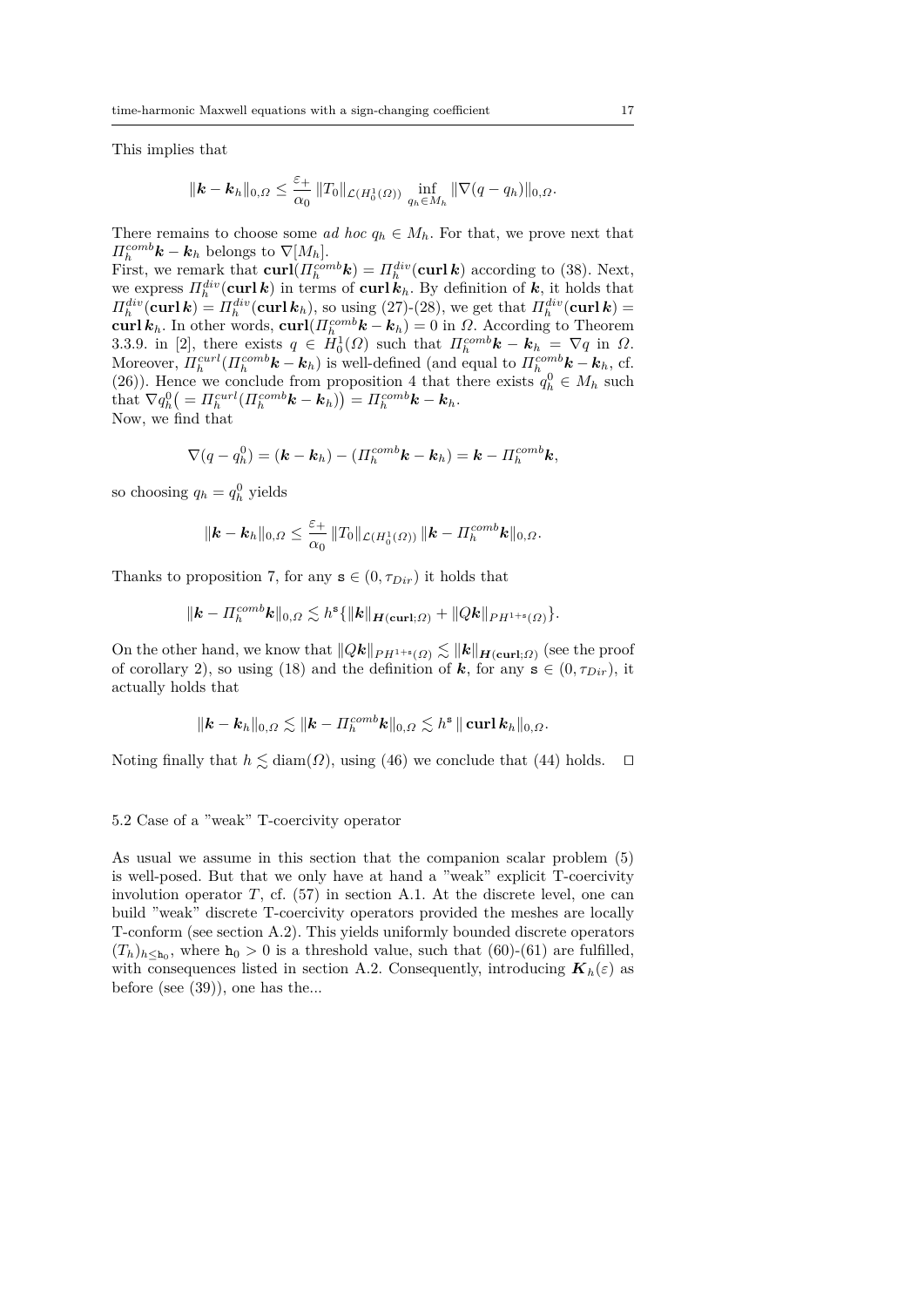This implies that

$$\|\boldsymbol{k}-\boldsymbol{k}_h\|_{0,\Omega} \leq \frac{\varepsilon_+}{\alpha_0}\,\|T_0\|_{\mathcal{L}(H^1_0(\Omega))}\,\inf_{q_h\in M_h}\|\nabla(q-q_h)\|_{0,\Omega}.$$

There remains to choose some *ad hoc* $q_h \in M_h$. For that, we prove next that $\Pi_h^{comb}\boldsymbol{k}-\boldsymbol{k}_h$ belongs to $\nabla[M_h]$.
First, we remark that $\mathbf{curl}(\Pi_h^{comb}\boldsymbol{k}) = \Pi_h^{div}(\mathbf{curl}\,\boldsymbol{k})$ according to (38). Next, we express $\Pi_h^{div}(\mathbf{curl}\,\boldsymbol{k})$ in terms of $\mathbf{curl}\,\boldsymbol{k}_h$. By definition of $\boldsymbol{k}$, it holds that $\Pi_h^{div}(\mathbf{curl}\,\boldsymbol{k}) = \Pi_h^{div}(\mathbf{curl}\,\boldsymbol{k}_h)$, so using (27)-(28), we get that $\Pi_h^{div}(\mathbf{curl}\,\boldsymbol{k}) = \mathbf{curl}\,\boldsymbol{k}_h$. In other words, $\mathbf{curl}(\Pi_h^{comb}\boldsymbol{k}-\boldsymbol{k}_h) = 0$ in $\Omega$. According to Theorem 3.3.9. in [2], there exists $q \in H^1_0(\Omega)$ such that $\Pi_h^{comb}\boldsymbol{k}-\boldsymbol{k}_h = \nabla q$ in $\Omega$. Moreover, $\Pi_h^{curl}(\Pi_h^{comb}\boldsymbol{k}-\boldsymbol{k}_h)$ is well-defined (and equal to $\Pi_h^{comb}\boldsymbol{k}-\boldsymbol{k}_h$, cf. (26)). Hence we conclude from proposition 4 that there exists $q_h^0 \in M_h$ such that $\nabla q_h^0\big(= \Pi_h^{curl}(\Pi_h^{comb}\boldsymbol{k}-\boldsymbol{k}_h)\big) = \Pi_h^{comb}\boldsymbol{k}-\boldsymbol{k}_h$.
Now, we find that

$$\nabla(q-q_h^0) = (\boldsymbol{k}-\boldsymbol{k}_h) - (\Pi_h^{comb}\boldsymbol{k}-\boldsymbol{k}_h) = \boldsymbol{k}-\Pi_h^{comb}\boldsymbol{k},$$

so choosing $q_h = q_h^0$ yields

$$\|\boldsymbol{k}-\boldsymbol{k}_h\|_{0,\Omega} \leq \frac{\varepsilon_+}{\alpha_0}\,\|T_0\|_{\mathcal{L}(H^1_0(\Omega))}\,\|\boldsymbol{k}-\Pi_h^{comb}\boldsymbol{k}\|_{0,\Omega}.$$

Thanks to proposition 7, for any $\mathtt{s} \in (0,\tau_{Dir})$ it holds that

$$\|\boldsymbol{k}-\Pi_h^{comb}\boldsymbol{k}\|_{0,\Omega} \lesssim h^{\mathtt{s}}\{\|\boldsymbol{k}\|_{\boldsymbol{H}(\mathbf{curl};\Omega)} + \|Q\boldsymbol{k}\|_{PH^{1+\mathtt{s}}(\Omega)}\}.$$

On the other hand, we know that $\|Q\boldsymbol{k}\|_{PH^{1+\mathtt{s}}(\Omega)} \lesssim \|\boldsymbol{k}\|_{\boldsymbol{H}(\mathbf{curl};\Omega)}$ (see the proof of corollary 2), so using (18) and the definition of $\boldsymbol{k}$, for any $\mathtt{s} \in (0,\tau_{Dir})$, it actually holds that

$$\|\boldsymbol{k}-\boldsymbol{k}_h\|_{0,\Omega} \lesssim \|\boldsymbol{k}-\Pi_h^{comb}\boldsymbol{k}\|_{0,\Omega} \lesssim h^{\mathtt{s}}\,\|\,\mathbf{curl}\,\boldsymbol{k}_h\|_{0,\Omega}.$$

Noting finally that $h \lesssim \mathrm{diam}(\Omega)$, using (46) we conclude that (44) holds. $\square$

### 5.2 Case of a "weak" T-coercivity operator

As usual we assume in this section that the companion scalar problem (5) is well-posed. But that we only have at hand a "weak" explicit T-coercivity involution operator $T$, cf. (57) in section A.1. At the discrete level, one can build "weak" discrete T-coercivity operators provided the meshes are locally T-conform (see section A.2). This yields uniformly bounded discrete operators $(T_h)_{h\leq \mathtt{h}_0}$, where $\mathtt{h}_0 > 0$ is a threshold value, such that (60)-(61) are fulfilled, with consequences listed in section A.2. Consequently, introducing $\boldsymbol{K}_h(\varepsilon)$ as before (see (39)), one has the...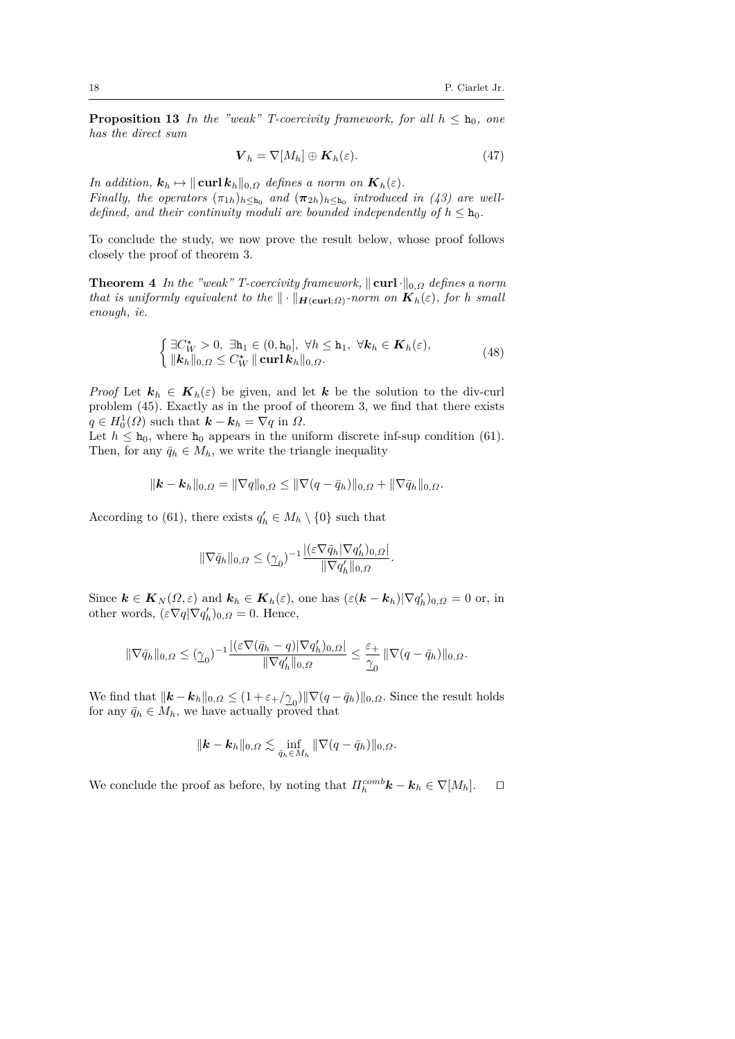**Proposition 13** *In the "weak" T-coercivity framework, for all $h \leq \mathtt{h}_0$, one has the direct sum*

$$\boldsymbol{V}_h = \nabla[M_h] \oplus \boldsymbol{K}_h(\varepsilon). \tag{47}$$

*In addition, $\boldsymbol{k}_h \mapsto \|\operatorname{\mathbf{curl}} \boldsymbol{k}_h\|_{0,\Omega}$ defines a norm on $\boldsymbol{K}_h(\varepsilon)$.*
*Finally, the operators $(\pi_{1h})_{h \leq \mathtt{h}_0}$ and $(\boldsymbol{\pi}_{2h})_{h \leq \mathtt{h}_0}$ introduced in (43) are well-defined, and their continuity moduli are bounded independently of $h \leq \mathtt{h}_0$.*

To conclude the study, we now prove the result below, whose proof follows closely the proof of theorem 3.

**Theorem 4** *In the "weak" T-coercivity framework, $\|\operatorname{\mathbf{curl}} \cdot\|_{0,\Omega}$ defines a norm that is uniformly equivalent to the $\|\cdot\|_{\boldsymbol{H}(\mathbf{curl};\Omega)}$-norm on $\boldsymbol{K}_h(\varepsilon)$, for $h$ small enough, ie.*

$$\begin{cases} \exists C_W^\star > 0,\ \exists \mathtt{h}_1 \in (0, \mathtt{h}_0],\ \forall h \leq \mathtt{h}_1,\ \forall \boldsymbol{k}_h \in \boldsymbol{K}_h(\varepsilon), \\ \|\boldsymbol{k}_h\|_{0,\Omega} \leq C_W^\star \|\operatorname{\mathbf{curl}} \boldsymbol{k}_h\|_{0,\Omega}. \end{cases} \tag{48}$$

*Proof* Let $\boldsymbol{k}_h \in \boldsymbol{K}_h(\varepsilon)$ be given, and let $\boldsymbol{k}$ be the solution to the div-curl problem (45). Exactly as in the proof of theorem 3, we find that there exists $q \in H_0^1(\Omega)$ such that $\boldsymbol{k} - \boldsymbol{k}_h = \nabla q$ in $\Omega$.
Let $h \leq \mathtt{h}_0$, where $\mathtt{h}_0$ appears in the uniform discrete inf-sup condition (61). Then, for any $\bar{q}_h \in M_h$, we write the triangle inequality

$$\|\boldsymbol{k} - \boldsymbol{k}_h\|_{0,\Omega} = \|\nabla q\|_{0,\Omega} \leq \|\nabla(q - \bar{q}_h)\|_{0,\Omega} + \|\nabla \bar{q}_h\|_{0,\Omega}.$$

According to (61), there exists $q'_h \in M_h \setminus \{0\}$ such that

$$\|\nabla \bar{q}_h\|_{0,\Omega} \leq (\underline{\gamma}_0)^{-1} \frac{|(\varepsilon \nabla \bar{q}_h | \nabla q'_h)_{0,\Omega}|}{\|\nabla q'_h\|_{0,\Omega}}.$$

Since $\boldsymbol{k} \in \boldsymbol{K}_N(\Omega, \varepsilon)$ and $\boldsymbol{k}_h \in \boldsymbol{K}_h(\varepsilon)$, one has $(\varepsilon(\boldsymbol{k} - \boldsymbol{k}_h)|\nabla q'_h)_{0,\Omega} = 0$ or, in other words, $(\varepsilon \nabla q | \nabla q'_h)_{0,\Omega} = 0$. Hence,

$$\|\nabla \bar{q}_h\|_{0,\Omega} \leq (\underline{\gamma}_0)^{-1} \frac{|(\varepsilon \nabla(\bar{q}_h - q)|\nabla q'_h)_{0,\Omega}|}{\|\nabla q'_h\|_{0,\Omega}} \leq \frac{\varepsilon_+}{\underline{\gamma}_0} \|\nabla(q - \bar{q}_h)\|_{0,\Omega}.$$

We find that $\|\boldsymbol{k} - \boldsymbol{k}_h\|_{0,\Omega} \leq (1 + \varepsilon_+/\underline{\gamma}_0)\|\nabla(q - \bar{q}_h)\|_{0,\Omega}$. Since the result holds for any $\bar{q}_h \in M_h$, we have actually proved that

$$\|\boldsymbol{k} - \boldsymbol{k}_h\|_{0,\Omega} \lesssim \inf_{\bar{q}_h \in M_h} \|\nabla(q - \bar{q}_h)\|_{0,\Omega}.$$

We conclude the proof as before, by noting that $\Pi_h^{comb}\boldsymbol{k} - \boldsymbol{k}_h \in \nabla[M_h]$. $\square$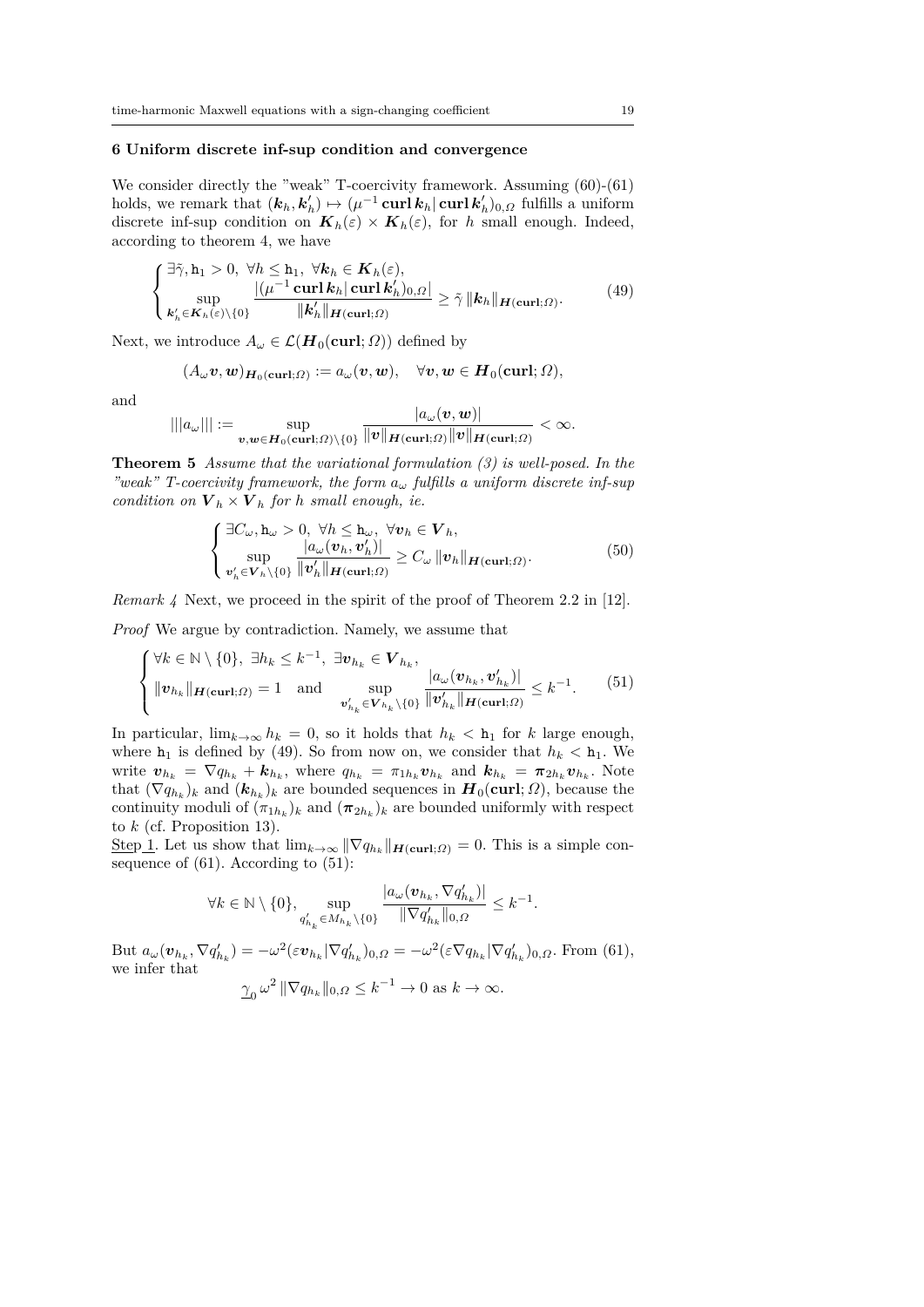## 6 Uniform discrete inf-sup condition and convergence

We consider directly the "weak" T-coercivity framework. Assuming (60)-(61) holds, we remark that $(\boldsymbol{k}_h, \boldsymbol{k}'_h) \mapsto (\mu^{-1} \operatorname{\mathbf{curl}} \boldsymbol{k}_h | \operatorname{\mathbf{curl}} \boldsymbol{k}'_h)_{0,\Omega}$ fulfills a uniform discrete inf-sup condition on $\boldsymbol{K}_h(\varepsilon) \times \boldsymbol{K}_h(\varepsilon)$, for $h$ small enough. Indeed, according to theorem 4, we have

$$
\begin{cases}
\exists \tilde{\gamma}, \mathtt{h}_1 > 0,\ \forall h \leq \mathtt{h}_1,\ \forall \boldsymbol{k}_h \in \boldsymbol{K}_h(\varepsilon), \\
\displaystyle\sup_{\boldsymbol{k}'_h \in \boldsymbol{K}_h(\varepsilon)\setminus\{0\}} \frac{|(\mu^{-1} \operatorname{\mathbf{curl}} \boldsymbol{k}_h | \operatorname{\mathbf{curl}} \boldsymbol{k}'_h)_{0,\Omega}|}{\|\boldsymbol{k}'_h\|_{\boldsymbol{H}(\mathbf{curl};\Omega)}} \geq \tilde{\gamma}\, \|\boldsymbol{k}_h\|_{\boldsymbol{H}(\mathbf{curl};\Omega)}.
\end{cases} \tag{49}
$$

Next, we introduce $A_\omega \in \mathcal{L}(\boldsymbol{H}_0(\mathbf{curl};\Omega))$ defined by

$$
(A_\omega \boldsymbol{v}, \boldsymbol{w})_{\boldsymbol{H}_0(\mathbf{curl};\Omega)} := a_\omega(\boldsymbol{v}, \boldsymbol{w}), \quad \forall \boldsymbol{v}, \boldsymbol{w} \in \boldsymbol{H}_0(\mathbf{curl};\Omega),
$$

and

$$
|||a_\omega||| := \sup_{\boldsymbol{v},\boldsymbol{w} \in \boldsymbol{H}_0(\mathbf{curl};\Omega)\setminus\{0\}} \frac{|a_\omega(\boldsymbol{v}, \boldsymbol{w})|}{\|\boldsymbol{v}\|_{\boldsymbol{H}(\mathbf{curl};\Omega)} \|\boldsymbol{v}\|_{\boldsymbol{H}(\mathbf{curl};\Omega)}} < \infty.
$$

**Theorem 5** *Assume that the variational formulation (3) is well-posed. In the "weak" T-coercivity framework, the form $a_\omega$ fulfills a uniform discrete inf-sup condition on $\boldsymbol{V}_h \times \boldsymbol{V}_h$ for $h$ small enough, ie.*

$$
\begin{cases}
\exists C_\omega, \mathtt{h}_\omega > 0,\ \forall h \leq \mathtt{h}_\omega,\ \forall \boldsymbol{v}_h \in \boldsymbol{V}_h, \\
\displaystyle\sup_{\boldsymbol{v}'_h \in \boldsymbol{V}_h\setminus\{0\}} \frac{|a_\omega(\boldsymbol{v}_h, \boldsymbol{v}'_h)|}{\|\boldsymbol{v}'_h\|_{\boldsymbol{H}(\mathbf{curl};\Omega)}} \geq C_\omega\, \|\boldsymbol{v}_h\|_{\boldsymbol{H}(\mathbf{curl};\Omega)}.
\end{cases} \tag{50}
$$

*Remark 4* Next, we proceed in the spirit of the proof of Theorem 2.2 in [12].

*Proof* We argue by contradiction. Namely, we assume that

$$
\begin{cases}
\forall k \in \mathbb{N}\setminus\{0\},\ \exists h_k \leq k^{-1},\ \exists \boldsymbol{v}_{h_k} \in \boldsymbol{V}_{h_k}, \\
\|\boldsymbol{v}_{h_k}\|_{\boldsymbol{H}(\mathbf{curl};\Omega)} = 1 \quad \text{and} \quad \displaystyle\sup_{\boldsymbol{v}'_{h_k} \in \boldsymbol{V}_{h_k}\setminus\{0\}} \frac{|a_\omega(\boldsymbol{v}_{h_k}, \boldsymbol{v}'_{h_k})|}{\|\boldsymbol{v}'_{h_k}\|_{\boldsymbol{H}(\mathbf{curl};\Omega)}} \leq k^{-1}.
\end{cases} \tag{51}
$$

In particular, $\lim_{k\to\infty} h_k = 0$, so it holds that $h_k < \mathtt{h}_1$ for $k$ large enough, where $\mathtt{h}_1$ is defined by (49). So from now on, we consider that $h_k < \mathtt{h}_1$. We write $\boldsymbol{v}_{h_k} = \nabla q_{h_k} + \boldsymbol{k}_{h_k}$, where $q_{h_k} = \pi_{1h_k} \boldsymbol{v}_{h_k}$ and $\boldsymbol{k}_{h_k} = \boldsymbol{\pi}_{2h_k} \boldsymbol{v}_{h_k}$. Note that $(\nabla q_{h_k})_k$ and $(\boldsymbol{k}_{h_k})_k$ are bounded sequences in $\boldsymbol{H}_0(\mathbf{curl};\Omega)$, because the continuity moduli of $(\pi_{1h_k})_k$ and $(\boldsymbol{\pi}_{2h_k})_k$ are bounded uniformly with respect to $k$ (cf. Proposition 13).

Step 1. Let us show that $\lim_{k\to\infty} \|\nabla q_{h_k}\|_{\boldsymbol{H}(\mathbf{curl};\Omega)} = 0$. This is a simple consequence of (61). According to (51):

$$
\forall k \in \mathbb{N}\setminus\{0\}, \sup_{q'_{h_k} \in M_{h_k}\setminus\{0\}} \frac{|a_\omega(\boldsymbol{v}_{h_k}, \nabla q'_{h_k})|}{\|\nabla q'_{h_k}\|_{0,\Omega}} \leq k^{-1}.
$$

But $a_\omega(\boldsymbol{v}_{h_k}, \nabla q'_{h_k}) = -\omega^2 (\varepsilon \boldsymbol{v}_{h_k} | \nabla q'_{h_k})_{0,\Omega} = -\omega^2 (\varepsilon \nabla q_{h_k} | \nabla q'_{h_k})_{0,\Omega}$. From (61), we infer that

$$
\underline{\gamma}_0\, \omega^2\, \|\nabla q_{h_k}\|_{0,\Omega} \leq k^{-1} \to 0 \text{ as } k \to \infty.
$$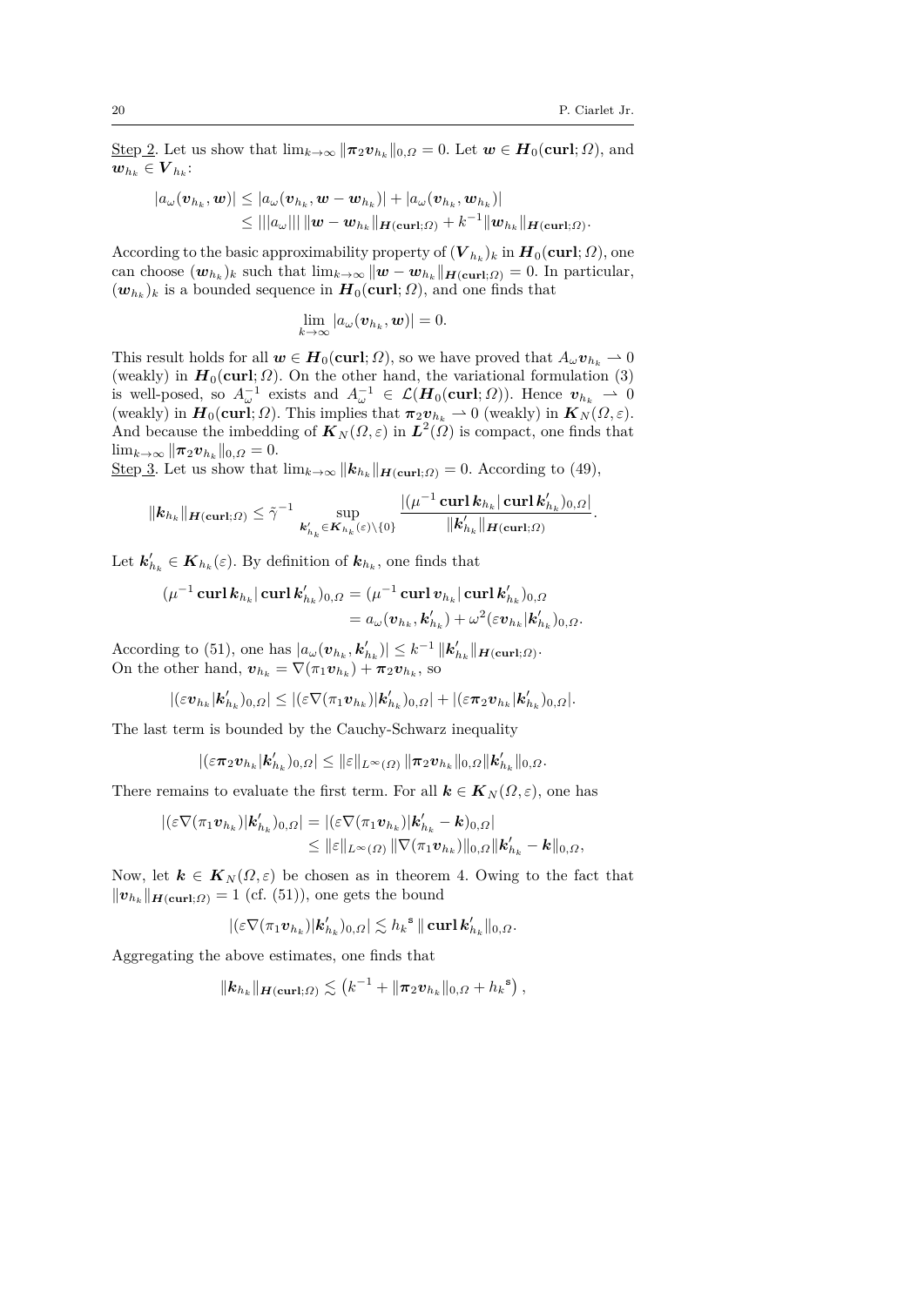<u>Step 2</u>. Let us show that $\lim_{k\to\infty} \|\boldsymbol{\pi}_2 \boldsymbol{v}_{h_k}\|_{0,\Omega} = 0$. Let $\boldsymbol{w} \in \boldsymbol{H}_0(\mathbf{curl};\Omega)$, and $\boldsymbol{w}_{h_k} \in \boldsymbol{V}_{h_k}$:

$$
\begin{aligned}
|a_\omega(\boldsymbol{v}_{h_k}, \boldsymbol{w})| &\leq |a_\omega(\boldsymbol{v}_{h_k}, \boldsymbol{w} - \boldsymbol{w}_{h_k})| + |a_\omega(\boldsymbol{v}_{h_k}, \boldsymbol{w}_{h_k})| \\
&\leq |||a_\omega|||\, \|\boldsymbol{w} - \boldsymbol{w}_{h_k}\|_{\boldsymbol{H}(\mathbf{curl};\Omega)} + k^{-1} \|\boldsymbol{w}_{h_k}\|_{\boldsymbol{H}(\mathbf{curl};\Omega)}.
\end{aligned}
$$

According to the basic approximability property of $(\boldsymbol{V}_{h_k})_k$ in $\boldsymbol{H}_0(\mathbf{curl};\Omega)$, one can choose $(\boldsymbol{w}_{h_k})_k$ such that $\lim_{k\to\infty} \|\boldsymbol{w} - \boldsymbol{w}_{h_k}\|_{\boldsymbol{H}(\mathbf{curl};\Omega)} = 0$. In particular, $(\boldsymbol{w}_{h_k})_k$ is a bounded sequence in $\boldsymbol{H}_0(\mathbf{curl};\Omega)$, and one finds that

$$
\lim_{k\to\infty} |a_\omega(\boldsymbol{v}_{h_k}, \boldsymbol{w})| = 0.
$$

This result holds for all $\boldsymbol{w} \in \boldsymbol{H}_0(\mathbf{curl};\Omega)$, so we have proved that $A_\omega \boldsymbol{v}_{h_k} \rightharpoonup 0$ (weakly) in $\boldsymbol{H}_0(\mathbf{curl};\Omega)$. On the other hand, the variational formulation (3) is well-posed, so $A_\omega^{-1}$ exists and $A_\omega^{-1} \in \mathcal{L}(\boldsymbol{H}_0(\mathbf{curl};\Omega))$. Hence $\boldsymbol{v}_{h_k} \rightharpoonup 0$ (weakly) in $\boldsymbol{H}_0(\mathbf{curl};\Omega)$. This implies that $\boldsymbol{\pi}_2 \boldsymbol{v}_{h_k} \rightharpoonup 0$ (weakly) in $\boldsymbol{K}_N(\Omega,\varepsilon)$. And because the imbedding of $\boldsymbol{K}_N(\Omega,\varepsilon)$ in $\boldsymbol{L}^2(\Omega)$ is compact, one finds that $\lim_{k\to\infty} \|\boldsymbol{\pi}_2 \boldsymbol{v}_{h_k}\|_{0,\Omega} = 0$.

<u>Step 3</u>. Let us show that $\lim_{k\to\infty} \|\boldsymbol{k}_{h_k}\|_{\boldsymbol{H}(\mathbf{curl};\Omega)} = 0$. According to (49),

$$
\|\boldsymbol{k}_{h_k}\|_{\boldsymbol{H}(\mathbf{curl};\Omega)} \leq \tilde{\gamma}^{-1} \sup_{\boldsymbol{k}'_{h_k} \in \boldsymbol{K}_{h_k}(\varepsilon)\setminus\{0\}} \frac{|(\mu^{-1}\,\mathbf{curl}\,\boldsymbol{k}_{h_k} |\, \mathbf{curl}\,\boldsymbol{k}'_{h_k})_{0,\Omega}|}{\|\boldsymbol{k}'_{h_k}\|_{\boldsymbol{H}(\mathbf{curl};\Omega)}}.
$$

Let $\boldsymbol{k}'_{h_k} \in \boldsymbol{K}_{h_k}(\varepsilon)$. By definition of $\boldsymbol{k}_{h_k}$, one finds that

$$
\begin{aligned}
(\mu^{-1}\,\mathbf{curl}\,\boldsymbol{k}_{h_k} |\, \mathbf{curl}\,\boldsymbol{k}'_{h_k})_{0,\Omega} &= (\mu^{-1}\,\mathbf{curl}\,\boldsymbol{v}_{h_k} |\, \mathbf{curl}\,\boldsymbol{k}'_{h_k})_{0,\Omega} \\
&= a_\omega(\boldsymbol{v}_{h_k}, \boldsymbol{k}'_{h_k}) + \omega^2 (\varepsilon \boldsymbol{v}_{h_k} | \boldsymbol{k}'_{h_k})_{0,\Omega}.
\end{aligned}
$$

According to (51), one has $|a_\omega(\boldsymbol{v}_{h_k}, \boldsymbol{k}'_{h_k})| \leq k^{-1} \|\boldsymbol{k}'_{h_k}\|_{\boldsymbol{H}(\mathbf{curl};\Omega)}$.
On the other hand, $\boldsymbol{v}_{h_k} = \nabla(\pi_1 \boldsymbol{v}_{h_k}) + \boldsymbol{\pi}_2 \boldsymbol{v}_{h_k}$, so

$$
|(\varepsilon \boldsymbol{v}_{h_k} | \boldsymbol{k}'_{h_k})_{0,\Omega}| \leq |(\varepsilon \nabla(\pi_1 \boldsymbol{v}_{h_k}) | \boldsymbol{k}'_{h_k})_{0,\Omega}| + |(\varepsilon \boldsymbol{\pi}_2 \boldsymbol{v}_{h_k} | \boldsymbol{k}'_{h_k})_{0,\Omega}|.
$$

The last term is bounded by the Cauchy-Schwarz inequality

$$
|(\varepsilon \boldsymbol{\pi}_2 \boldsymbol{v}_{h_k} | \boldsymbol{k}'_{h_k})_{0,\Omega}| \leq \|\varepsilon\|_{L^\infty(\Omega)}\, \|\boldsymbol{\pi}_2 \boldsymbol{v}_{h_k}\|_{0,\Omega} \|\boldsymbol{k}'_{h_k}\|_{0,\Omega}.
$$

There remains to evaluate the first term. For all $\boldsymbol{k} \in \boldsymbol{K}_N(\Omega,\varepsilon)$, one has

$$
\begin{aligned}
|(\varepsilon \nabla(\pi_1 \boldsymbol{v}_{h_k}) | \boldsymbol{k}'_{h_k})_{0,\Omega}| &= |(\varepsilon \nabla(\pi_1 \boldsymbol{v}_{h_k}) | \boldsymbol{k}'_{h_k} - \boldsymbol{k})_{0,\Omega}| \\
&\leq \|\varepsilon\|_{L^\infty(\Omega)}\, \|\nabla(\pi_1 \boldsymbol{v}_{h_k})\|_{0,\Omega} \|\boldsymbol{k}'_{h_k} - \boldsymbol{k}\|_{0,\Omega},
\end{aligned}
$$

Now, let $\boldsymbol{k} \in \boldsymbol{K}_N(\Omega,\varepsilon)$ be chosen as in theorem 4. Owing to the fact that $\|\boldsymbol{v}_{h_k}\|_{\boldsymbol{H}(\mathbf{curl};\Omega)} = 1$ (cf. (51)), one gets the bound

$$
|(\varepsilon \nabla(\pi_1 \boldsymbol{v}_{h_k}) | \boldsymbol{k}'_{h_k})_{0,\Omega}| \lesssim h_k^{\mathsf{s}}\, \|\mathbf{curl}\,\boldsymbol{k}'_{h_k}\|_{0,\Omega}.
$$

Aggregating the above estimates, one finds that

$$
\|\boldsymbol{k}_{h_k}\|_{\boldsymbol{H}(\mathbf{curl};\Omega)} \lesssim \left(k^{-1} + \|\boldsymbol{\pi}_2 \boldsymbol{v}_{h_k}\|_{0,\Omega} + h_k^{\mathsf{s}}\right),
$$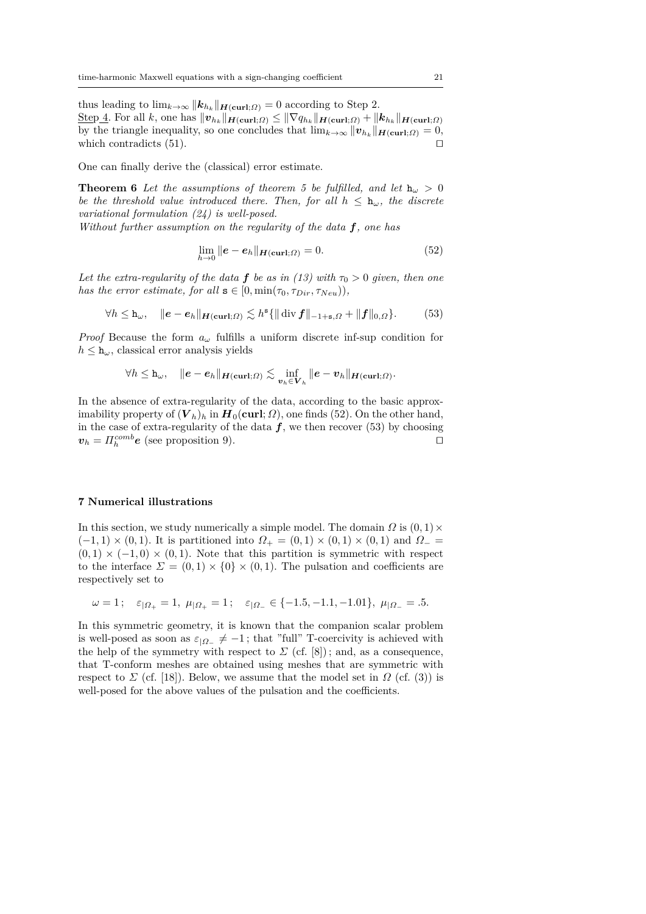thus leading to $\lim_{k\to\infty} \|\boldsymbol{k}_{h_k}\|_{\boldsymbol{H}(\mathbf{curl};\Omega)} = 0$ according to Step 2.
Step 4. For all $k$, one has $\|\boldsymbol{v}_{h_k}\|_{\boldsymbol{H}(\mathbf{curl};\Omega)} \leq \|\nabla q_{h_k}\|_{\boldsymbol{H}(\mathbf{curl};\Omega)} + \|\boldsymbol{k}_{h_k}\|_{\boldsymbol{H}(\mathbf{curl};\Omega)}$ by the triangle inequality, so one concludes that $\lim_{k\to\infty} \|\boldsymbol{v}_{h_k}\|_{\boldsymbol{H}(\mathbf{curl};\Omega)} = 0$, which contradicts (51). ⊓⊔

One can finally derive the (classical) error estimate.

**Theorem 6** *Let the assumptions of theorem 5 be fulfilled, and let $\mathtt{h}_\omega > 0$ be the threshold value introduced there. Then, for all $h \leq \mathtt{h}_\omega$, the discrete variational formulation (24) is well-posed.*
*Without further assumption on the regularity of the data $\boldsymbol{f}$, one has*

$$\lim_{h\to 0} \|\boldsymbol{e} - \boldsymbol{e}_h\|_{\boldsymbol{H}(\mathbf{curl};\Omega)} = 0. \tag{52}$$

*Let the extra-regularity of the data $\boldsymbol{f}$ be as in (13) with $\tau_0 > 0$ given, then one has the error estimate, for all $\mathtt{s} \in [0, \min(\tau_0, \tau_{Dir}, \tau_{Neu}))$,*

$$\forall h \leq \mathtt{h}_\omega, \quad \|\boldsymbol{e} - \boldsymbol{e}_h\|_{\boldsymbol{H}(\mathbf{curl};\Omega)} \lesssim h^{\mathtt{s}}\{\|\operatorname{div} \boldsymbol{f}\|_{-1+\mathtt{s},\Omega} + \|\boldsymbol{f}\|_{0,\Omega}\}. \tag{53}$$

*Proof* Because the form $a_\omega$ fulfills a uniform discrete inf-sup condition for $h \leq \mathtt{h}_\omega$, classical error analysis yields

$$\forall h \leq \mathtt{h}_\omega, \quad \|\boldsymbol{e} - \boldsymbol{e}_h\|_{\boldsymbol{H}(\mathbf{curl};\Omega)} \lesssim \inf_{\boldsymbol{v}_h \in \boldsymbol{V}_h} \|\boldsymbol{e} - \boldsymbol{v}_h\|_{\boldsymbol{H}(\mathbf{curl};\Omega)}.$$

In the absence of extra-regularity of the data, according to the basic approximability property of $(\boldsymbol{V}_h)_h$ in $\boldsymbol{H}_0(\mathbf{curl};\Omega)$, one finds (52). On the other hand, in the case of extra-regularity of the data $\boldsymbol{f}$, we then recover (53) by choosing $\boldsymbol{v}_h = \Pi_h^{comb}\boldsymbol{e}$ (see proposition 9). ⊓⊔

## 7 Numerical illustrations

In this section, we study numerically a simple model. The domain $\Omega$ is $(0,1) \times (-1,1) \times (0,1)$. It is partitioned into $\Omega_+ = (0,1) \times (0,1) \times (0,1)$ and $\Omega_- = (0,1) \times (-1,0) \times (0,1)$. Note that this partition is symmetric with respect to the interface $\Sigma = (0,1) \times \{0\} \times (0,1)$. The pulsation and coefficients are respectively set to

$$\omega = 1\,; \quad \varepsilon_{|\Omega_+} = 1,\ \mu_{|\Omega_+} = 1\,; \quad \varepsilon_{|\Omega_-} \in \{-1.5, -1.1, -1.01\},\ \mu_{|\Omega_-} = .5.$$

In this symmetric geometry, it is known that the companion scalar problem is well-posed as soon as $\varepsilon_{|\Omega_-} \neq -1$; that "full" T-coercivity is achieved with the help of the symmetry with respect to $\Sigma$ (cf. [8]); and, as a consequence, that T-conform meshes are obtained using meshes that are symmetric with respect to $\Sigma$ (cf. [18]). Below, we assume that the model set in $\Omega$ (cf. (3)) is well-posed for the above values of the pulsation and the coefficients.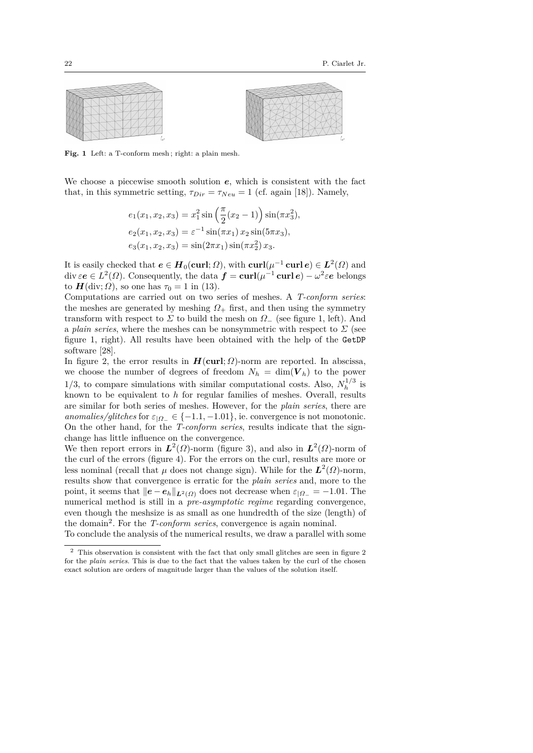**Fig. 1** Left: a T-conform mesh ; right: a plain mesh.

We choose a piecewise smooth solution $\boldsymbol{e}$, which is consistent with the fact that, in this symmetric setting, $\tau_{Dir} = \tau_{Neu} = 1$ (cf. again [18]). Namely,

$$
\begin{aligned}
e_1(x_1, x_2, x_3) &= x_1^2 \sin\left(\frac{\pi}{2}(x_2 - 1)\right) \sin(\pi x_3^2),\\
e_2(x_1, x_2, x_3) &= \varepsilon^{-1} \sin(\pi x_1)\, x_2 \sin(5\pi x_3),\\
e_3(x_1, x_2, x_3) &= \sin(2\pi x_1) \sin(\pi x_2^2)\, x_3.
\end{aligned}
$$

It is easily checked that $\boldsymbol{e} \in \boldsymbol{H}_0(\mathbf{curl}; \Omega)$, with $\mathbf{curl}(\mu^{-1}\,\mathbf{curl}\,\boldsymbol{e}) \in \boldsymbol{L}^2(\Omega)$ and $\operatorname{div} \varepsilon\boldsymbol{e} \in L^2(\Omega)$. Consequently, the data $\boldsymbol{f} = \mathbf{curl}(\mu^{-1}\,\mathbf{curl}\,\boldsymbol{e}) - \omega^2 \varepsilon \boldsymbol{e}$ belongs to $\boldsymbol{H}(\operatorname{div}; \Omega)$, so one has $\tau_0 = 1$ in (13).

Computations are carried out on two series of meshes. A *T-conform series*: the meshes are generated by meshing $\Omega_+$ first, and then using the symmetry transform with respect to $\Sigma$ to build the mesh on $\Omega_-$ (see figure 1, left). And a *plain series*, where the meshes can be nonsymmetric with respect to $\Sigma$ (see figure 1, right). All results have been obtained with the help of the GetDP software [28].

In figure 2, the error results in $\boldsymbol{H}(\mathbf{curl}; \Omega)$-norm are reported. In abscissa, we choose the number of degrees of freedom $N_h = \dim(\boldsymbol{V}_h)$ to the power $1/3$, to compare simulations with similar computational costs. Also, $N_h^{1/3}$ is known to be equivalent to $h$ for regular families of meshes. Overall, results are similar for both series of meshes. However, for the *plain series*, there are *anomalies/glitches* for $\varepsilon_{|\Omega_-} \in \{-1.1, -1.01\}$, ie. convergence is not monotonic. On the other hand, for the *T-conform series*, results indicate that the sign-change has little influence on the convergence.

We then report errors in $\boldsymbol{L}^2(\Omega)$-norm (figure 3), and also in $\boldsymbol{L}^2(\Omega)$-norm of the curl of the errors (figure 4). For the errors on the curl, results are more or less nominal (recall that $\mu$ does not change sign). While for the $\boldsymbol{L}^2(\Omega)$-norm, results show that convergence is erratic for the *plain series* and, more to the point, it seems that $\|\boldsymbol{e} - \boldsymbol{e}_h\|_{\boldsymbol{L}^2(\Omega)}$ does not decrease when $\varepsilon_{|\Omega_-} = -1.01$. The numerical method is still in a *pre-asymptotic regime* regarding convergence, even though the meshsize is as small as one hundredth of the size (length) of the domain[2]. For the *T-conform series*, convergence is again nominal.

To conclude the analysis of the numerical results, we draw a parallel with some

[2] This observation is consistent with the fact that only small glitches are seen in figure 2 for the *plain series*. This is due to the fact that the values taken by the curl of the chosen exact solution are orders of magnitude larger than the values of the solution itself.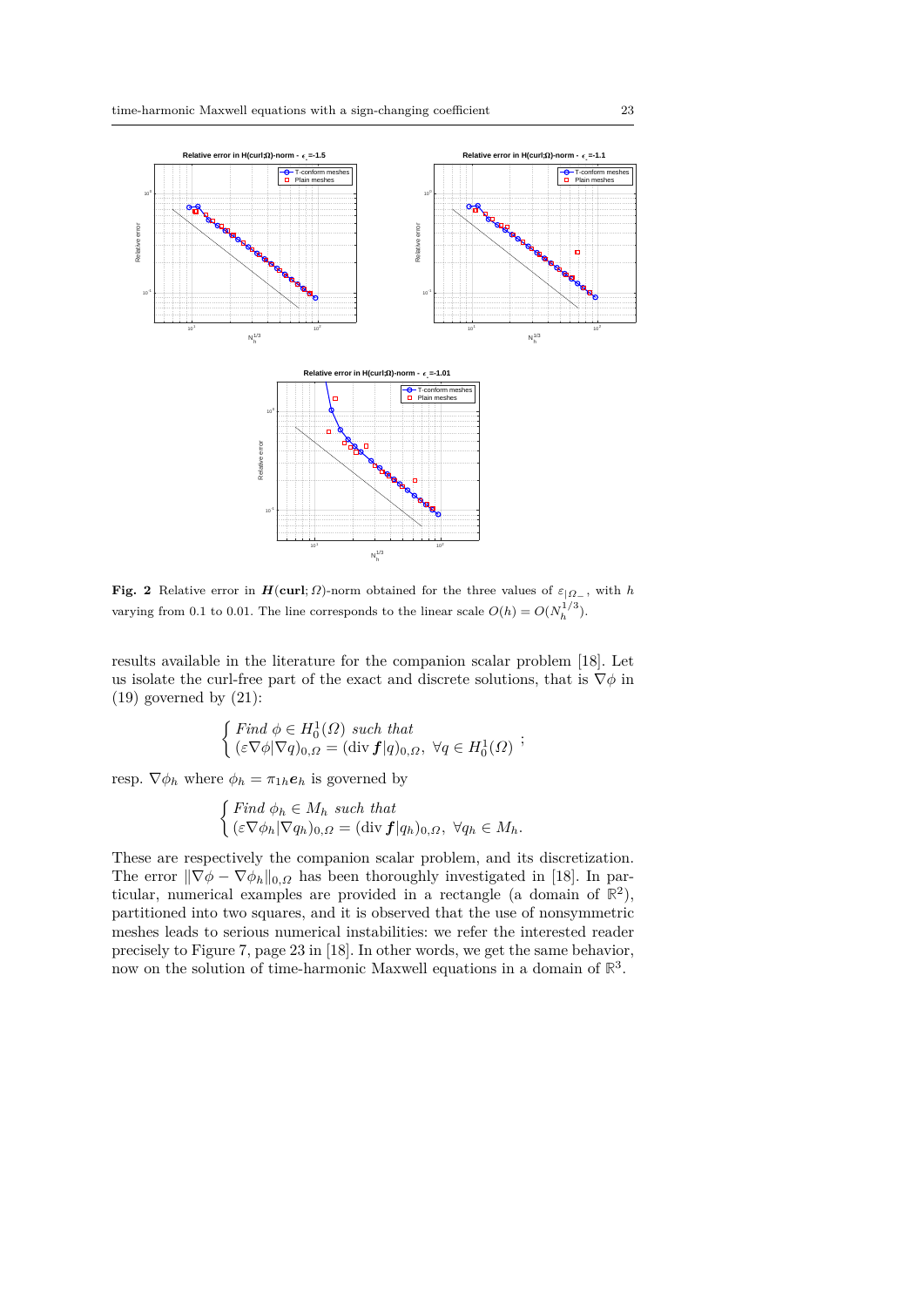**Fig. 2** Relative error in $\boldsymbol{H}(\mathbf{curl};\Omega)$-norm obtained for the three values of $\varepsilon_{|\Omega_-}$, with $h$ varying from 0.1 to 0.01. The line corresponds to the linear scale $O(h) = O(N_h^{1/3})$.

results available in the literature for the companion scalar problem [18]. Let us isolate the curl-free part of the exact and discrete solutions, that is $\nabla\phi$ in (19) governed by (21):

$$\begin{cases} \text{Find } \phi \in H_0^1(\Omega) \text{ such that} \\ (\varepsilon \nabla\phi | \nabla q)_{0,\Omega} = (\operatorname{div} \boldsymbol{f} | q)_{0,\Omega}, \ \forall q \in H_0^1(\Omega) \end{cases};$$

resp. $\nabla\phi_h$ where $\phi_h = \pi_{1h}\boldsymbol{e}_h$ is governed by

$$\begin{cases} \text{Find } \phi_h \in M_h \text{ such that} \\ (\varepsilon \nabla\phi_h | \nabla q_h)_{0,\Omega} = (\operatorname{div} \boldsymbol{f} | q_h)_{0,\Omega}, \ \forall q_h \in M_h. \end{cases}$$

These are respectively the companion scalar problem, and its discretization. The error $\|\nabla\phi - \nabla\phi_h\|_{0,\Omega}$ has been thoroughly investigated in [18]. In particular, numerical examples are provided in a rectangle (a domain of $\mathbb{R}^2$), partitioned into two squares, and it is observed that the use of nonsymmetric meshes leads to serious numerical instabilities: we refer the interested reader precisely to Figure 7, page 23 in [18]. In other words, we get the same behavior, now on the solution of time-harmonic Maxwell equations in a domain of $\mathbb{R}^3$.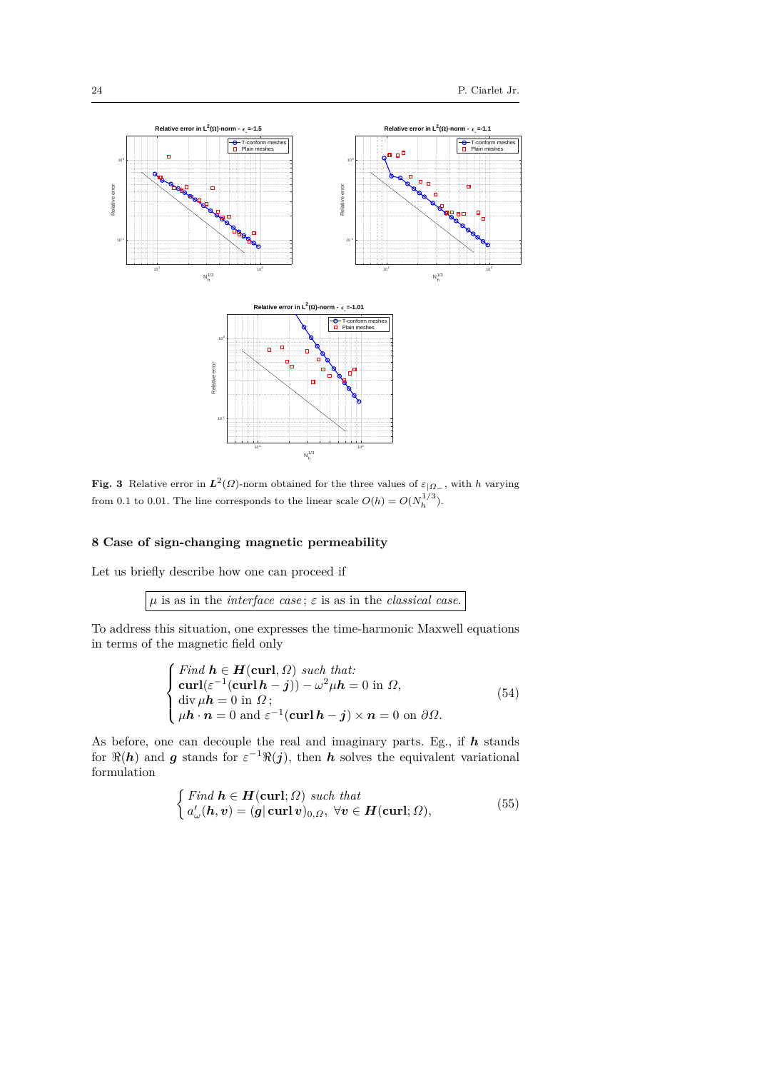**Fig. 3** Relative error in $\boldsymbol{L}^2(\Omega)$-norm obtained for the three values of $\varepsilon_{|\Omega_-}$, with $h$ varying from 0.1 to 0.01. The line corresponds to the linear scale $O(h) = O(N_h^{1/3})$.

## 8 Case of sign-changing magnetic permeability

Let us briefly describe how one can proceed if

$\mu$ is as in the *interface case*; $\varepsilon$ is as in the *classical case*.

To address this situation, one expresses the time-harmonic Maxwell equations in terms of the magnetic field only

$$
\begin{cases}
\textit{Find } \boldsymbol{h} \in \boldsymbol{H}(\mathbf{curl}, \Omega) \textit{ such that:} \\
\mathbf{curl}(\varepsilon^{-1}(\mathbf{curl}\, \boldsymbol{h} - \boldsymbol{j})) - \omega^2 \mu \boldsymbol{h} = 0 \text{ in } \Omega, \\
\operatorname{div} \mu \boldsymbol{h} = 0 \text{ in } \Omega\,; \\
\mu \boldsymbol{h} \cdot \boldsymbol{n} = 0 \text{ and } \varepsilon^{-1}(\mathbf{curl}\, \boldsymbol{h} - \boldsymbol{j}) \times \boldsymbol{n} = 0 \text{ on } \partial\Omega.
\end{cases}
\tag{54}
$$

As before, one can decouple the real and imaginary parts. Eg., if $\boldsymbol{h}$ stands for $\Re(\boldsymbol{h})$ and $\boldsymbol{g}$ stands for $\varepsilon^{-1}\Re(\boldsymbol{j})$, then $\boldsymbol{h}$ solves the equivalent variational formulation

$$
\begin{cases}
\textit{Find } \boldsymbol{h} \in \boldsymbol{H}(\mathbf{curl}; \Omega) \textit{ such that} \\
a'_\omega(\boldsymbol{h}, \boldsymbol{v}) = (\boldsymbol{g} | \, \mathbf{curl}\, \boldsymbol{v})_{0,\Omega}, \ \forall \boldsymbol{v} \in \boldsymbol{H}(\mathbf{curl}; \Omega),
\end{cases}
\tag{55}
$$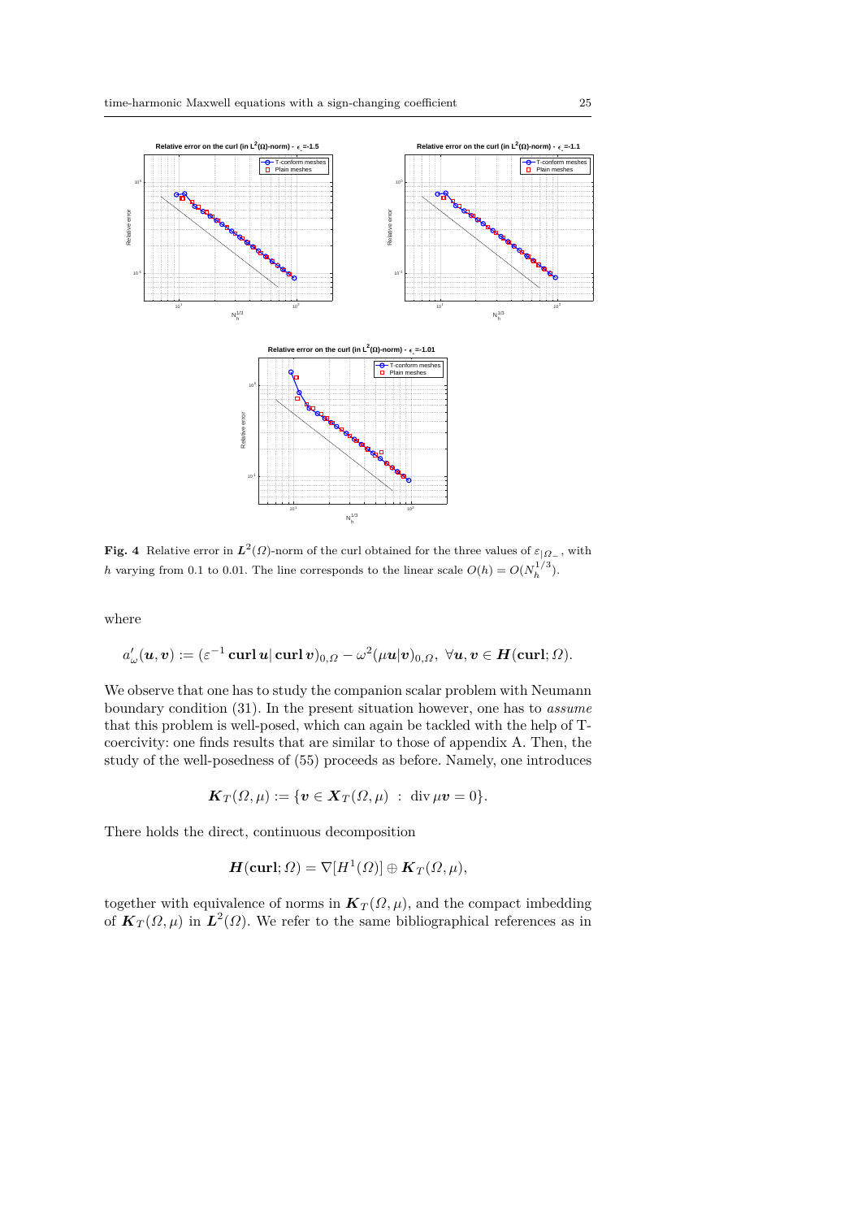**Fig. 4** Relative error in $\boldsymbol{L}^2(\Omega)$-norm of the curl obtained for the three values of $\varepsilon_{|\Omega_-}$, with $h$ varying from 0.1 to 0.01. The line corresponds to the linear scale $O(h) = O(N_h^{1/3})$.

where

$$a'_\omega(\boldsymbol{u}, \boldsymbol{v}) := (\varepsilon^{-1}\,\mathbf{curl}\,\boldsymbol{u}|\,\mathbf{curl}\,\boldsymbol{v})_{0,\Omega} - \omega^2(\mu\boldsymbol{u}|\boldsymbol{v})_{0,\Omega},\ \forall \boldsymbol{u}, \boldsymbol{v} \in \boldsymbol{H}(\mathbf{curl}; \Omega).$$

We observe that one has to study the companion scalar problem with Neumann boundary condition (31). In the present situation however, one has to *assume* that this problem is well-posed, which can again be tackled with the help of T-coercivity: one finds results that are similar to those of appendix A. Then, the study of the well-posedness of (55) proceeds as before. Namely, one introduces

$$\boldsymbol{K}_T(\Omega, \mu) := \{\boldsymbol{v} \in \boldsymbol{X}_T(\Omega, \mu)\ :\ \operatorname{div} \mu\boldsymbol{v} = 0\}.$$

There holds the direct, continuous decomposition

$$\boldsymbol{H}(\mathbf{curl}; \Omega) = \nabla[H^1(\Omega)] \oplus \boldsymbol{K}_T(\Omega, \mu),$$

together with equivalence of norms in $\boldsymbol{K}_T(\Omega, \mu)$, and the compact imbedding of $\boldsymbol{K}_T(\Omega, \mu)$ in $\boldsymbol{L}^2(\Omega)$. We refer to the same bibliographical references as in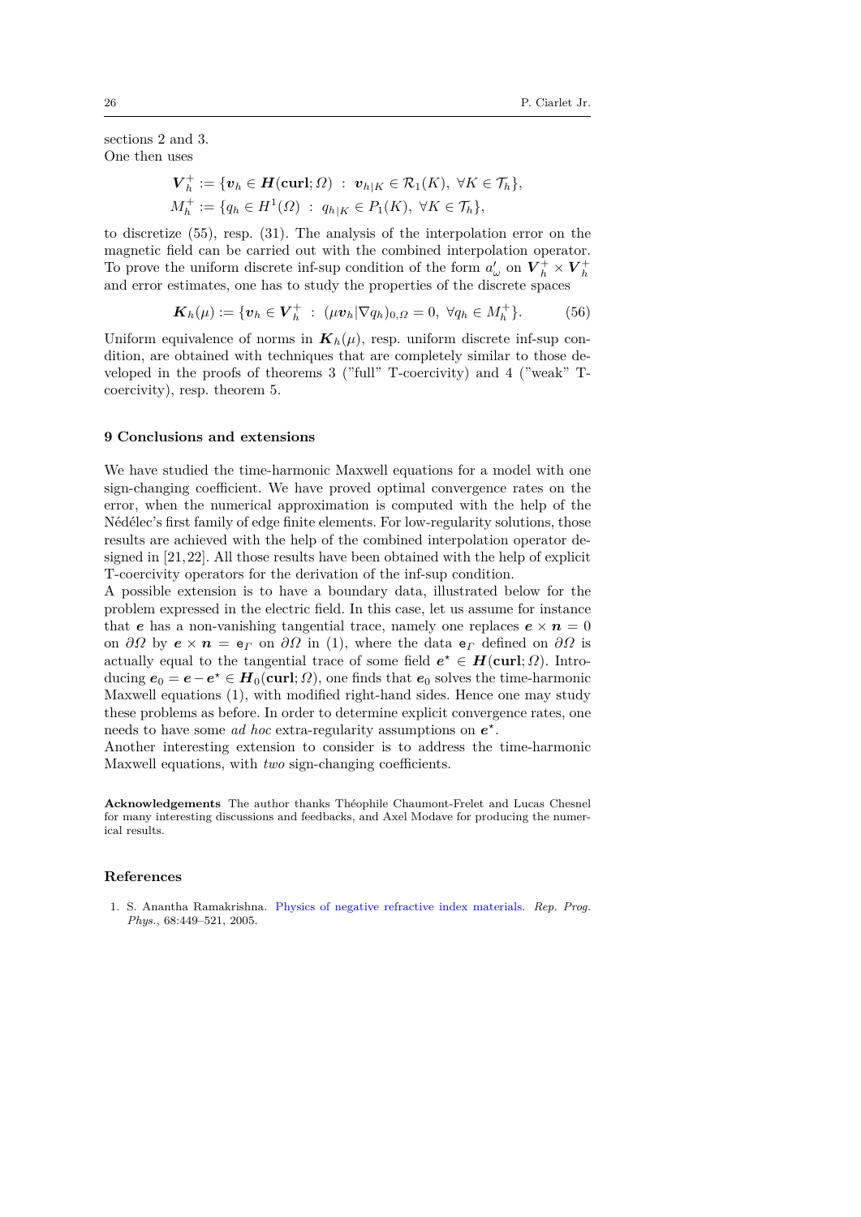sections 2 and 3.
One then uses

$$\boldsymbol{V}_h^+ := \{\boldsymbol{v}_h \in \boldsymbol{H}(\mathbf{curl};\Omega) \ : \ \boldsymbol{v}_{h|K} \in \mathcal{R}_1(K),\ \forall K \in \mathcal{T}_h\},$$
$$M_h^+ := \{q_h \in H^1(\Omega) \ : \ q_{h|K} \in P_1(K),\ \forall K \in \mathcal{T}_h\},$$

to discretize (55), resp. (31). The analysis of the interpolation error on the magnetic field can be carried out with the combined interpolation operator. To prove the uniform discrete inf-sup condition of the form $a'_\omega$ on $\boldsymbol{V}_h^+ \times \boldsymbol{V}_h^+$ and error estimates, one has to study the properties of the discrete spaces

$$\boldsymbol{K}_h(\mu) := \{\boldsymbol{v}_h \in \boldsymbol{V}_h^+ \ : \ (\mu \boldsymbol{v}_h | \nabla q_h)_{0,\Omega} = 0,\ \forall q_h \in M_h^+\}. \tag{56}$$

Uniform equivalence of norms in $\boldsymbol{K}_h(\mu)$, resp. uniform discrete inf-sup condition, are obtained with techniques that are completely similar to those developed in the proofs of theorems 3 ("full" T-coercivity) and 4 ("weak" T-coercivity), resp. theorem 5.

## 9 Conclusions and extensions

We have studied the time-harmonic Maxwell equations for a model with one sign-changing coefficient. We have proved optimal convergence rates on the error, when the numerical approximation is computed with the help of the Nédélec's first family of edge finite elements. For low-regularity solutions, those results are achieved with the help of the combined interpolation operator designed in [21,22]. All those results have been obtained with the help of explicit T-coercivity operators for the derivation of the inf-sup condition.

A possible extension is to have a boundary data, illustrated below for the problem expressed in the electric field. In this case, let us assume for instance that $\boldsymbol{e}$ has a non-vanishing tangential trace, namely one replaces $\boldsymbol{e} \times \boldsymbol{n} = 0$ on $\partial\Omega$ by $\boldsymbol{e} \times \boldsymbol{n} = \mathsf{e}_\Gamma$ on $\partial\Omega$ in (1), where the data $\mathsf{e}_\Gamma$ defined on $\partial\Omega$ is actually equal to the tangential trace of some field $\boldsymbol{e}^\star \in \boldsymbol{H}(\mathbf{curl};\Omega)$. Introducing $\boldsymbol{e}_0 = \boldsymbol{e} - \boldsymbol{e}^\star \in \boldsymbol{H}_0(\mathbf{curl};\Omega)$, one finds that $\boldsymbol{e}_0$ solves the time-harmonic Maxwell equations (1), with modified right-hand sides. Hence one may study these problems as before. In order to determine explicit convergence rates, one needs to have some *ad hoc* extra-regularity assumptions on $\boldsymbol{e}^\star$.

Another interesting extension to consider is to address the time-harmonic Maxwell equations, with *two* sign-changing coefficients.

**Acknowledgements** The author thanks Théophile Chaumont-Frelet and Lucas Chesnel for many interesting discussions and feedbacks, and Axel Modave for producing the numerical results.

## References

1. S. Anantha Ramakrishna. Physics of negative refractive index materials. *Rep. Prog. Phys.*, 68:449–521, 2005.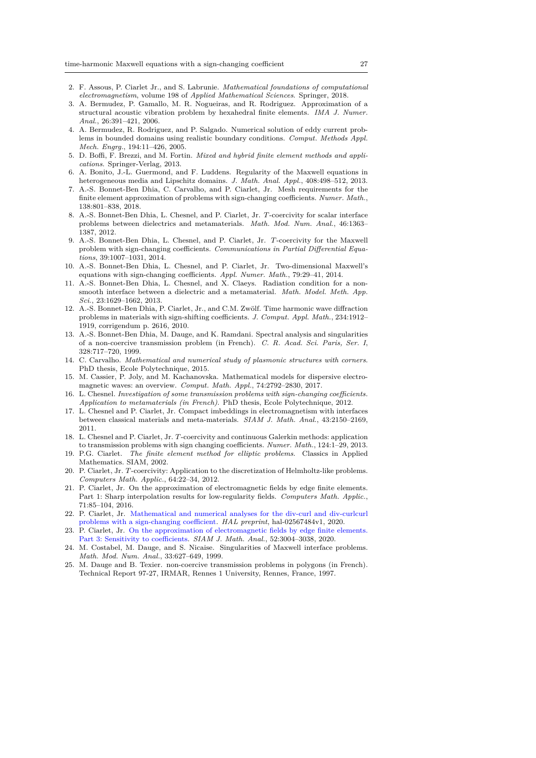2. F. Assous, P. Ciarlet Jr., and S. Labrunie. *Mathematical foundations of computational electromagnetism*, volume 198 of *Applied Mathematical Sciences*. Springer, 2018.
3. A. Bermudez, P. Gamallo, M. R. Nogueiras, and R. Rodriguez. Approximation of a structural acoustic vibration problem by hexahedral finite elements. *IMA J. Numer. Anal.*, 26:391–421, 2006.
4. A. Bermudez, R. Rodriguez, and P. Salgado. Numerical solution of eddy current problems in bounded domains using realistic boundary conditions. *Comput. Methods Appl. Mech. Engrg.*, 194:11–426, 2005.
5. D. Boffi, F. Brezzi, and M. Fortin. *Mixed and hybrid finite element methods and applications*. Springer-Verlag, 2013.
6. A. Bonito, J.-L. Guermond, and F. Luddens. Regularity of the Maxwell equations in heterogeneous media and Lipschitz domains. *J. Math. Anal. Appl.*, 408:498–512, 2013.
7. A.-S. Bonnet-Ben Dhia, C. Carvalho, and P. Ciarlet, Jr. Mesh requirements for the finite element approximation of problems with sign-changing coefficients. *Numer. Math.*, 138:801–838, 2018.
8. A.-S. Bonnet-Ben Dhia, L. Chesnel, and P. Ciarlet, Jr. *T*-coercivity for scalar interface problems between dielectrics and metamaterials. *Math. Mod. Num. Anal.*, 46:1363–1387, 2012.
9. A.-S. Bonnet-Ben Dhia, L. Chesnel, and P. Ciarlet, Jr. *T*-coercivity for the Maxwell problem with sign-changing coefficients. *Communications in Partial Differential Equations*, 39:1007–1031, 2014.
10. A.-S. Bonnet-Ben Dhia, L. Chesnel, and P. Ciarlet, Jr. Two-dimensional Maxwell's equations with sign-changing coefficients. *Appl. Numer. Math.*, 79:29–41, 2014.
11. A.-S. Bonnet-Ben Dhia, L. Chesnel, and X. Claeys. Radiation condition for a non-smooth interface between a dielectric and a metamaterial. *Math. Model. Meth. App. Sci.*, 23:1629–1662, 2013.
12. A.-S. Bonnet-Ben Dhia, P. Ciarlet, Jr., and C.M. Zwölf. Time harmonic wave diffraction problems in materials with sign-shifting coefficients. *J. Comput. Appl. Math.*, 234:1912–1919, corrigendum p. 2616, 2010.
13. A.-S. Bonnet-Ben Dhia, M. Dauge, and K. Ramdani. Spectral analysis and singularities of a non-coercive transmission problem (in French). *C. R. Acad. Sci. Paris, Ser. I*, 328:717–720, 1999.
14. C. Carvalho. *Mathematical and numerical study of plasmonic structures with corners*. PhD thesis, Ecole Polytechnique, 2015.
15. M. Cassier, P. Joly, and M. Kachanovska. Mathematical models for dispersive electromagnetic waves: an overview. *Comput. Math. Appl.*, 74:2792–2830, 2017.
16. L. Chesnel. *Investigation of some transmission problems with sign-changing coefficients. Application to metamaterials (in French)*. PhD thesis, Ecole Polytechnique, 2012.
17. L. Chesnel and P. Ciarlet, Jr. Compact imbeddings in electromagnetism with interfaces between classical materials and meta-materials. *SIAM J. Math. Anal.*, 43:2150–2169, 2011.
18. L. Chesnel and P. Ciarlet, Jr. *T*-coercivity and continuous Galerkin methods: application to transmission problems with sign changing coefficients. *Numer. Math.*, 124:1–29, 2013.
19. P.G. Ciarlet. *The finite element method for elliptic problems*. Classics in Applied Mathematics. SIAM, 2002.
20. P. Ciarlet, Jr. *T*-coercivity: Application to the discretization of Helmholtz-like problems. *Computers Math. Applic.*, 64:22–34, 2012.
21. P. Ciarlet, Jr. On the approximation of electromagnetic fields by edge finite elements. Part 1: Sharp interpolation results for low-regularity fields. *Computers Math. Applic.*, 71:85–104, 2016.
22. P. Ciarlet, Jr. Mathematical and numerical analyses for the div-curl and div-curlcurl problems with a sign-changing coefficient. *HAL preprint*, hal-02567484v1, 2020.
23. P. Ciarlet, Jr. On the approximation of electromagnetic fields by edge finite elements. Part 3: Sensitivity to coefficients. *SIAM J. Math. Anal.*, 52:3004–3038, 2020.
24. M. Costabel, M. Dauge, and S. Nicaise. Singularities of Maxwell interface problems. *Math. Mod. Num. Anal.*, 33:627–649, 1999.
25. M. Dauge and B. Texier. non-coercive transmission problems in polygons (in French). Technical Report 97-27, IRMAR, Rennes 1 University, Rennes, France, 1997.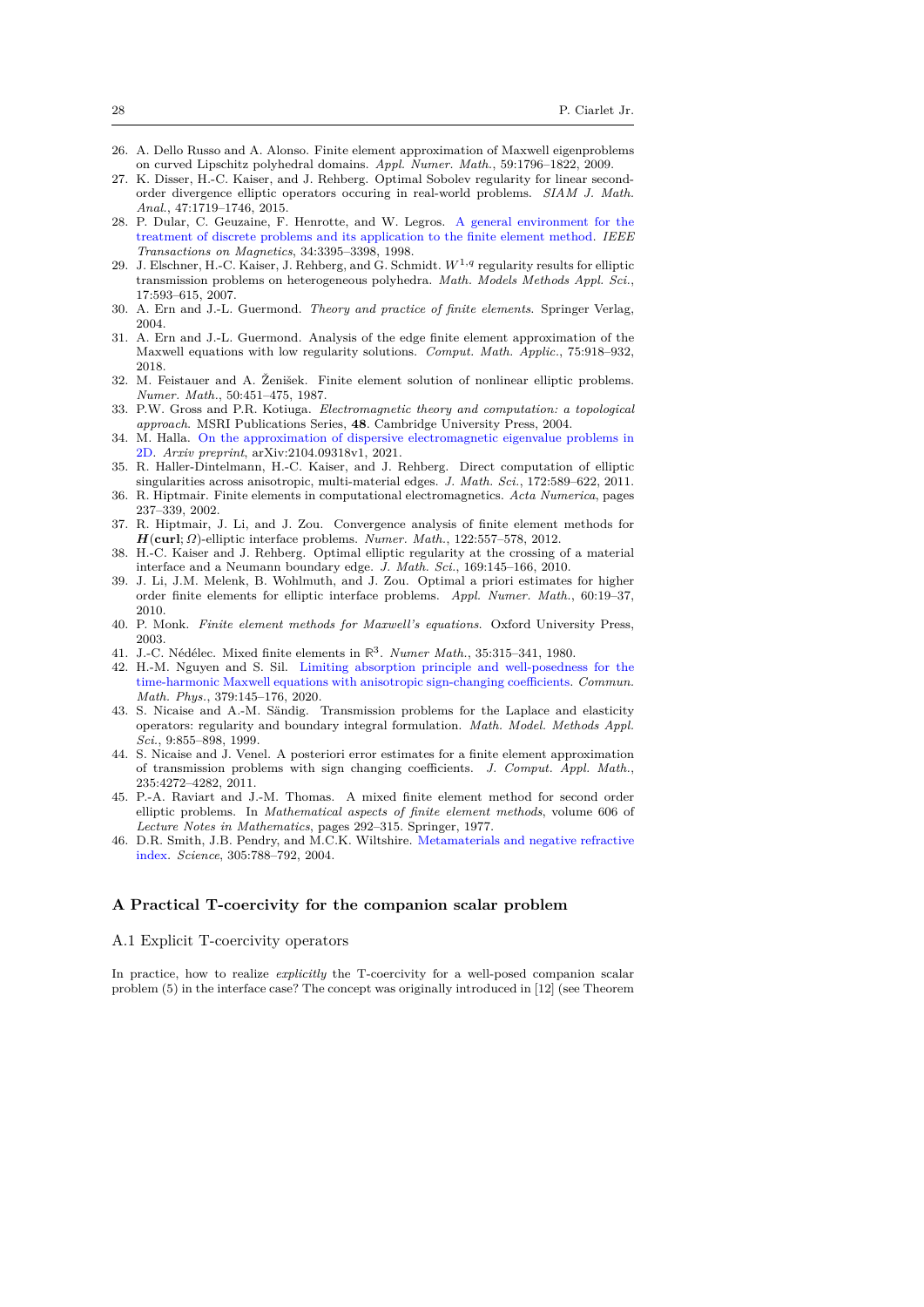26. A. Dello Russo and A. Alonso. Finite element approximation of Maxwell eigenproblems on curved Lipschitz polyhedral domains. *Appl. Numer. Math.*, 59:1796–1822, 2009.
27. K. Disser, H.-C. Kaiser, and J. Rehberg. Optimal Sobolev regularity for linear second-order divergence elliptic operators occuring in real-world problems. *SIAM J. Math. Anal.*, 47:1719–1746, 2015.
28. P. Dular, C. Geuzaine, F. Henrotte, and W. Legros. A general environment for the treatment of discrete problems and its application to the finite element method. *IEEE Transactions on Magnetics*, 34:3395–3398, 1998.
29. J. Elschner, H.-C. Kaiser, J. Rehberg, and G. Schmidt. $W^{1,q}$ regularity results for elliptic transmission problems on heterogeneous polyhedra. *Math. Models Methods Appl. Sci.*, 17:593–615, 2007.
30. A. Ern and J.-L. Guermond. *Theory and practice of finite elements*. Springer Verlag, 2004.
31. A. Ern and J.-L. Guermond. Analysis of the edge finite element approximation of the Maxwell equations with low regularity solutions. *Comput. Math. Applic.*, 75:918–932, 2018.
32. M. Feistauer and A. Ženišek. Finite element solution of nonlinear elliptic problems. *Numer. Math.*, 50:451–475, 1987.
33. P.W. Gross and P.R. Kotiuga. *Electromagnetic theory and computation: a topological approach*. MSRI Publications Series, **48**. Cambridge University Press, 2004.
34. M. Halla. On the approximation of dispersive electromagnetic eigenvalue problems in 2D. *Arxiv preprint*, arXiv:2104.09318v1, 2021.
35. R. Haller-Dintelmann, H.-C. Kaiser, and J. Rehberg. Direct computation of elliptic singularities across anisotropic, multi-material edges. *J. Math. Sci.*, 172:589–622, 2011.
36. R. Hiptmair. Finite elements in computational electromagnetics. *Acta Numerica*, pages 237–339, 2002.
37. R. Hiptmair, J. Li, and J. Zou. Convergence analysis of finite element methods for $\boldsymbol{H}(\mathbf{curl}; \Omega)$-elliptic interface problems. *Numer. Math.*, 122:557–578, 2012.
38. H.-C. Kaiser and J. Rehberg. Optimal elliptic regularity at the crossing of a material interface and a Neumann boundary edge. *J. Math. Sci.*, 169:145–166, 2010.
39. J. Li, J.M. Melenk, B. Wohlmuth, and J. Zou. Optimal a priori estimates for higher order finite elements for elliptic interface problems. *Appl. Numer. Math.*, 60:19–37, 2010.
40. P. Monk. *Finite element methods for Maxwell's equations*. Oxford University Press, 2003.
41. J.-C. Nédélec. Mixed finite elements in $\mathbb{R}^3$. *Numer Math.*, 35:315–341, 1980.
42. H.-M. Nguyen and S. Sil. Limiting absorption principle and well-posedness for the time-harmonic Maxwell equations with anisotropic sign-changing coefficients. *Commun. Math. Phys.*, 379:145–176, 2020.
43. S. Nicaise and A.-M. Sändig. Transmission problems for the Laplace and elasticity operators: regularity and boundary integral formulation. *Math. Model. Methods Appl. Sci.*, 9:855–898, 1999.
44. S. Nicaise and J. Venel. A posteriori error estimates for a finite element approximation of transmission problems with sign changing coefficients. *J. Comput. Appl. Math.*, 235:4272–4282, 2011.
45. P.-A. Raviart and J.-M. Thomas. A mixed finite element method for second order elliptic problems. In *Mathematical aspects of finite element methods*, volume 606 of *Lecture Notes in Mathematics*, pages 292–315. Springer, 1977.
46. D.R. Smith, J.B. Pendry, and M.C.K. Wiltshire. Metamaterials and negative refractive index. *Science*, 305:788–792, 2004.

## A Practical T-coercivity for the companion scalar problem

### A.1 Explicit T-coercivity operators

In practice, how to realize *explicitly* the T-coercivity for a well-posed companion scalar problem (5) in the interface case? The concept was originally introduced in [12] (see Theorem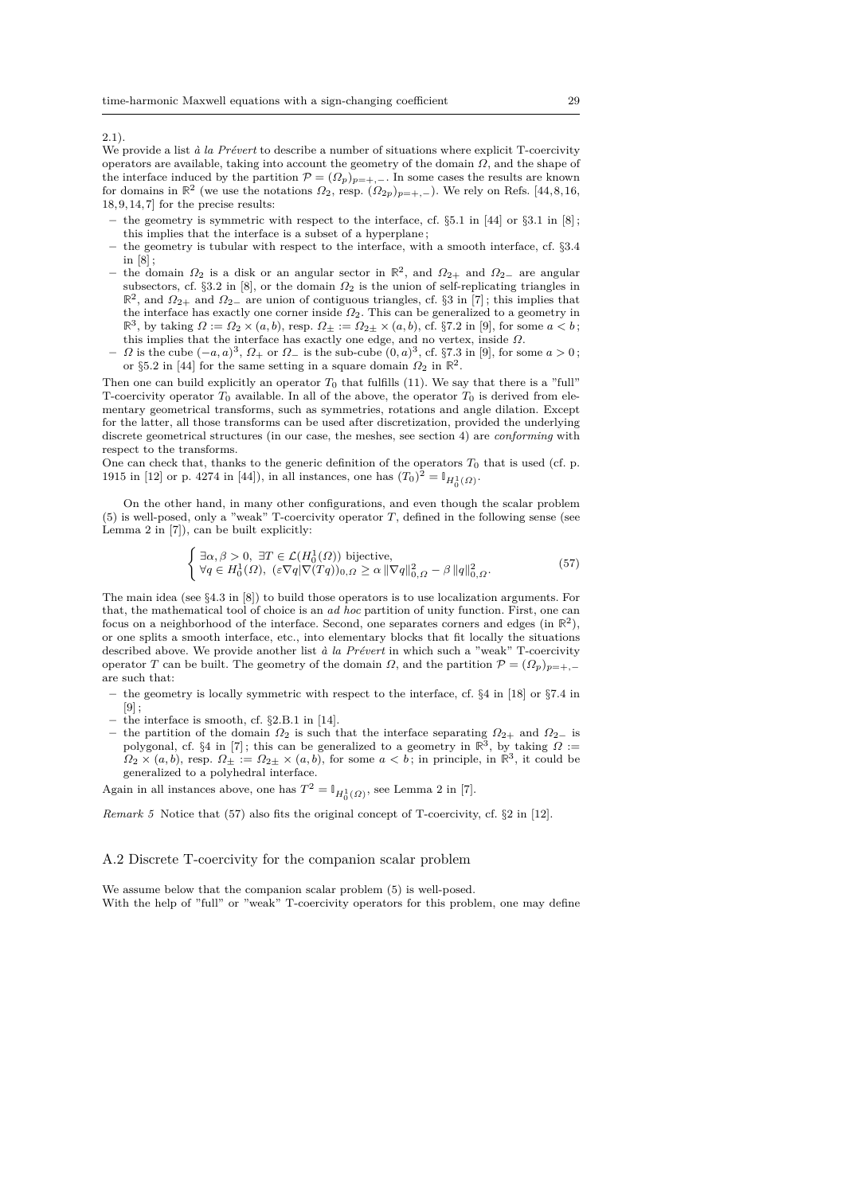2.1).
We provide a list *à la Prévert* to describe a number of situations where explicit T-coercivity operators are available, taking into account the geometry of the domain $\Omega$, and the shape of the interface induced by the partition $\mathcal{P} = (\Omega_p)_{p=+,-}$. In some cases the results are known for domains in $\mathbb{R}^2$ (we use the notations $\Omega_2$, resp. $(\Omega_{2p})_{p=+,-}$). We rely on Refs. [44, 8, 16, 18, 9, 14, 7] for the precise results:

- the geometry is symmetric with respect to the interface, cf. §5.1 in [44] or §3.1 in [8]; this implies that the interface is a subset of a hyperplane;
- the geometry is tubular with respect to the interface, with a smooth interface, cf. §3.4 in [8];
- the domain $\Omega_2$ is a disk or an angular sector in $\mathbb{R}^2$, and $\Omega_{2+}$ and $\Omega_{2-}$ are angular subsectors, cf. §3.2 in [8], or the domain $\Omega_2$ is the union of self-replicating triangles in $\mathbb{R}^2$, and $\Omega_{2+}$ and $\Omega_{2-}$ are union of contiguous triangles, cf. §3 in [7]; this implies that the interface has exactly one corner inside $\Omega_2$. This can be generalized to a geometry in $\mathbb{R}^3$, by taking $\Omega := \Omega_2 \times (a, b)$, resp. $\Omega_\pm := \Omega_{2\pm} \times (a, b)$, cf. §7.2 in [9], for some $a < b$; this implies that the interface has exactly one edge, and no vertex, inside $\Omega$.
- $\Omega$ is the cube $(-a, a)^3$, $\Omega_+$ or $\Omega_-$ is the sub-cube $(0, a)^3$, cf. §7.3 in [9], for some $a > 0$; or §5.2 in [44] for the same setting in a square domain $\Omega_2$ in $\mathbb{R}^2$.

Then one can build explicitly an operator $T_0$ that fulfills (11). We say that there is a "full" T-coercivity operator $T_0$ available. In all of the above, the operator $T_0$ is derived from elementary geometrical transforms, such as symmetries, rotations and angle dilation. Except for the latter, all those transforms can be used after discretization, provided the underlying discrete geometrical structures (in our case, the meshes, see section 4) are *conforming* with respect to the transforms.
One can check that, thanks to the generic definition of the operators $T_0$ that is used (cf. p. 1915 in [12] or p. 4274 in [44]), in all instances, one has $(T_0)^2 = \mathbb{I}_{H^1_0(\Omega)}$.

On the other hand, in many other configurations, and even though the scalar problem (5) is well-posed, only a "weak" T-coercivity operator $T$, defined in the following sense (see Lemma 2 in [7]), can be built explicitly:

$$
\begin{cases} \exists \alpha, \beta > 0,\ \exists T \in \mathcal{L}(H^1_0(\Omega)) \text{ bijective,} \\ \forall q \in H^1_0(\Omega),\ (\varepsilon \nabla q | \nabla(Tq))_{0,\Omega} \geq \alpha \, \|\nabla q\|^2_{0,\Omega} - \beta \, \|q\|^2_{0,\Omega}. \end{cases} \tag{57}
$$

The main idea (see §4.3 in [8]) to build those operators is to use localization arguments. For that, the mathematical tool of choice is an *ad hoc* partition of unity function. First, one can focus on a neighborhood of the interface. Second, one separates corners and edges (in $\mathbb{R}^2$), or one splits a smooth interface, etc., into elementary blocks that fit locally the situations described above. We provide another list *à la Prévert* in which such a "weak" T-coercivity operator $T$ can be built. The geometry of the domain $\Omega$, and the partition $\mathcal{P} = (\Omega_p)_{p=+,-}$ are such that:

- the geometry is locally symmetric with respect to the interface, cf. §4 in [18] or §7.4 in [9];
- the interface is smooth, cf. §2.B.1 in [14].
- the partition of the domain $\Omega_2$ is such that the interface separating $\Omega_{2+}$ and $\Omega_{2-}$ is polygonal, cf. §4 in [7]; this can be generalized to a geometry in $\mathbb{R}^3$, by taking $\Omega := \Omega_2 \times (a, b)$, resp. $\Omega_\pm := \Omega_{2\pm} \times (a, b)$, for some $a < b$; in principle, in $\mathbb{R}^3$, it could be generalized to a polyhedral interface.

Again in all instances above, one has $T^2 = \mathbb{I}_{H^1_0(\Omega)}$, see Lemma 2 in [7].

*Remark 5* Notice that (57) also fits the original concept of T-coercivity, cf. §2 in [12].

## A.2 Discrete T-coercivity for the companion scalar problem

We assume below that the companion scalar problem (5) is well-posed.
With the help of "full" or "weak" T-coercivity operators for this problem, one may define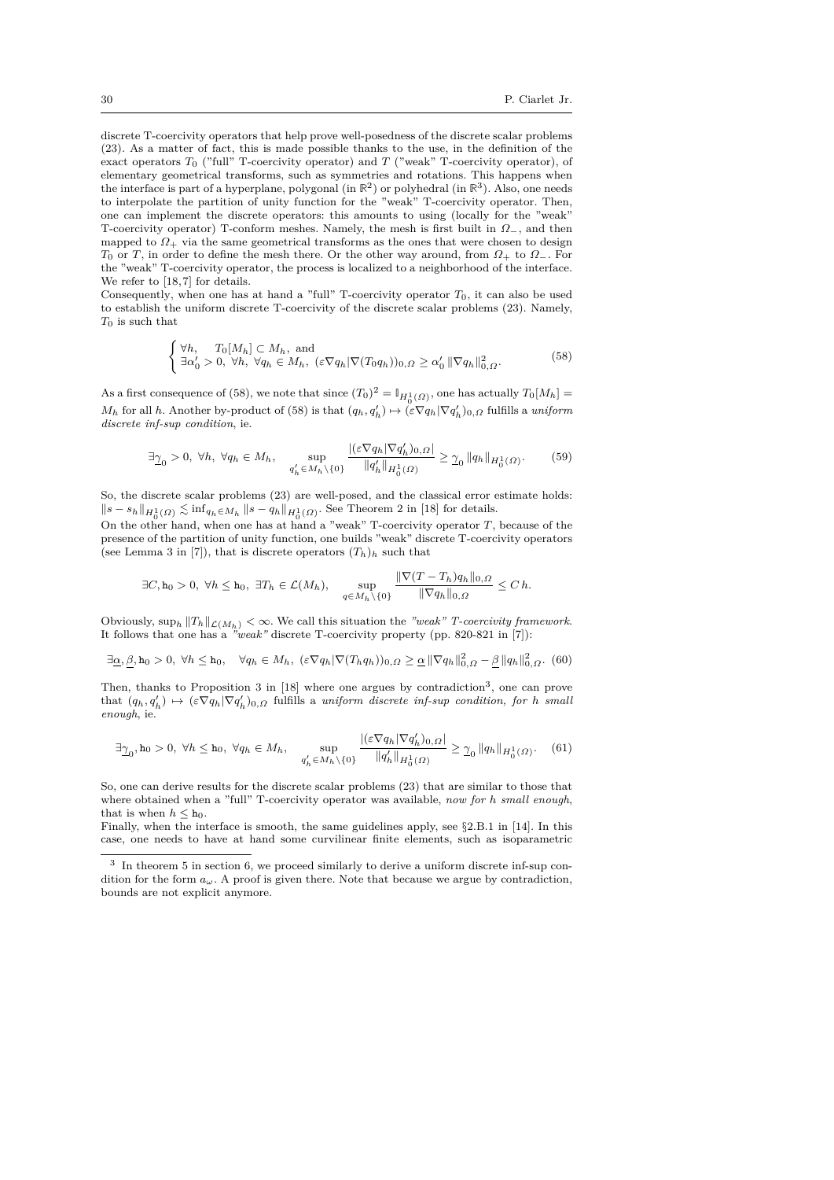discrete T-coercivity operators that help prove well-posedness of the discrete scalar problems (23). As a matter of fact, this is made possible thanks to the use, in the definition of the exact operators $T_0$ ("full" T-coercivity operator) and $T$ ("weak" T-coercivity operator), of elementary geometrical transforms, such as symmetries and rotations. This happens when the interface is part of a hyperplane, polygonal (in $\mathbb{R}^2$) or polyhedral (in $\mathbb{R}^3$). Also, one needs to interpolate the partition of unity function for the "weak" T-coercivity operator. Then, one can implement the discrete operators: this amounts to using (locally for the "weak" T-coercivity operator) T-conform meshes. Namely, the mesh is first built in $\Omega_-$, and then mapped to $\Omega_+$ via the same geometrical transforms as the ones that were chosen to design $T_0$ or $T$, in order to define the mesh there. Or the other way around, from $\Omega_+$ to $\Omega_-$. For the "weak" T-coercivity operator, the process is localized to a neighborhood of the interface. We refer to [18,7] for details.

Consequently, when one has at hand a "full" T-coercivity operator $T_0$, it can also be used to establish the uniform discrete T-coercivity of the discrete scalar problems (23). Namely, $T_0$ is such that

$$
\begin{cases} \forall h, \quad T_0[M_h] \subset M_h, \text{ and} \\ \exists \alpha_0' > 0, \ \forall h, \ \forall q_h \in M_h, \ (\varepsilon \nabla q_h | \nabla (T_0 q_h))_{0,\Omega} \geq \alpha_0' \, \|\nabla q_h\|^2_{0,\Omega}. \end{cases} \tag{58}
$$

As a first consequence of (58), we note that since $(T_0)^2 = \mathbb{I}_{H^1_0(\Omega)}$, one has actually $T_0[M_h] = M_h$ for all $h$. Another by-product of (58) is that $(q_h, q_h') \mapsto (\varepsilon \nabla q_h | \nabla q_h')_{0,\Omega}$ fulfills a *uniform discrete inf-sup condition*, ie.

$$
\exists \underline{\gamma}_0 > 0, \ \forall h, \ \forall q_h \in M_h, \quad \sup_{q_h' \in M_h \setminus \{0\}} \frac{|(\varepsilon \nabla q_h | \nabla q_h')_{0,\Omega}|}{\|q_h'\|_{H^1_0(\Omega)}} \geq \underline{\gamma}_0 \, \|q_h\|_{H^1_0(\Omega)}. \tag{59}
$$

So, the discrete scalar problems (23) are well-posed, and the classical error estimate holds: $\|s - s_h\|_{H^1_0(\Omega)} \lesssim \inf_{q_h \in M_h} \|s - q_h\|_{H^1_0(\Omega)}$. See Theorem 2 in [18] for details.

On the other hand, when one has at hand a "weak" T-coercivity operator $T$, because of the presence of the partition of unity function, one builds "weak" discrete T-coercivity operators (see Lemma 3 in [7]), that is discrete operators $(T_h)_h$ such that

$$
\exists C, \mathtt{h}_0 > 0, \ \forall h \leq \mathtt{h}_0, \ \exists T_h \in \mathcal{L}(M_h), \quad \sup_{q \in M_h \setminus \{0\}} \frac{\|\nabla (T - T_h) q_h\|_{0,\Omega}}{\|\nabla q_h\|_{0,\Omega}} \leq C\, h.
$$

Obviously, $\sup_h \|T_h\|_{\mathcal{L}(M_h)} < \infty$. We call this situation the *"weak" T-coercivity framework*. It follows that one has a *"weak"* discrete T-coercivity property (pp. 820-821 in [7]):

$$
\exists \underline{\alpha}, \underline{\beta}, \mathtt{h}_0 > 0, \ \forall h \leq \mathtt{h}_0, \quad \forall q_h \in M_h, \ (\varepsilon \nabla q_h | \nabla (T_h q_h))_{0,\Omega} \geq \underline{\alpha} \, \|\nabla q_h\|^2_{0,\Omega} - \underline{\beta} \, \|q_h\|^2_{0,\Omega}. \tag{60}
$$

Then, thanks to Proposition 3 in [18] where one argues by contradiction[3], one can prove that $(q_h, q_h') \mapsto (\varepsilon \nabla q_h | \nabla q_h')_{0,\Omega}$ fulfills a *uniform discrete inf-sup condition, for h small enough*, ie.

$$
\exists \underline{\gamma}_0, \mathtt{h}_0 > 0, \ \forall h \leq \mathtt{h}_0, \ \forall q_h \in M_h, \quad \sup_{q_h' \in M_h \setminus \{0\}} \frac{|(\varepsilon \nabla q_h | \nabla q_h')_{0,\Omega}|}{\|q_h'\|_{H^1_0(\Omega)}} \geq \underline{\gamma}_0 \, \|q_h\|_{H^1_0(\Omega)}. \tag{61}
$$

So, one can derive results for the discrete scalar problems (23) that are similar to those that where obtained when a "full" T-coercivity operator was available, *now for h small enough*, that is when $h \leq \mathtt{h}_0$.

Finally, when the interface is smooth, the same guidelines apply, see §2.B.1 in [14]. In this case, one needs to have at hand some curvilinear finite elements, such as isoparametric

[3] In theorem 5 in section 6, we proceed similarly to derive a uniform discrete inf-sup condition for the form $a_\omega$. A proof is given there. Note that because we argue by contradiction, bounds are not explicit anymore.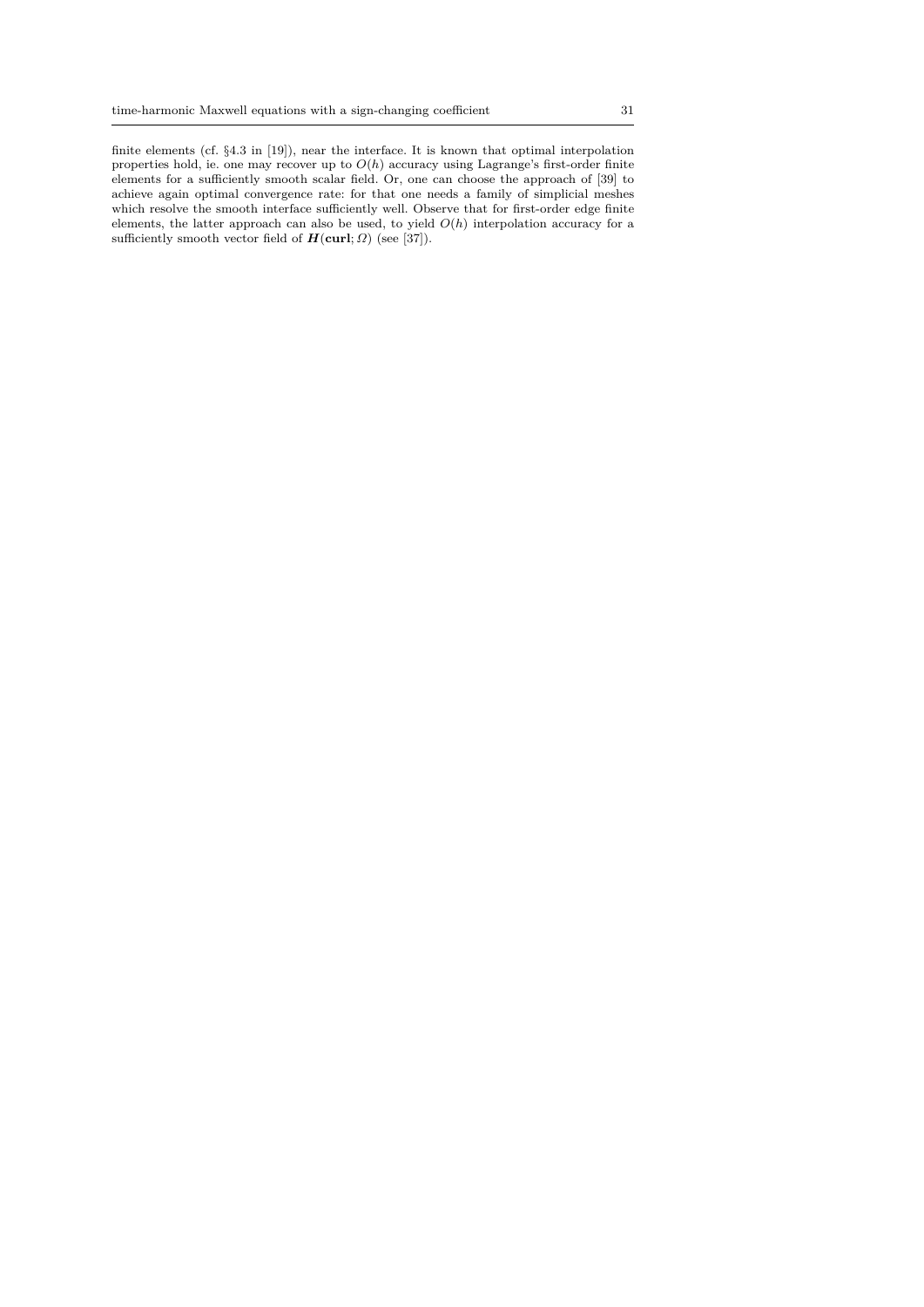finite elements (cf. §4.3 in [19]), near the interface. It is known that optimal interpolation properties hold, ie. one may recover up to $O(h)$ accuracy using Lagrange's first-order finite elements for a sufficiently smooth scalar field. Or, one can choose the approach of [39] to achieve again optimal convergence rate: for that one needs a family of simplicial meshes which resolve the smooth interface sufficiently well. Observe that for first-order edge finite elements, the latter approach can also be used, to yield $O(h)$ interpolation accuracy for a sufficiently smooth vector field of $\boldsymbol{H}(\mathbf{curl};\Omega)$ (see [37]).